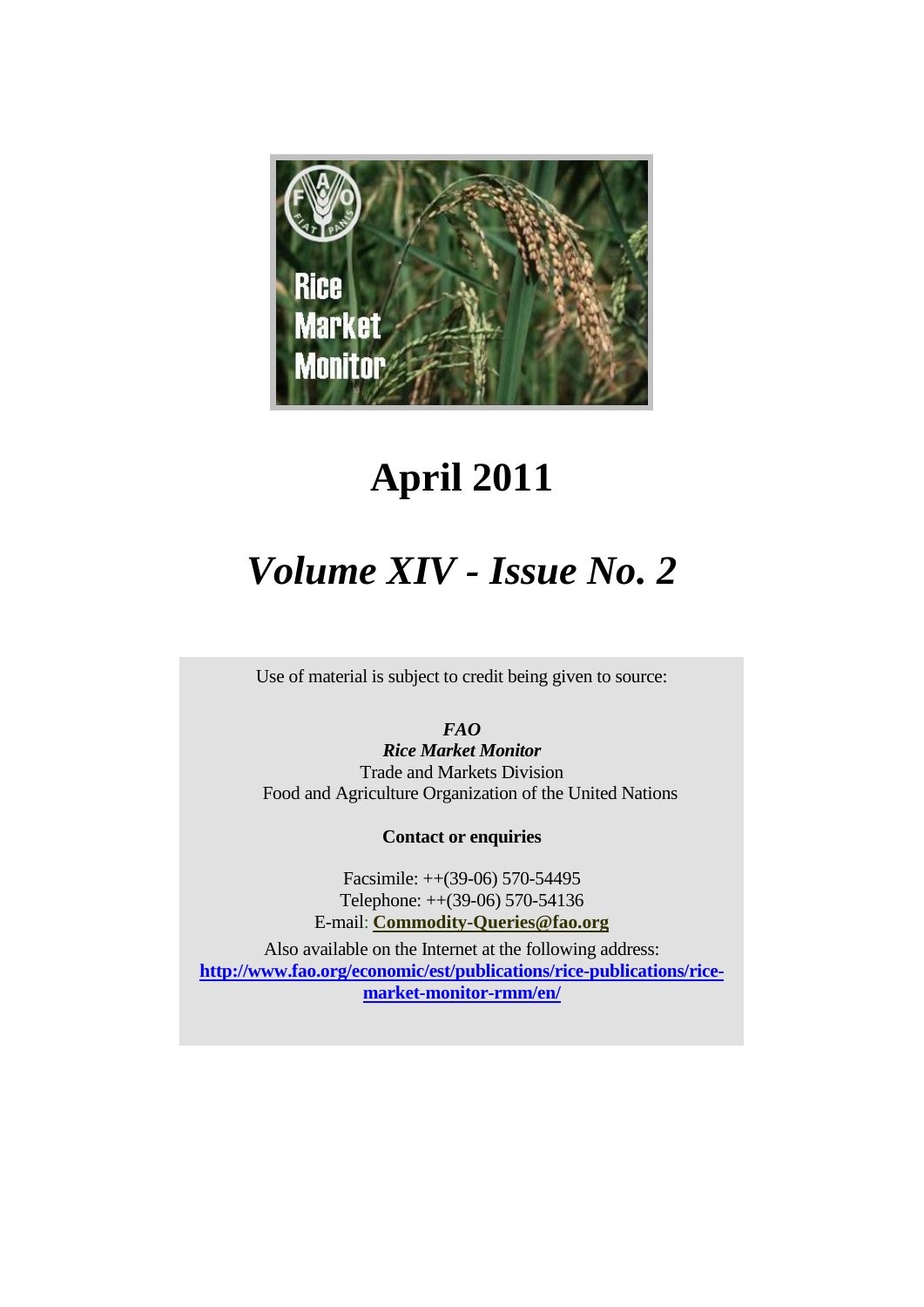Rice Market Monitor

# April 2011

## *Volume XIV - Issue No. 2*

Use of material is subject to credit being given to source:

***FAO***
***Rice Market Monitor***
Trade and Markets Division
Food and Agriculture Organization of the United Nations

**Contact or enquiries**

Facsimile: ++(39-06) 570-54495
Telephone: ++(39-06) 570-54136
E-mail: **Commodity-Queries@fao.org**

Also available on the Internet at the following address:
**http://www.fao.org/economic/est/publications/rice-publications/rice-market-monitor-rmm/en/**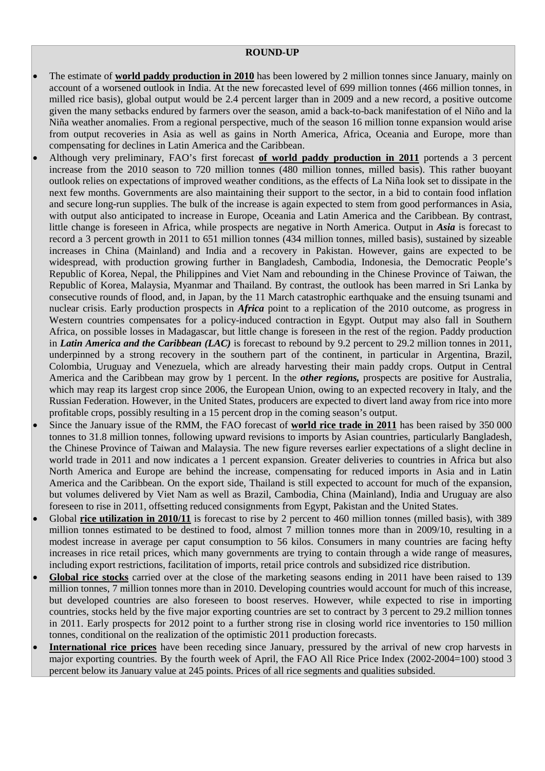## ROUND-UP

- The estimate of **world paddy production in 2010** has been lowered by 2 million tonnes since January, mainly on account of a worsened outlook in India. At the new forecasted level of 699 million tonnes (466 million tonnes, in milled rice basis), global output would be 2.4 percent larger than in 2009 and a new record, a positive outcome given the many setbacks endured by farmers over the season, amid a back-to-back manifestation of el Niño and la Niña weather anomalies. From a regional perspective, much of the season 16 million tonne expansion would arise from output recoveries in Asia as well as gains in North America, Africa, Oceania and Europe, more than compensating for declines in Latin America and the Caribbean.
- Although very preliminary, FAO's first forecast **of world paddy production in 2011** portends a 3 percent increase from the 2010 season to 720 million tonnes (480 million tonnes, milled basis). This rather buoyant outlook relies on expectations of improved weather conditions, as the effects of La Niña look set to dissipate in the next few months. Governments are also maintaining their support to the sector, in a bid to contain food inflation and secure long-run supplies. The bulk of the increase is again expected to stem from good performances in Asia, with output also anticipated to increase in Europe, Oceania and Latin America and the Caribbean. By contrast, little change is foreseen in Africa, while prospects are negative in North America. Output in ***Asia*** is forecast to record a 3 percent growth in 2011 to 651 million tonnes (434 million tonnes, milled basis), sustained by sizeable increases in China (Mainland) and India and a recovery in Pakistan. However, gains are expected to be widespread, with production growing further in Bangladesh, Cambodia, Indonesia, the Democratic People's Republic of Korea, Nepal, the Philippines and Viet Nam and rebounding in the Chinese Province of Taiwan, the Republic of Korea, Malaysia, Myanmar and Thailand. By contrast, the outlook has been marred in Sri Lanka by consecutive rounds of flood, and, in Japan, by the 11 March catastrophic earthquake and the ensuing tsunami and nuclear crisis. Early production prospects in ***Africa*** point to a replication of the 2010 outcome, as progress in Western countries compensates for a policy-induced contraction in Egypt. Output may also fall in Southern Africa, on possible losses in Madagascar, but little change is foreseen in the rest of the region. Paddy production in ***Latin America and the Caribbean (LAC)*** is forecast to rebound by 9.2 percent to 29.2 million tonnes in 2011, underpinned by a strong recovery in the southern part of the continent, in particular in Argentina, Brazil, Colombia, Uruguay and Venezuela, which are already harvesting their main paddy crops. Output in Central America and the Caribbean may grow by 1 percent. In the ***other regions,*** prospects are positive for Australia, which may reap its largest crop since 2006, the European Union, owing to an expected recovery in Italy, and the Russian Federation. However, in the United States, producers are expected to divert land away from rice into more profitable crops, possibly resulting in a 15 percent drop in the coming season's output.
- Since the January issue of the RMM, the FAO forecast of **world rice trade in 2011** has been raised by 350 000 tonnes to 31.8 million tonnes, following upward revisions to imports by Asian countries, particularly Bangladesh, the Chinese Province of Taiwan and Malaysia. The new figure reverses earlier expectations of a slight decline in world trade in 2011 and now indicates a 1 percent expansion. Greater deliveries to countries in Africa but also North America and Europe are behind the increase, compensating for reduced imports in Asia and in Latin America and the Caribbean. On the export side, Thailand is still expected to account for much of the expansion, but volumes delivered by Viet Nam as well as Brazil, Cambodia, China (Mainland), India and Uruguay are also foreseen to rise in 2011, offsetting reduced consignments from Egypt, Pakistan and the United States.
- Global **rice utilization in 2010/11** is forecast to rise by 2 percent to 460 million tonnes (milled basis), with 389 million tonnes estimated to be destined to food, almost 7 million tonnes more than in 2009/10, resulting in a modest increase in average per caput consumption to 56 kilos. Consumers in many countries are facing hefty increases in rice retail prices, which many governments are trying to contain through a wide range of measures, including export restrictions, facilitation of imports, retail price controls and subsidized rice distribution.
- **Global rice stocks** carried over at the close of the marketing seasons ending in 2011 have been raised to 139 million tonnes, 7 million tonnes more than in 2010. Developing countries would account for much of this increase, but developed countries are also foreseen to boost reserves. However, while expected to rise in importing countries, stocks held by the five major exporting countries are set to contract by 3 percent to 29.2 million tonnes in 2011. Early prospects for 2012 point to a further strong rise in closing world rice inventories to 150 million tonnes, conditional on the realization of the optimistic 2011 production forecasts.
- **International rice prices** have been receding since January, pressured by the arrival of new crop harvests in major exporting countries. By the fourth week of April, the FAO All Rice Price Index (2002-2004=100) stood 3 percent below its January value at 245 points. Prices of all rice segments and qualities subsided.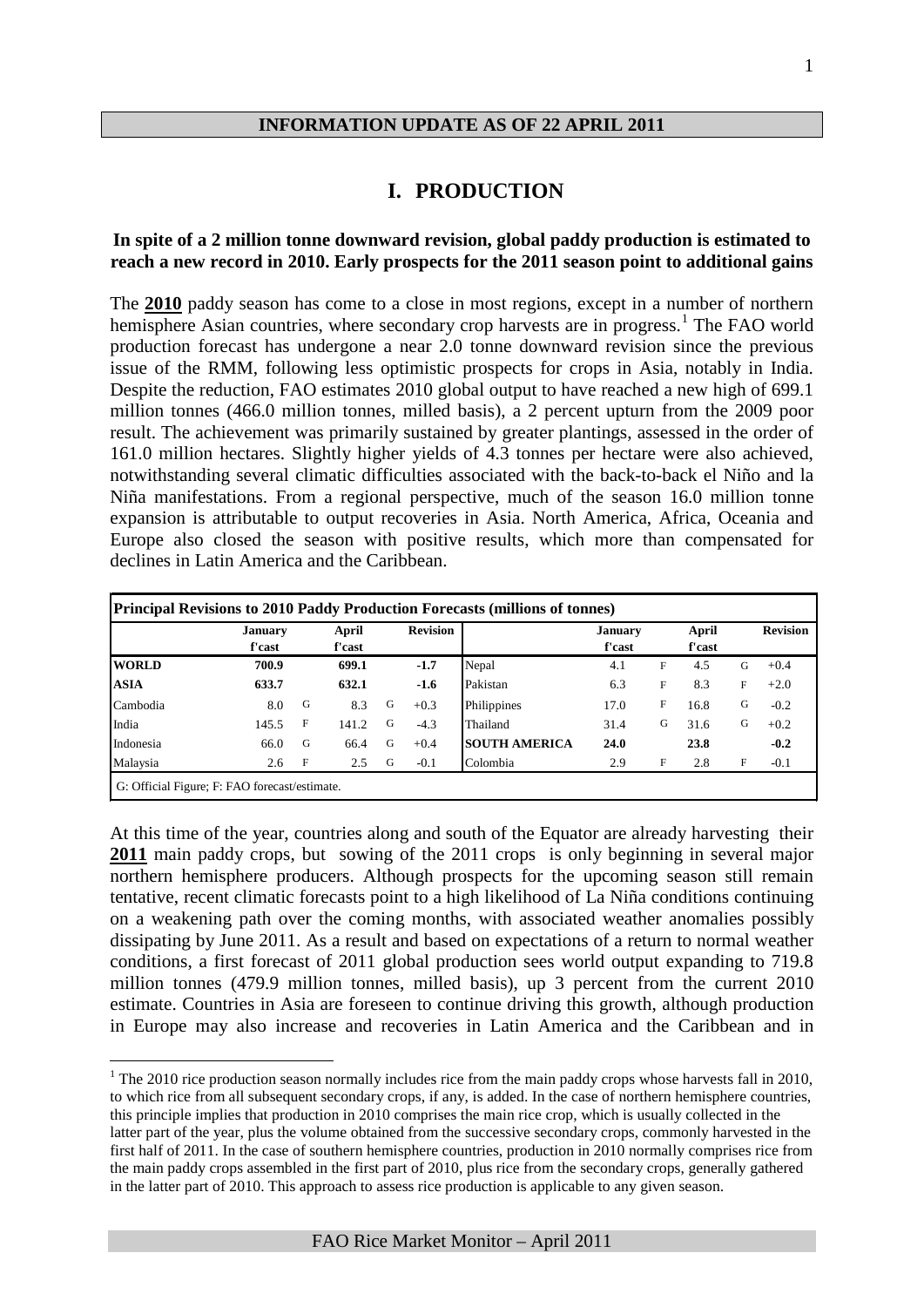**INFORMATION UPDATE AS OF 22 APRIL 2011**

# I. PRODUCTION

**In spite of a 2 million tonne downward revision, global paddy production is estimated to reach a new record in 2010. Early prospects for the 2011 season point to additional gains**

The **2010** paddy season has come to a close in most regions, except in a number of northern hemisphere Asian countries, where secondary crop harvests are in progress.[1] The FAO world production forecast has undergone a near 2.0 tonne downward revision since the previous issue of the RMM, following less optimistic prospects for crops in Asia, notably in India. Despite the reduction, FAO estimates 2010 global output to have reached a new high of 699.1 million tonnes (466.0 million tonnes, milled basis), a 2 percent upturn from the 2009 poor result. The achievement was primarily sustained by greater plantings, assessed in the order of 161.0 million hectares. Slightly higher yields of 4.3 tonnes per hectare were also achieved, notwithstanding several climatic difficulties associated with the back-to-back el Niño and la Niña manifestations. From a regional perspective, much of the season 16.0 million tonne expansion is attributable to output recoveries in Asia. North America, Africa, Oceania and Europe also closed the season with positive results, which more than compensated for declines in Latin America and the Caribbean.

**Principal Revisions to 2010 Paddy Production Forecasts (millions of tonnes)**

| | January f'cast | | April f'cast | | Revision | | January f'cast | | April f'cast | | Revision |
|---|---|---|---|---|---|---|---|---|---|---|---|
| **WORLD** | **700.9** | | **699.1** | | **-1.7** | Nepal | 4.1 | F | 4.5 | G | +0.4 |
| **ASIA** | **633.7** | | **632.1** | | **-1.6** | Pakistan | 6.3 | F | 8.3 | F | +2.0 |
| Cambodia | 8.0 | G | 8.3 | G | +0.3 | Philippines | 17.0 | F | 16.8 | G | -0.2 |
| India | 145.5 | F | 141.2 | G | -4.3 | Thailand | 31.4 | G | 31.6 | G | +0.2 |
| Indonesia | 66.0 | G | 66.4 | G | +0.4 | **SOUTH AMERICA** | **24.0** | | **23.8** | | **-0.2** |
| Malaysia | 2.6 | F | 2.5 | G | -0.1 | Colombia | 2.9 | F | 2.8 | F | -0.1 |

G: Official Figure; F: FAO forecast/estimate.

At this time of the year, countries along and south of the Equator are already harvesting their **2011** main paddy crops, but sowing of the 2011 crops is only beginning in several major northern hemisphere producers. Although prospects for the upcoming season still remain tentative, recent climatic forecasts point to a high likelihood of La Niña conditions continuing on a weakening path over the coming months, with associated weather anomalies possibly dissipating by June 2011. As a result and based on expectations of a return to normal weather conditions, a first forecast of 2011 global production sees world output expanding to 719.8 million tonnes (479.9 million tonnes, milled basis), up 3 percent from the current 2010 estimate. Countries in Asia are foreseen to continue driving this growth, although production in Europe may also increase and recoveries in Latin America and the Caribbean and in

[1] The 2010 rice production season normally includes rice from the main paddy crops whose harvests fall in 2010, to which rice from all subsequent secondary crops, if any, is added. In the case of northern hemisphere countries, this principle implies that production in 2010 comprises the main rice crop, which is usually collected in the latter part of the year, plus the volume obtained from the successive secondary crops, commonly harvested in the first half of 2011. In the case of southern hemisphere countries, production in 2010 normally comprises rice from the main paddy crops assembled in the first part of 2010, plus rice from the secondary crops, generally gathered in the latter part of 2010. This approach to assess rice production is applicable to any given season.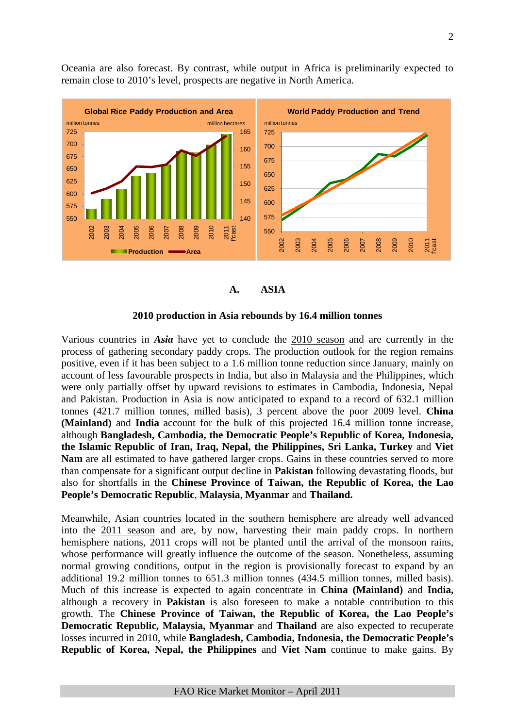Oceania are also forecast. By contrast, while output in Africa is preliminarily expected to remain close to 2010's level, prospects are negative in North America.

## A. ASIA

### 2010 production in Asia rebounds by 16.4 million tonnes

Various countries in ***Asia*** have yet to conclude the 2010 season and are currently in the process of gathering secondary paddy crops. The production outlook for the region remains positive, even if it has been subject to a 1.6 million tonne reduction since January, mainly on account of less favourable prospects in India, but also in Malaysia and the Philippines, which were only partially offset by upward revisions to estimates in Cambodia, Indonesia, Nepal and Pakistan. Production in Asia is now anticipated to expand to a record of 632.1 million tonnes (421.7 million tonnes, milled basis), 3 percent above the poor 2009 level. **China (Mainland)** and **India** account for the bulk of this projected 16.4 million tonne increase, although **Bangladesh, Cambodia, the Democratic People's Republic of Korea, Indonesia, the Islamic Republic of Iran, Iraq, Nepal, the Philippines, Sri Lanka, Turkey** and **Viet Nam** are all estimated to have gathered larger crops. Gains in these countries served to more than compensate for a significant output decline in **Pakistan** following devastating floods, but also for shortfalls in the **Chinese Province of Taiwan, the Republic of Korea, the Lao People's Democratic Republic**, **Malaysia**, **Myanmar** and **Thailand.**

Meanwhile, Asian countries located in the southern hemisphere are already well advanced into the 2011 season and are, by now, harvesting their main paddy crops. In northern hemisphere nations, 2011 crops will not be planted until the arrival of the monsoon rains, whose performance will greatly influence the outcome of the season. Nonetheless, assuming normal growing conditions, output in the region is provisionally forecast to expand by an additional 19.2 million tonnes to 651.3 million tonnes (434.5 million tonnes, milled basis). Much of this increase is expected to again concentrate in **China (Mainland)** and **India,** although a recovery in **Pakistan** is also foreseen to make a notable contribution to this growth. The **Chinese Province of Taiwan, the Republic of Korea, the Lao People's Democratic Republic, Malaysia, Myanmar** and **Thailand** are also expected to recuperate losses incurred in 2010, while **Bangladesh, Cambodia, Indonesia, the Democratic People's Republic of Korea, Nepal, the Philippines** and **Viet Nam** continue to make gains. By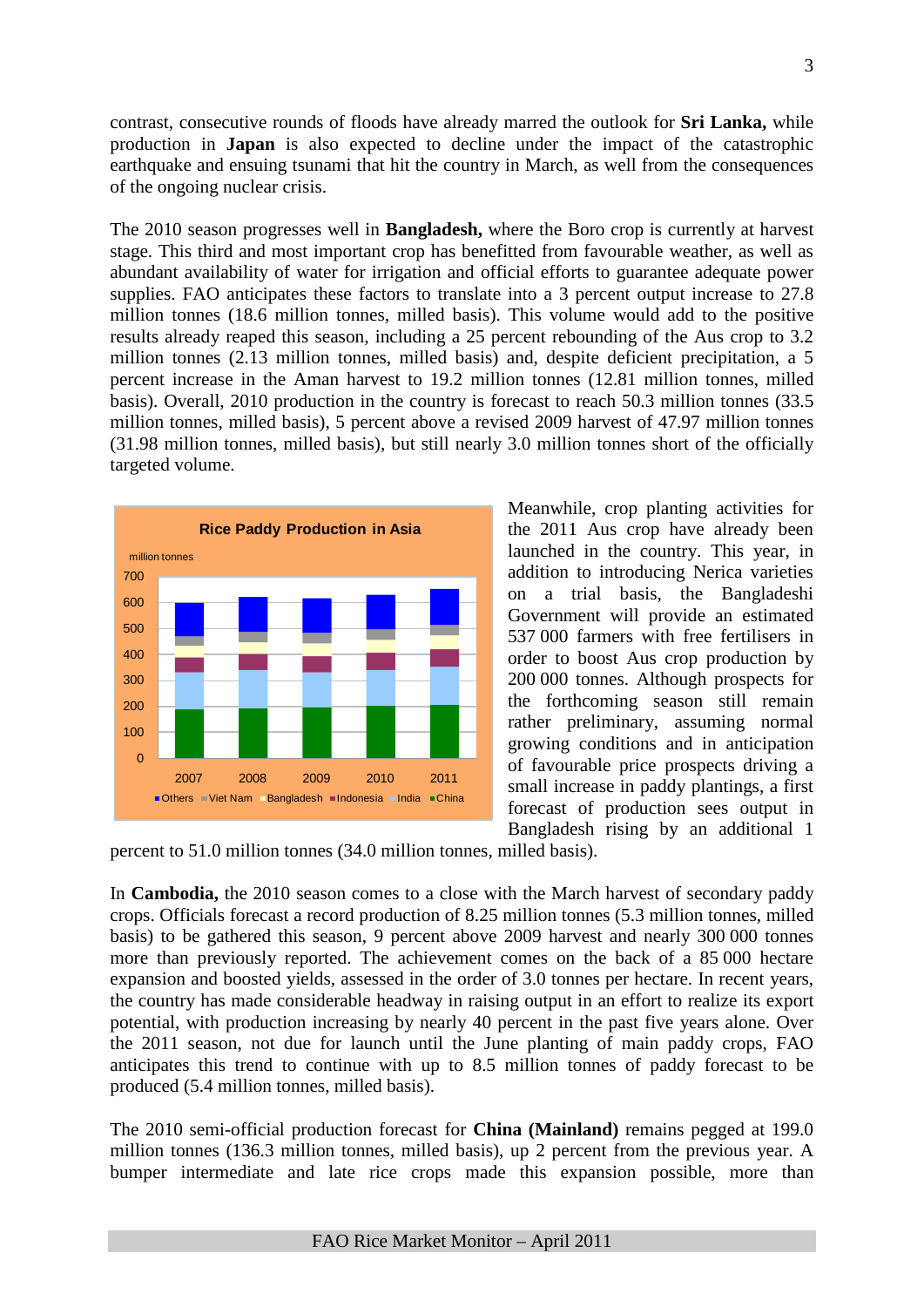contrast, consecutive rounds of floods have already marred the outlook for **Sri Lanka,** while production in **Japan** is also expected to decline under the impact of the catastrophic earthquake and ensuing tsunami that hit the country in March, as well from the consequences of the ongoing nuclear crisis.

The 2010 season progresses well in **Bangladesh,** where the Boro crop is currently at harvest stage. This third and most important crop has benefitted from favourable weather, as well as abundant availability of water for irrigation and official efforts to guarantee adequate power supplies. FAO anticipates these factors to translate into a 3 percent output increase to 27.8 million tonnes (18.6 million tonnes, milled basis). This volume would add to the positive results already reaped this season, including a 25 percent rebounding of the Aus crop to 3.2 million tonnes (2.13 million tonnes, milled basis) and, despite deficient precipitation, a 5 percent increase in the Aman harvest to 19.2 million tonnes (12.81 million tonnes, milled basis). Overall, 2010 production in the country is forecast to reach 50.3 million tonnes (33.5 million tonnes, milled basis), 5 percent above a revised 2009 harvest of 47.97 million tonnes (31.98 million tonnes, milled basis), but still nearly 3.0 million tonnes short of the officially targeted volume.

Rice Paddy Production in Asia

million tonnes

Meanwhile, crop planting activities for the 2011 Aus crop have already been launched in the country. This year, in addition to introducing Nerica varieties on a trial basis, the Bangladeshi Government will provide an estimated 537 000 farmers with free fertilisers in order to boost Aus crop production by 200 000 tonnes. Although prospects for the forthcoming season still remain rather preliminary, assuming normal growing conditions and in anticipation of favourable price prospects driving a small increase in paddy plantings, a first forecast of production sees output in Bangladesh rising by an additional 1 percent to 51.0 million tonnes (34.0 million tonnes, milled basis).

In **Cambodia,** the 2010 season comes to a close with the March harvest of secondary paddy crops. Officials forecast a record production of 8.25 million tonnes (5.3 million tonnes, milled basis) to be gathered this season, 9 percent above 2009 harvest and nearly 300 000 tonnes more than previously reported. The achievement comes on the back of a 85 000 hectare expansion and boosted yields, assessed in the order of 3.0 tonnes per hectare. In recent years, the country has made considerable headway in raising output in an effort to realize its export potential, with production increasing by nearly 40 percent in the past five years alone. Over the 2011 season, not due for launch until the June planting of main paddy crops, FAO anticipates this trend to continue with up to 8.5 million tonnes of paddy forecast to be produced (5.4 million tonnes, milled basis).

The 2010 semi-official production forecast for **China (Mainland)** remains pegged at 199.0 million tonnes (136.3 million tonnes, milled basis), up 2 percent from the previous year. A bumper intermediate and late rice crops made this expansion possible, more than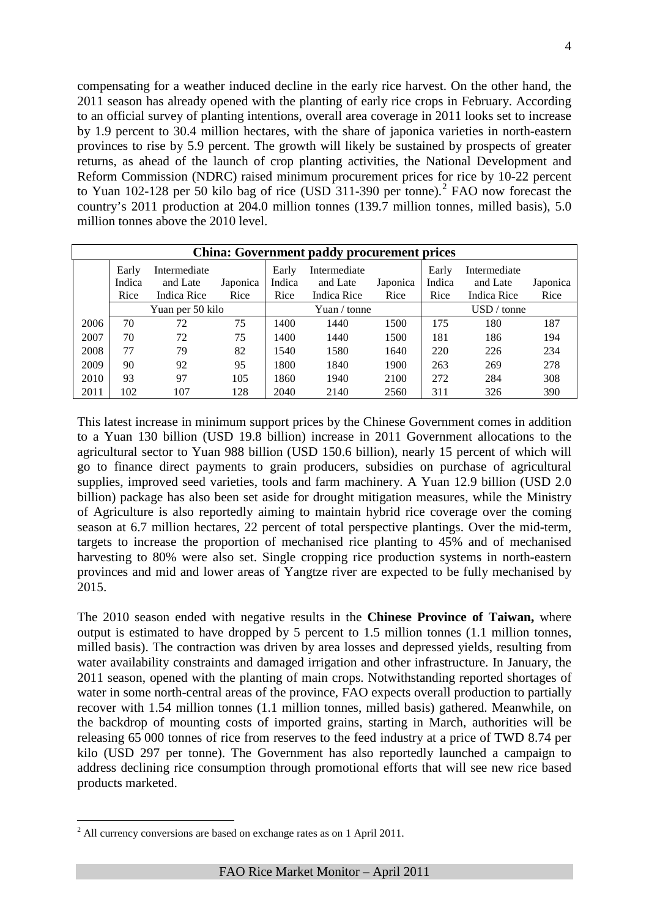compensating for a weather induced decline in the early rice harvest. On the other hand, the 2011 season has already opened with the planting of early rice crops in February. According to an official survey of planting intentions, overall area coverage in 2011 looks set to increase by 1.9 percent to 30.4 million hectares, with the share of japonica varieties in north-eastern provinces to rise by 5.9 percent. The growth will likely be sustained by prospects of greater returns, as ahead of the launch of crop planting activities, the National Development and Reform Commission (NDRC) raised minimum procurement prices for rice by 10-22 percent to Yuan 102-128 per 50 kilo bag of rice (USD 311-390 per tonne).[2] FAO now forecast the country's 2011 production at 204.0 million tonnes (139.7 million tonnes, milled basis), 5.0 million tonnes above the 2010 level.

**China: Government paddy procurement prices**

| | Early Indica Rice | Intermediate and Late Indica Rice | Japonica Rice | Early Indica Rice | Intermediate and Late Indica Rice | Japonica Rice | Early Indica Rice | Intermediate and Late Indica Rice | Japonica Rice |
|---|---|---|---|---|---|---|---|---|---|
| | Yuan per 50 kilo | | | Yuan / tonne | | | USD / tonne | | |
| 2006 | 70 | 72 | 75 | 1400 | 1440 | 1500 | 175 | 180 | 187 |
| 2007 | 70 | 72 | 75 | 1400 | 1440 | 1500 | 181 | 186 | 194 |
| 2008 | 77 | 79 | 82 | 1540 | 1580 | 1640 | 220 | 226 | 234 |
| 2009 | 90 | 92 | 95 | 1800 | 1840 | 1900 | 263 | 269 | 278 |
| 2010 | 93 | 97 | 105 | 1860 | 1940 | 2100 | 272 | 284 | 308 |
| 2011 | 102 | 107 | 128 | 2040 | 2140 | 2560 | 311 | 326 | 390 |

This latest increase in minimum support prices by the Chinese Government comes in addition to a Yuan 130 billion (USD 19.8 billion) increase in 2011 Government allocations to the agricultural sector to Yuan 988 billion (USD 150.6 billion), nearly 15 percent of which will go to finance direct payments to grain producers, subsidies on purchase of agricultural supplies, improved seed varieties, tools and farm machinery. A Yuan 12.9 billion (USD 2.0 billion) package has also been set aside for drought mitigation measures, while the Ministry of Agriculture is also reportedly aiming to maintain hybrid rice coverage over the coming season at 6.7 million hectares, 22 percent of total perspective plantings. Over the mid-term, targets to increase the proportion of mechanised rice planting to 45% and of mechanised harvesting to 80% were also set. Single cropping rice production systems in north-eastern provinces and mid and lower areas of Yangtze river are expected to be fully mechanised by 2015.

The 2010 season ended with negative results in the **Chinese Province of Taiwan,** where output is estimated to have dropped by 5 percent to 1.5 million tonnes (1.1 million tonnes, milled basis). The contraction was driven by area losses and depressed yields, resulting from water availability constraints and damaged irrigation and other infrastructure. In January, the 2011 season, opened with the planting of main crops. Notwithstanding reported shortages of water in some north-central areas of the province, FAO expects overall production to partially recover with 1.54 million tonnes (1.1 million tonnes, milled basis) gathered. Meanwhile, on the backdrop of mounting costs of imported grains, starting in March, authorities will be releasing 65 000 tonnes of rice from reserves to the feed industry at a price of TWD 8.74 per kilo (USD 297 per tonne). The Government has also reportedly launched a campaign to address declining rice consumption through promotional efforts that will see new rice based products marketed.

[2] All currency conversions are based on exchange rates as on 1 April 2011.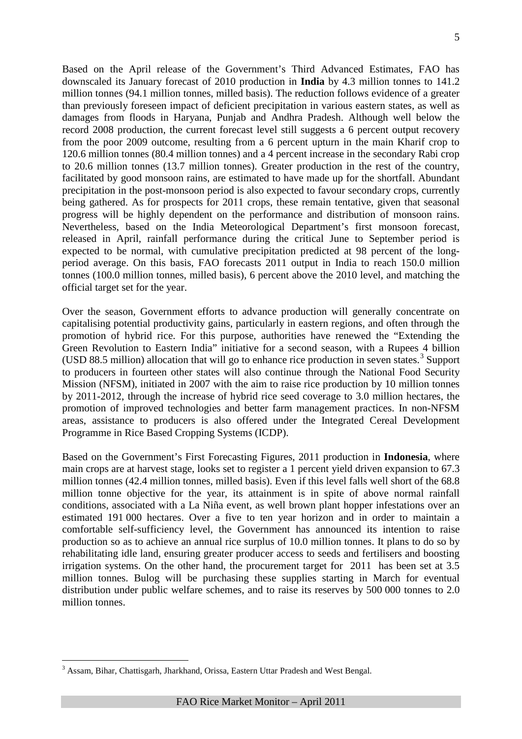Based on the April release of the Government's Third Advanced Estimates, FAO has downscaled its January forecast of 2010 production in **India** by 4.3 million tonnes to 141.2 million tonnes (94.1 million tonnes, milled basis). The reduction follows evidence of a greater than previously foreseen impact of deficient precipitation in various eastern states, as well as damages from floods in Haryana, Punjab and Andhra Pradesh. Although well below the record 2008 production, the current forecast level still suggests a 6 percent output recovery from the poor 2009 outcome, resulting from a 6 percent upturn in the main Kharif crop to 120.6 million tonnes (80.4 million tonnes) and a 4 percent increase in the secondary Rabi crop to 20.6 million tonnes (13.7 million tonnes). Greater production in the rest of the country, facilitated by good monsoon rains, are estimated to have made up for the shortfall. Abundant precipitation in the post-monsoon period is also expected to favour secondary crops, currently being gathered. As for prospects for 2011 crops, these remain tentative, given that seasonal progress will be highly dependent on the performance and distribution of monsoon rains. Nevertheless, based on the India Meteorological Department's first monsoon forecast, released in April, rainfall performance during the critical June to September period is expected to be normal, with cumulative precipitation predicted at 98 percent of the long-period average. On this basis, FAO forecasts 2011 output in India to reach 150.0 million tonnes (100.0 million tonnes, milled basis), 6 percent above the 2010 level, and matching the official target set for the year.

Over the season, Government efforts to advance production will generally concentrate on capitalising potential productivity gains, particularly in eastern regions, and often through the promotion of hybrid rice. For this purpose, authorities have renewed the "Extending the Green Revolution to Eastern India" initiative for a second season, with a Rupees 4 billion (USD 88.5 million) allocation that will go to enhance rice production in seven states.[3] Support to producers in fourteen other states will also continue through the National Food Security Mission (NFSM), initiated in 2007 with the aim to raise rice production by 10 million tonnes by 2011-2012, through the increase of hybrid rice seed coverage to 3.0 million hectares, the promotion of improved technologies and better farm management practices. In non-NFSM areas, assistance to producers is also offered under the Integrated Cereal Development Programme in Rice Based Cropping Systems (ICDP).

Based on the Government's First Forecasting Figures, 2011 production in **Indonesia**, where main crops are at harvest stage, looks set to register a 1 percent yield driven expansion to 67.3 million tonnes (42.4 million tonnes, milled basis). Even if this level falls well short of the 68.8 million tonne objective for the year, its attainment is in spite of above normal rainfall conditions, associated with a La Niña event, as well brown plant hopper infestations over an estimated 191 000 hectares. Over a five to ten year horizon and in order to maintain a comfortable self-sufficiency level, the Government has announced its intention to raise production so as to achieve an annual rice surplus of 10.0 million tonnes. It plans to do so by rehabilitating idle land, ensuring greater producer access to seeds and fertilisers and boosting irrigation systems. On the other hand, the procurement target for 2011 has been set at 3.5 million tonnes. Bulog will be purchasing these supplies starting in March for eventual distribution under public welfare schemes, and to raise its reserves by 500 000 tonnes to 2.0 million tonnes.

[3] Assam, Bihar, Chattisgarh, Jharkhand, Orissa, Eastern Uttar Pradesh and West Bengal.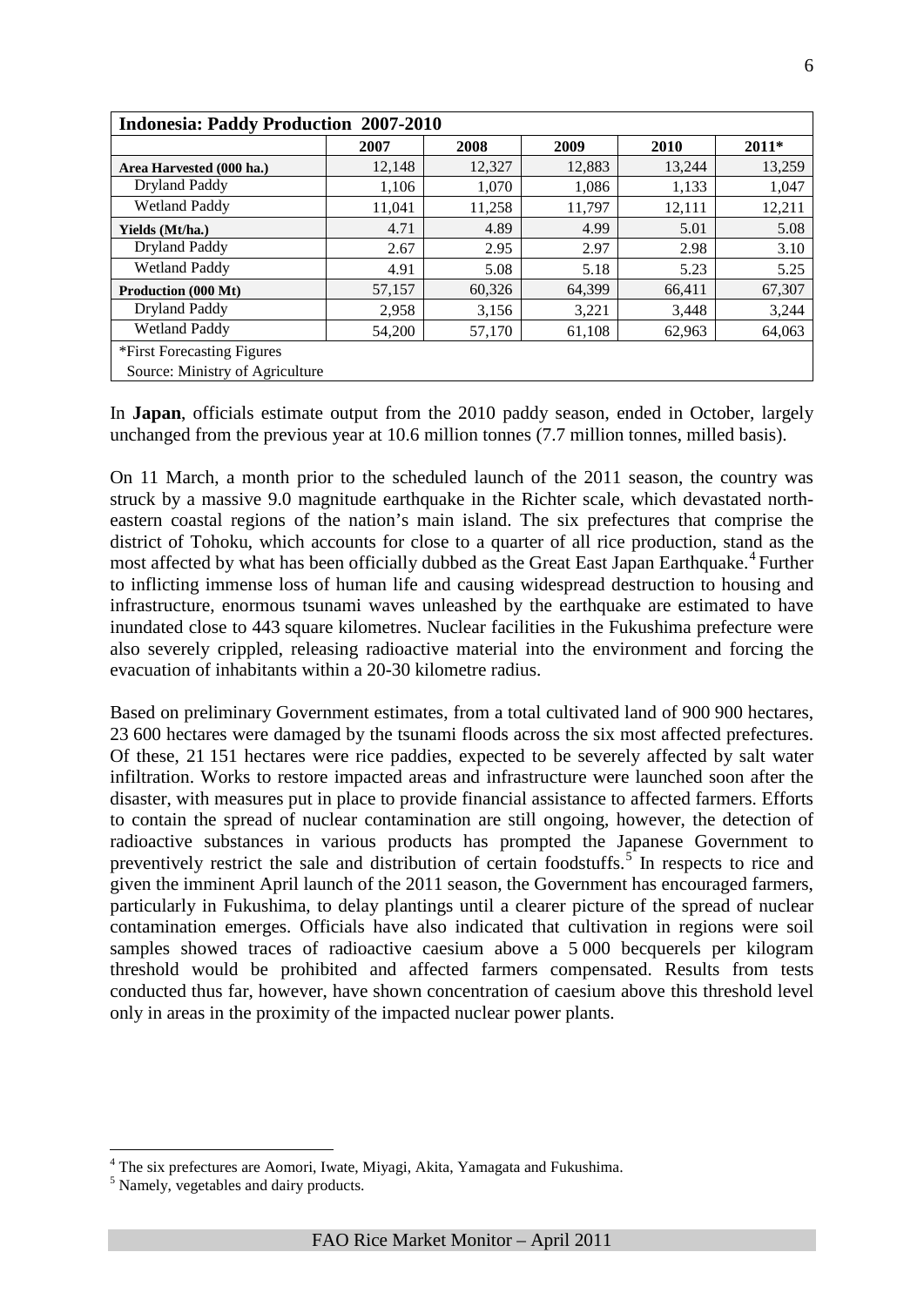| Indonesia: Paddy Production 2007-2010 | | | | | |
|---|---|---|---|---|---|
| | 2007 | 2008 | 2009 | 2010 | 2011* |
| **Area Harvested (000 ha.)** | 12,148 | 12,327 | 12,883 | 13,244 | 13,259 |
| Dryland Paddy | 1,106 | 1,070 | 1,086 | 1,133 | 1,047 |
| Wetland Paddy | 11,041 | 11,258 | 11,797 | 12,111 | 12,211 |
| **Yields (Mt/ha.)** | 4.71 | 4.89 | 4.99 | 5.01 | 5.08 |
| Dryland Paddy | 2.67 | 2.95 | 2.97 | 2.98 | 3.10 |
| Wetland Paddy | 4.91 | 5.08 | 5.18 | 5.23 | 5.25 |
| **Production (000 Mt)** | 57,157 | 60,326 | 64,399 | 66,411 | 67,307 |
| Dryland Paddy | 2,958 | 3,156 | 3,221 | 3,448 | 3,244 |
| Wetland Paddy | 54,200 | 57,170 | 61,108 | 62,963 | 64,063 |
| *First Forecasting Figures | | | | | |
| Source: Ministry of Agriculture | | | | | |

In **Japan**, officials estimate output from the 2010 paddy season, ended in October, largely unchanged from the previous year at 10.6 million tonnes (7.7 million tonnes, milled basis).

On 11 March, a month prior to the scheduled launch of the 2011 season, the country was struck by a massive 9.0 magnitude earthquake in the Richter scale, which devastated north-eastern coastal regions of the nation's main island. The six prefectures that comprise the district of Tohoku, which accounts for close to a quarter of all rice production, stand as the most affected by what has been officially dubbed as the Great East Japan Earthquake.[4] Further to inflicting immense loss of human life and causing widespread destruction to housing and infrastructure, enormous tsunami waves unleashed by the earthquake are estimated to have inundated close to 443 square kilometres. Nuclear facilities in the Fukushima prefecture were also severely crippled, releasing radioactive material into the environment and forcing the evacuation of inhabitants within a 20-30 kilometre radius.

Based on preliminary Government estimates, from a total cultivated land of 900 900 hectares, 23 600 hectares were damaged by the tsunami floods across the six most affected prefectures. Of these, 21 151 hectares were rice paddies, expected to be severely affected by salt water infiltration. Works to restore impacted areas and infrastructure were launched soon after the disaster, with measures put in place to provide financial assistance to affected farmers. Efforts to contain the spread of nuclear contamination are still ongoing, however, the detection of radioactive substances in various products has prompted the Japanese Government to preventively restrict the sale and distribution of certain foodstuffs.[5] In respects to rice and given the imminent April launch of the 2011 season, the Government has encouraged farmers, particularly in Fukushima, to delay plantings until a clearer picture of the spread of nuclear contamination emerges. Officials have also indicated that cultivation in regions were soil samples showed traces of radioactive caesium above a 5 000 becquerels per kilogram threshold would be prohibited and affected farmers compensated. Results from tests conducted thus far, however, have shown concentration of caesium above this threshold level only in areas in the proximity of the impacted nuclear power plants.

[4] The six prefectures are Aomori, Iwate, Miyagi, Akita, Yamagata and Fukushima.

[5] Namely, vegetables and dairy products.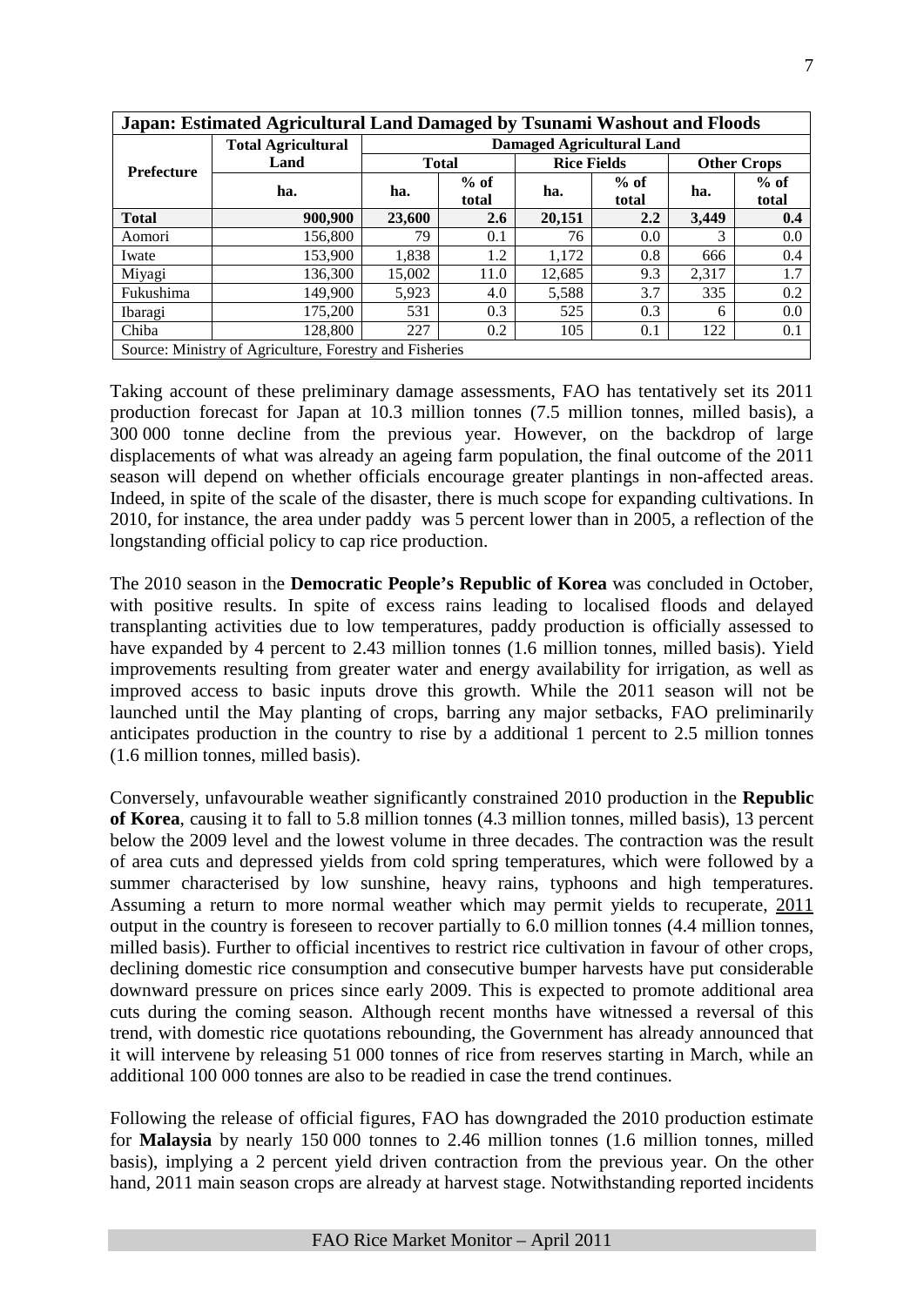| **Japan: Estimated Agricultural Land Damaged by Tsunami Washout and Floods** | | | | | | | |
|---|---|---|---|---|---|---|---|
| **Prefecture** | **Total Agricultural Land** | **Damaged Agricultural Land** | | | | | |
| | | **Total** | | **Rice Fields** | | **Other Crops** | |
| | **ha.** | **ha.** | **% of total** | **ha.** | **% of total** | **ha.** | **% of total** |
| **Total** | **900,900** | **23,600** | **2.6** | **20,151** | **2.2** | **3,449** | **0.4** |
| Aomori | 156,800 | 79 | 0.1 | 76 | 0.0 | 3 | 0.0 |
| Iwate | 153,900 | 1,838 | 1.2 | 1,172 | 0.8 | 666 | 0.4 |
| Miyagi | 136,300 | 15,002 | 11.0 | 12,685 | 9.3 | 2,317 | 1.7 |
| Fukushima | 149,900 | 5,923 | 4.0 | 5,588 | 3.7 | 335 | 0.2 |
| Ibaragi | 175,200 | 531 | 0.3 | 525 | 0.3 | 6 | 0.0 |
| Chiba | 128,800 | 227 | 0.2 | 105 | 0.1 | 122 | 0.1 |

Source: Ministry of Agriculture, Forestry and Fisheries

Taking account of these preliminary damage assessments, FAO has tentatively set its 2011 production forecast for Japan at 10.3 million tonnes (7.5 million tonnes, milled basis), a 300 000 tonne decline from the previous year. However, on the backdrop of large displacements of what was already an ageing farm population, the final outcome of the 2011 season will depend on whether officials encourage greater plantings in non-affected areas. Indeed, in spite of the scale of the disaster, there is much scope for expanding cultivations. In 2010, for instance, the area under paddy was 5 percent lower than in 2005, a reflection of the longstanding official policy to cap rice production.

The 2010 season in the **Democratic People's Republic of Korea** was concluded in October, with positive results. In spite of excess rains leading to localised floods and delayed transplanting activities due to low temperatures, paddy production is officially assessed to have expanded by 4 percent to 2.43 million tonnes (1.6 million tonnes, milled basis). Yield improvements resulting from greater water and energy availability for irrigation, as well as improved access to basic inputs drove this growth. While the 2011 season will not be launched until the May planting of crops, barring any major setbacks, FAO preliminarily anticipates production in the country to rise by a additional 1 percent to 2.5 million tonnes (1.6 million tonnes, milled basis).

Conversely, unfavourable weather significantly constrained 2010 production in the **Republic of Korea**, causing it to fall to 5.8 million tonnes (4.3 million tonnes, milled basis), 13 percent below the 2009 level and the lowest volume in three decades. The contraction was the result of area cuts and depressed yields from cold spring temperatures, which were followed by a summer characterised by low sunshine, heavy rains, typhoons and high temperatures. Assuming a return to more normal weather which may permit yields to recuperate, 2011 output in the country is foreseen to recover partially to 6.0 million tonnes (4.4 million tonnes, milled basis). Further to official incentives to restrict rice cultivation in favour of other crops, declining domestic rice consumption and consecutive bumper harvests have put considerable downward pressure on prices since early 2009. This is expected to promote additional area cuts during the coming season. Although recent months have witnessed a reversal of this trend, with domestic rice quotations rebounding, the Government has already announced that it will intervene by releasing 51 000 tonnes of rice from reserves starting in March, while an additional 100 000 tonnes are also to be readied in case the trend continues.

Following the release of official figures, FAO has downgraded the 2010 production estimate for **Malaysia** by nearly 150 000 tonnes to 2.46 million tonnes (1.6 million tonnes, milled basis), implying a 2 percent yield driven contraction from the previous year. On the other hand, 2011 main season crops are already at harvest stage. Notwithstanding reported incidents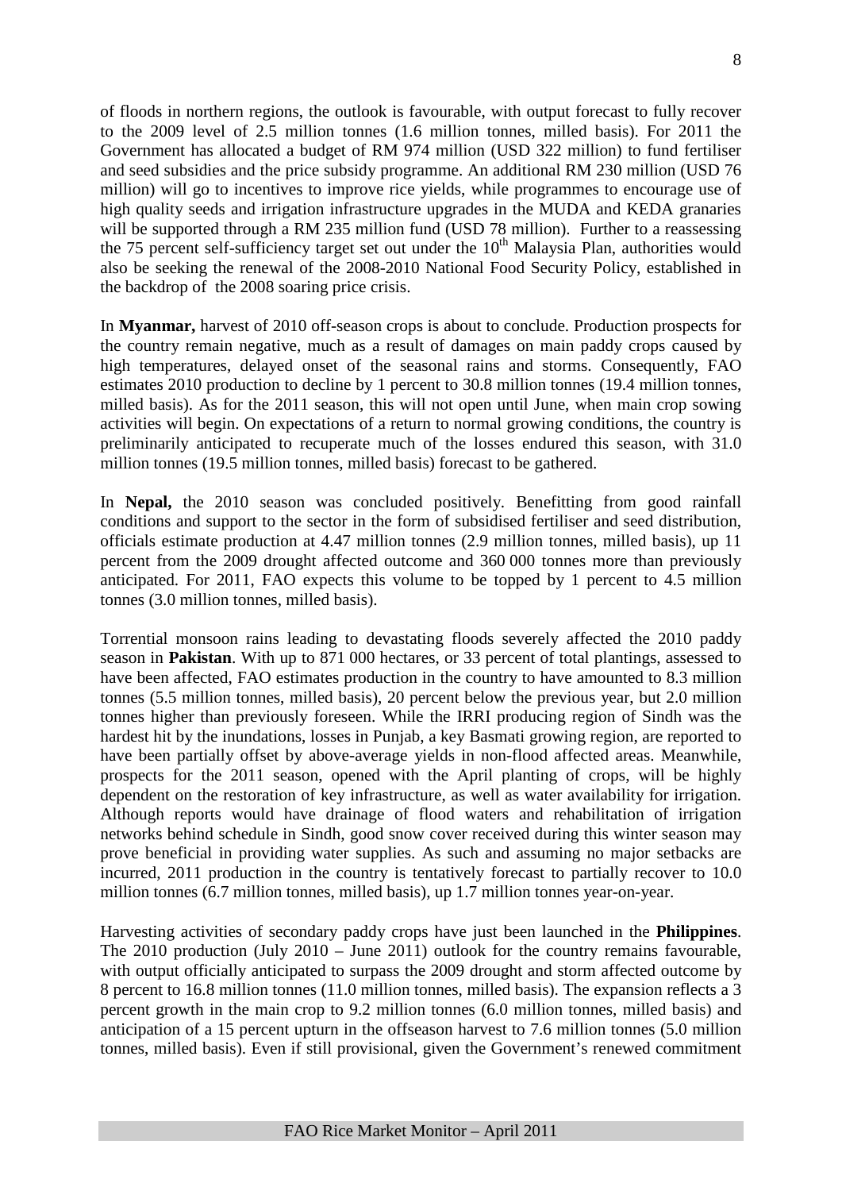of floods in northern regions, the outlook is favourable, with output forecast to fully recover to the 2009 level of 2.5 million tonnes (1.6 million tonnes, milled basis). For 2011 the Government has allocated a budget of RM 974 million (USD 322 million) to fund fertiliser and seed subsidies and the price subsidy programme. An additional RM 230 million (USD 76 million) will go to incentives to improve rice yields, while programmes to encourage use of high quality seeds and irrigation infrastructure upgrades in the MUDA and KEDA granaries will be supported through a RM 235 million fund (USD 78 million). Further to a reassessing the 75 percent self-sufficiency target set out under the 10th Malaysia Plan, authorities would also be seeking the renewal of the 2008-2010 National Food Security Policy, established in the backdrop of the 2008 soaring price crisis.

In **Myanmar,** harvest of 2010 off-season crops is about to conclude. Production prospects for the country remain negative, much as a result of damages on main paddy crops caused by high temperatures, delayed onset of the seasonal rains and storms. Consequently, FAO estimates 2010 production to decline by 1 percent to 30.8 million tonnes (19.4 million tonnes, milled basis). As for the 2011 season, this will not open until June, when main crop sowing activities will begin. On expectations of a return to normal growing conditions, the country is preliminarily anticipated to recuperate much of the losses endured this season, with 31.0 million tonnes (19.5 million tonnes, milled basis) forecast to be gathered.

In **Nepal,** the 2010 season was concluded positively. Benefitting from good rainfall conditions and support to the sector in the form of subsidised fertiliser and seed distribution, officials estimate production at 4.47 million tonnes (2.9 million tonnes, milled basis), up 11 percent from the 2009 drought affected outcome and 360 000 tonnes more than previously anticipated. For 2011, FAO expects this volume to be topped by 1 percent to 4.5 million tonnes (3.0 million tonnes, milled basis).

Torrential monsoon rains leading to devastating floods severely affected the 2010 paddy season in **Pakistan**. With up to 871 000 hectares, or 33 percent of total plantings, assessed to have been affected, FAO estimates production in the country to have amounted to 8.3 million tonnes (5.5 million tonnes, milled basis), 20 percent below the previous year, but 2.0 million tonnes higher than previously foreseen. While the IRRI producing region of Sindh was the hardest hit by the inundations, losses in Punjab, a key Basmati growing region, are reported to have been partially offset by above-average yields in non-flood affected areas. Meanwhile, prospects for the 2011 season, opened with the April planting of crops, will be highly dependent on the restoration of key infrastructure, as well as water availability for irrigation. Although reports would have drainage of flood waters and rehabilitation of irrigation networks behind schedule in Sindh, good snow cover received during this winter season may prove beneficial in providing water supplies. As such and assuming no major setbacks are incurred, 2011 production in the country is tentatively forecast to partially recover to 10.0 million tonnes (6.7 million tonnes, milled basis), up 1.7 million tonnes year-on-year.

Harvesting activities of secondary paddy crops have just been launched in the **Philippines**. The 2010 production (July 2010 – June 2011) outlook for the country remains favourable, with output officially anticipated to surpass the 2009 drought and storm affected outcome by 8 percent to 16.8 million tonnes (11.0 million tonnes, milled basis). The expansion reflects a 3 percent growth in the main crop to 9.2 million tonnes (6.0 million tonnes, milled basis) and anticipation of a 15 percent upturn in the offseason harvest to 7.6 million tonnes (5.0 million tonnes, milled basis). Even if still provisional, given the Government's renewed commitment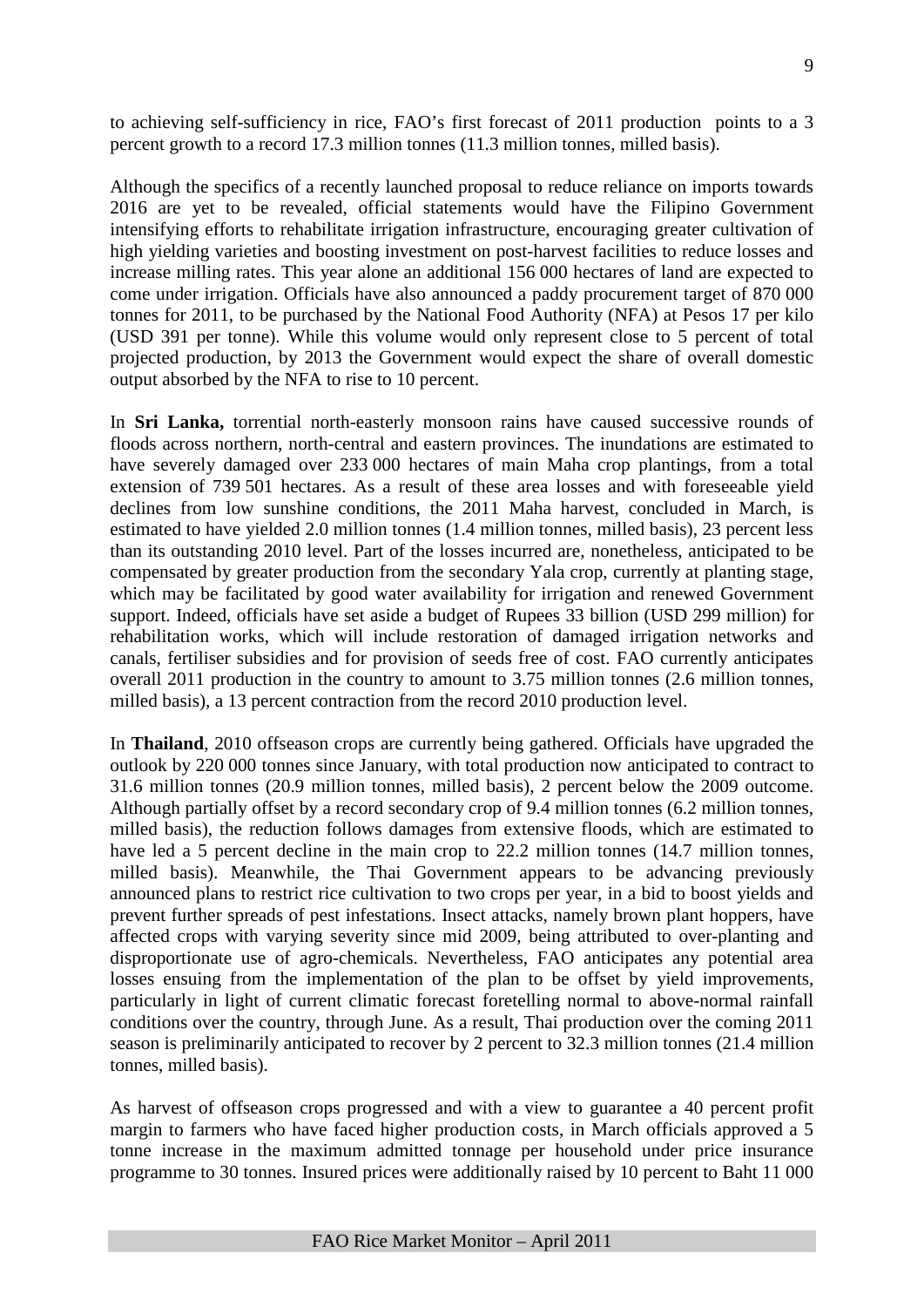to achieving self-sufficiency in rice, FAO's first forecast of 2011 production points to a 3 percent growth to a record 17.3 million tonnes (11.3 million tonnes, milled basis).

Although the specifics of a recently launched proposal to reduce reliance on imports towards 2016 are yet to be revealed, official statements would have the Filipino Government intensifying efforts to rehabilitate irrigation infrastructure, encouraging greater cultivation of high yielding varieties and boosting investment on post-harvest facilities to reduce losses and increase milling rates. This year alone an additional 156 000 hectares of land are expected to come under irrigation. Officials have also announced a paddy procurement target of 870 000 tonnes for 2011, to be purchased by the National Food Authority (NFA) at Pesos 17 per kilo (USD 391 per tonne). While this volume would only represent close to 5 percent of total projected production, by 2013 the Government would expect the share of overall domestic output absorbed by the NFA to rise to 10 percent.

In **Sri Lanka,** torrential north-easterly monsoon rains have caused successive rounds of floods across northern, north-central and eastern provinces. The inundations are estimated to have severely damaged over 233 000 hectares of main Maha crop plantings, from a total extension of 739 501 hectares. As a result of these area losses and with foreseeable yield declines from low sunshine conditions, the 2011 Maha harvest, concluded in March, is estimated to have yielded 2.0 million tonnes (1.4 million tonnes, milled basis), 23 percent less than its outstanding 2010 level. Part of the losses incurred are, nonetheless, anticipated to be compensated by greater production from the secondary Yala crop, currently at planting stage, which may be facilitated by good water availability for irrigation and renewed Government support. Indeed, officials have set aside a budget of Rupees 33 billion (USD 299 million) for rehabilitation works, which will include restoration of damaged irrigation networks and canals, fertiliser subsidies and for provision of seeds free of cost. FAO currently anticipates overall 2011 production in the country to amount to 3.75 million tonnes (2.6 million tonnes, milled basis), a 13 percent contraction from the record 2010 production level.

In **Thailand**, 2010 offseason crops are currently being gathered. Officials have upgraded the outlook by 220 000 tonnes since January, with total production now anticipated to contract to 31.6 million tonnes (20.9 million tonnes, milled basis), 2 percent below the 2009 outcome. Although partially offset by a record secondary crop of 9.4 million tonnes (6.2 million tonnes, milled basis), the reduction follows damages from extensive floods, which are estimated to have led a 5 percent decline in the main crop to 22.2 million tonnes (14.7 million tonnes, milled basis). Meanwhile, the Thai Government appears to be advancing previously announced plans to restrict rice cultivation to two crops per year, in a bid to boost yields and prevent further spreads of pest infestations. Insect attacks, namely brown plant hoppers, have affected crops with varying severity since mid 2009, being attributed to over-planting and disproportionate use of agro-chemicals. Nevertheless, FAO anticipates any potential area losses ensuing from the implementation of the plan to be offset by yield improvements, particularly in light of current climatic forecast foretelling normal to above-normal rainfall conditions over the country, through June. As a result, Thai production over the coming 2011 season is preliminarily anticipated to recover by 2 percent to 32.3 million tonnes (21.4 million tonnes, milled basis).

As harvest of offseason crops progressed and with a view to guarantee a 40 percent profit margin to farmers who have faced higher production costs, in March officials approved a 5 tonne increase in the maximum admitted tonnage per household under price insurance programme to 30 tonnes. Insured prices were additionally raised by 10 percent to Baht 11 000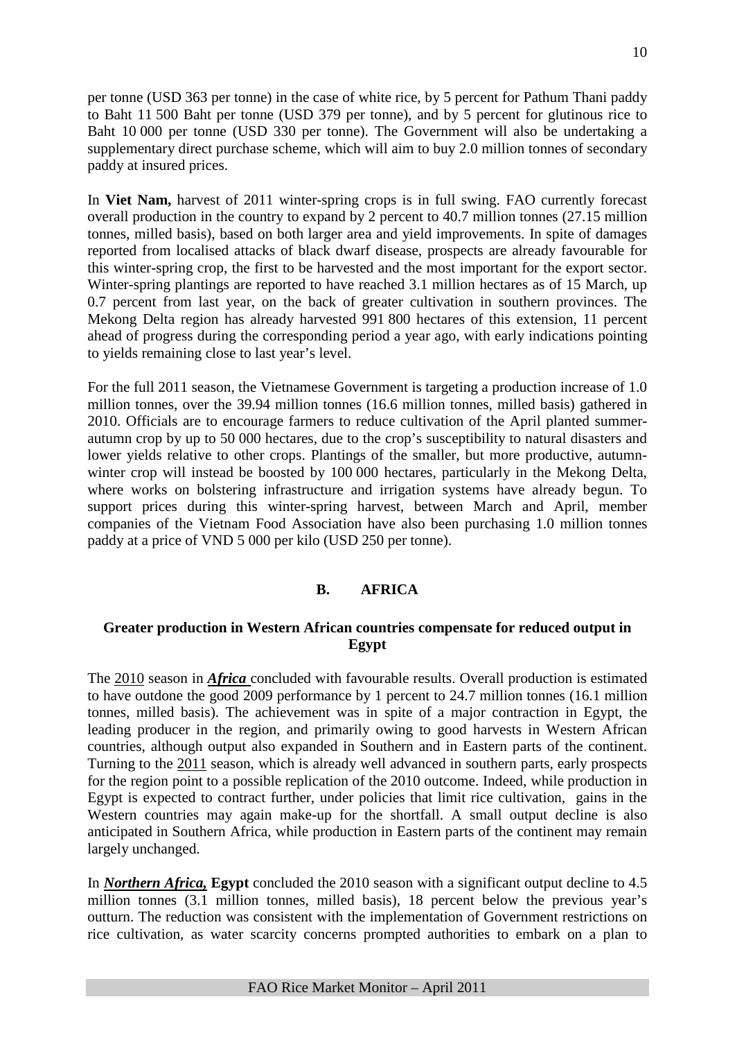per tonne (USD 363 per tonne) in the case of white rice, by 5 percent for Pathum Thani paddy to Baht 11 500 Baht per tonne (USD 379 per tonne), and by 5 percent for glutinous rice to Baht 10 000 per tonne (USD 330 per tonne). The Government will also be undertaking a supplementary direct purchase scheme, which will aim to buy 2.0 million tonnes of secondary paddy at insured prices.

In **Viet Nam,** harvest of 2011 winter-spring crops is in full swing. FAO currently forecast overall production in the country to expand by 2 percent to 40.7 million tonnes (27.15 million tonnes, milled basis), based on both larger area and yield improvements. In spite of damages reported from localised attacks of black dwarf disease, prospects are already favourable for this winter-spring crop, the first to be harvested and the most important for the export sector. Winter-spring plantings are reported to have reached 3.1 million hectares as of 15 March, up 0.7 percent from last year, on the back of greater cultivation in southern provinces. The Mekong Delta region has already harvested 991 800 hectares of this extension, 11 percent ahead of progress during the corresponding period a year ago, with early indications pointing to yields remaining close to last year's level.

For the full 2011 season, the Vietnamese Government is targeting a production increase of 1.0 million tonnes, over the 39.94 million tonnes (16.6 million tonnes, milled basis) gathered in 2010. Officials are to encourage farmers to reduce cultivation of the April planted summer-autumn crop by up to 50 000 hectares, due to the crop's susceptibility to natural disasters and lower yields relative to other crops. Plantings of the smaller, but more productive, autumn-winter crop will instead be boosted by 100 000 hectares, particularly in the Mekong Delta, where works on bolstering infrastructure and irrigation systems have already begun. To support prices during this winter-spring harvest, between March and April, member companies of the Vietnam Food Association have also been purchasing 1.0 million tonnes paddy at a price of VND 5 000 per kilo (USD 250 per tonne).

## B. AFRICA

### Greater production in Western African countries compensate for reduced output in Egypt

The 2010 season in ***Africa*** concluded with favourable results. Overall production is estimated to have outdone the good 2009 performance by 1 percent to 24.7 million tonnes (16.1 million tonnes, milled basis). The achievement was in spite of a major contraction in Egypt, the leading producer in the region, and primarily owing to good harvests in Western African countries, although output also expanded in Southern and in Eastern parts of the continent. Turning to the 2011 season, which is already well advanced in southern parts, early prospects for the region point to a possible replication of the 2010 outcome. Indeed, while production in Egypt is expected to contract further, under policies that limit rice cultivation, gains in the Western countries may again make-up for the shortfall. A small output decline is also anticipated in Southern Africa, while production in Eastern parts of the continent may remain largely unchanged.

In ***Northern Africa,*** **Egypt** concluded the 2010 season with a significant output decline to 4.5 million tonnes (3.1 million tonnes, milled basis), 18 percent below the previous year's outturn. The reduction was consistent with the implementation of Government restrictions on rice cultivation, as water scarcity concerns prompted authorities to embark on a plan to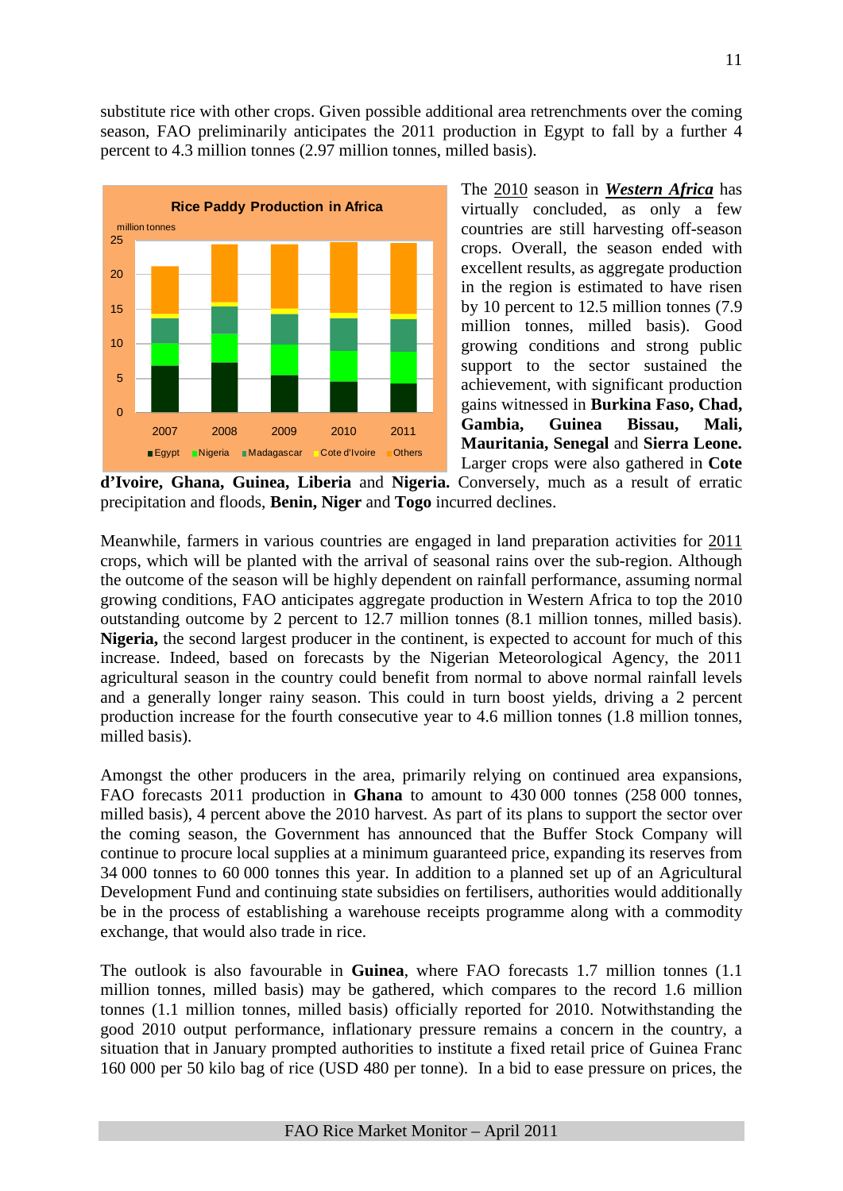substitute rice with other crops. Given possible additional area retrenchments over the coming season, FAO preliminarily anticipates the 2011 production in Egypt to fall by a further 4 percent to 4.3 million tonnes (2.97 million tonnes, milled basis).

The 2010 season in ***Western Africa*** has virtually concluded, as only a few countries are still harvesting off-season crops. Overall, the season ended with excellent results, as aggregate production in the region is estimated to have risen by 10 percent to 12.5 million tonnes (7.9 million tonnes, milled basis). Good growing conditions and strong public support to the sector sustained the achievement, with significant production gains witnessed in **Burkina Faso, Chad, Gambia, Guinea Bissau, Mali, Mauritania, Senegal** and **Sierra Leone.** Larger crops were also gathered in **Cote d'Ivoire, Ghana, Guinea, Liberia** and **Nigeria.** Conversely, much as a result of erratic precipitation and floods, **Benin, Niger** and **Togo** incurred declines.

Meanwhile, farmers in various countries are engaged in land preparation activities for 2011 crops, which will be planted with the arrival of seasonal rains over the sub-region. Although the outcome of the season will be highly dependent on rainfall performance, assuming normal growing conditions, FAO anticipates aggregate production in Western Africa to top the 2010 outstanding outcome by 2 percent to 12.7 million tonnes (8.1 million tonnes, milled basis). **Nigeria,** the second largest producer in the continent, is expected to account for much of this increase. Indeed, based on forecasts by the Nigerian Meteorological Agency, the 2011 agricultural season in the country could benefit from normal to above normal rainfall levels and a generally longer rainy season. This could in turn boost yields, driving a 2 percent production increase for the fourth consecutive year to 4.6 million tonnes (1.8 million tonnes, milled basis).

Amongst the other producers in the area, primarily relying on continued area expansions, FAO forecasts 2011 production in **Ghana** to amount to 430 000 tonnes (258 000 tonnes, milled basis), 4 percent above the 2010 harvest. As part of its plans to support the sector over the coming season, the Government has announced that the Buffer Stock Company will continue to procure local supplies at a minimum guaranteed price, expanding its reserves from 34 000 tonnes to 60 000 tonnes this year. In addition to a planned set up of an Agricultural Development Fund and continuing state subsidies on fertilisers, authorities would additionally be in the process of establishing a warehouse receipts programme along with a commodity exchange, that would also trade in rice.

The outlook is also favourable in **Guinea**, where FAO forecasts 1.7 million tonnes (1.1 million tonnes, milled basis) may be gathered, which compares to the record 1.6 million tonnes (1.1 million tonnes, milled basis) officially reported for 2010. Notwithstanding the good 2010 output performance, inflationary pressure remains a concern in the country, a situation that in January prompted authorities to institute a fixed retail price of Guinea Franc 160 000 per 50 kilo bag of rice (USD 480 per tonne). In a bid to ease pressure on prices, the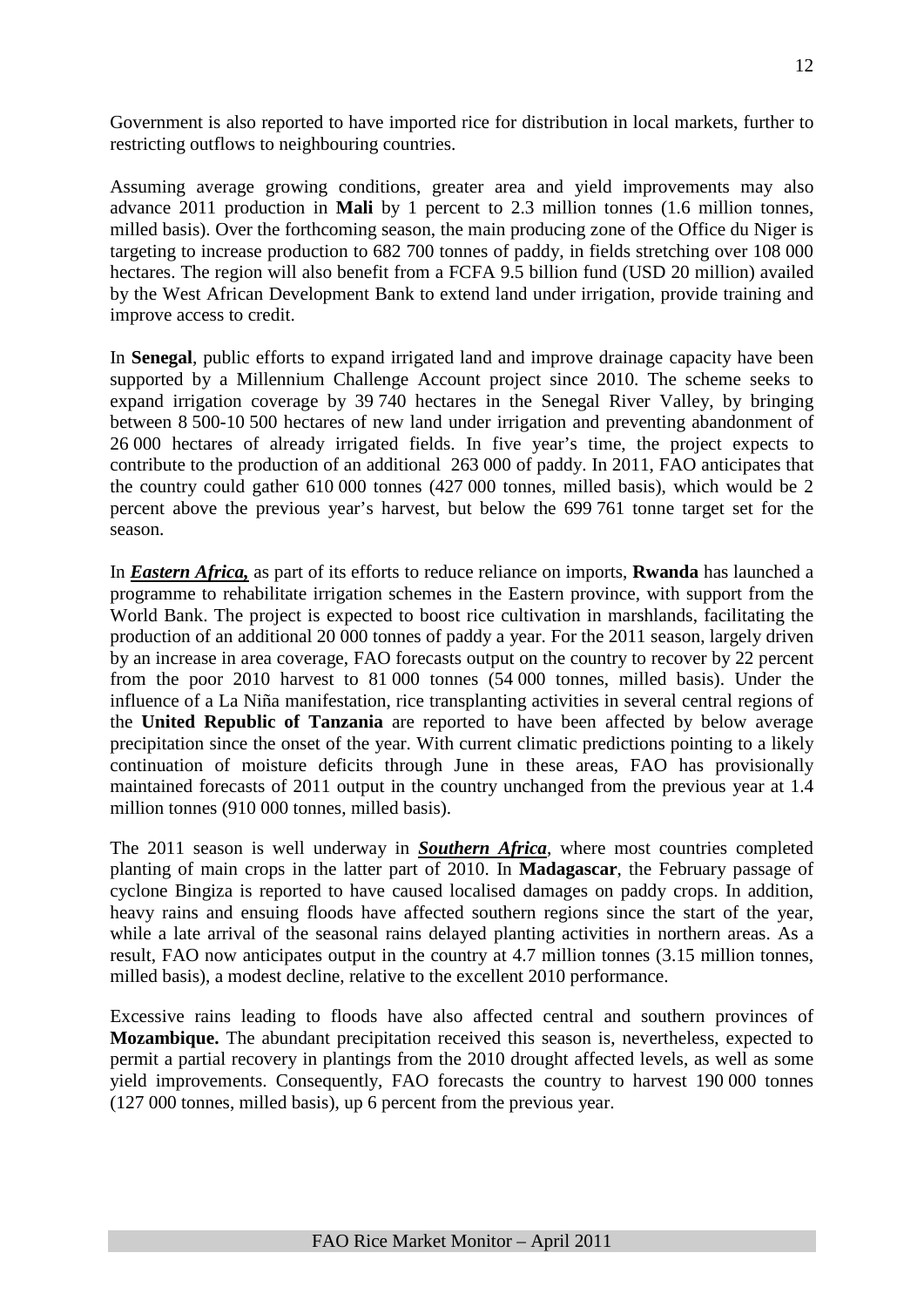Government is also reported to have imported rice for distribution in local markets, further to restricting outflows to neighbouring countries.

Assuming average growing conditions, greater area and yield improvements may also advance 2011 production in **Mali** by 1 percent to 2.3 million tonnes (1.6 million tonnes, milled basis). Over the forthcoming season, the main producing zone of the Office du Niger is targeting to increase production to 682 700 tonnes of paddy, in fields stretching over 108 000 hectares. The region will also benefit from a FCFA 9.5 billion fund (USD 20 million) availed by the West African Development Bank to extend land under irrigation, provide training and improve access to credit.

In **Senegal**, public efforts to expand irrigated land and improve drainage capacity have been supported by a Millennium Challenge Account project since 2010. The scheme seeks to expand irrigation coverage by 39 740 hectares in the Senegal River Valley, by bringing between 8 500-10 500 hectares of new land under irrigation and preventing abandonment of 26 000 hectares of already irrigated fields. In five year's time, the project expects to contribute to the production of an additional 263 000 of paddy. In 2011, FAO anticipates that the country could gather 610 000 tonnes (427 000 tonnes, milled basis), which would be 2 percent above the previous year's harvest, but below the 699 761 tonne target set for the season.

In ***Eastern Africa,*** as part of its efforts to reduce reliance on imports, **Rwanda** has launched a programme to rehabilitate irrigation schemes in the Eastern province, with support from the World Bank. The project is expected to boost rice cultivation in marshlands, facilitating the production of an additional 20 000 tonnes of paddy a year. For the 2011 season, largely driven by an increase in area coverage, FAO forecasts output on the country to recover by 22 percent from the poor 2010 harvest to 81 000 tonnes (54 000 tonnes, milled basis). Under the influence of a La Niña manifestation, rice transplanting activities in several central regions of the **United Republic of Tanzania** are reported to have been affected by below average precipitation since the onset of the year. With current climatic predictions pointing to a likely continuation of moisture deficits through June in these areas, FAO has provisionally maintained forecasts of 2011 output in the country unchanged from the previous year at 1.4 million tonnes (910 000 tonnes, milled basis).

The 2011 season is well underway in ***Southern Africa***, where most countries completed planting of main crops in the latter part of 2010. In **Madagascar**, the February passage of cyclone Bingiza is reported to have caused localised damages on paddy crops. In addition, heavy rains and ensuing floods have affected southern regions since the start of the year, while a late arrival of the seasonal rains delayed planting activities in northern areas. As a result, FAO now anticipates output in the country at 4.7 million tonnes (3.15 million tonnes, milled basis), a modest decline, relative to the excellent 2010 performance.

Excessive rains leading to floods have also affected central and southern provinces of **Mozambique.** The abundant precipitation received this season is, nevertheless, expected to permit a partial recovery in plantings from the 2010 drought affected levels, as well as some yield improvements. Consequently, FAO forecasts the country to harvest 190 000 tonnes (127 000 tonnes, milled basis), up 6 percent from the previous year.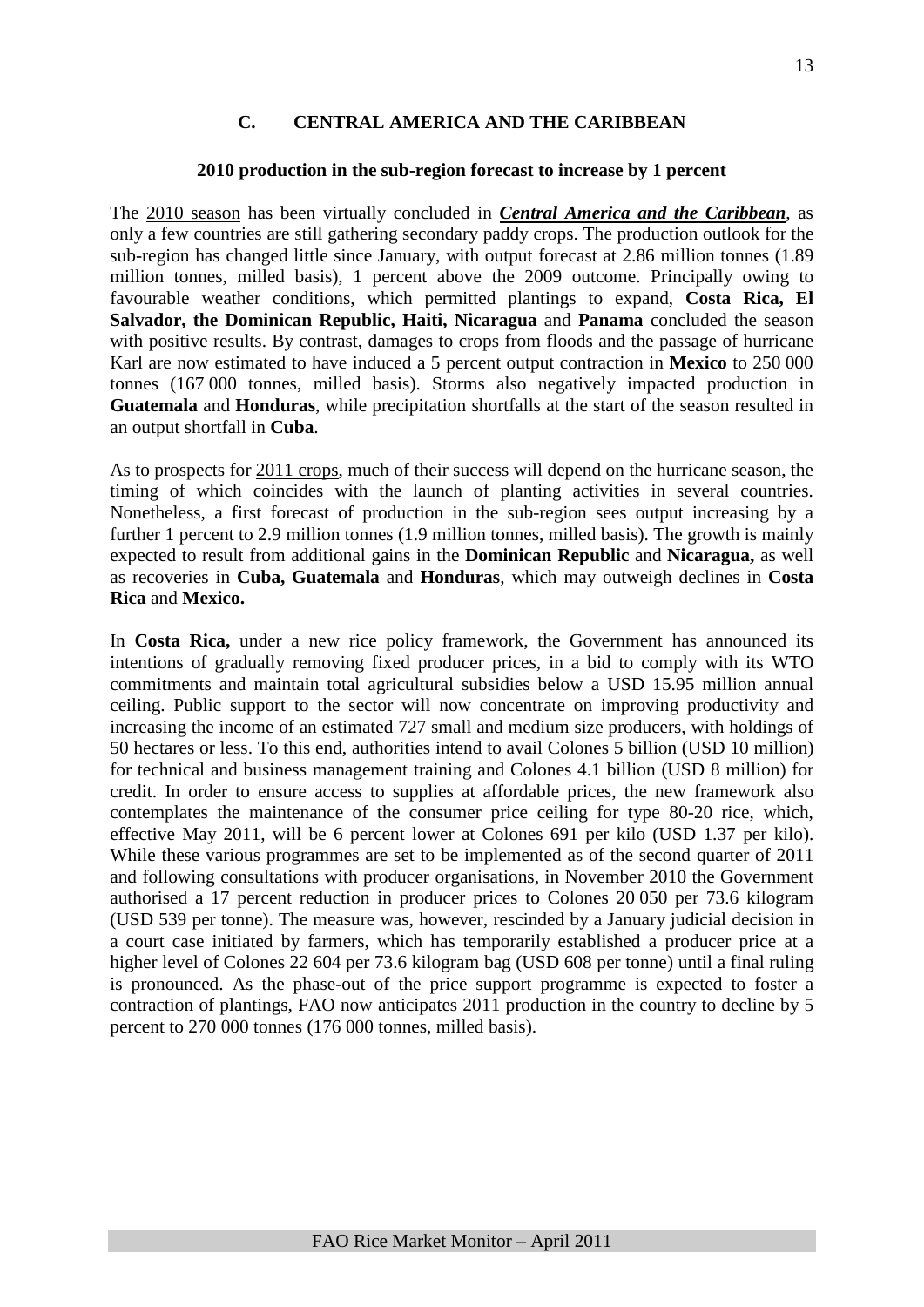## C. CENTRAL AMERICA AND THE CARIBBEAN

### 2010 production in the sub-region forecast to increase by 1 percent

The 2010 season has been virtually concluded in ***Central America and the Caribbean***, as only a few countries are still gathering secondary paddy crops. The production outlook for the sub-region has changed little since January, with output forecast at 2.86 million tonnes (1.89 million tonnes, milled basis), 1 percent above the 2009 outcome. Principally owing to favourable weather conditions, which permitted plantings to expand, **Costa Rica, El Salvador, the Dominican Republic, Haiti, Nicaragua** and **Panama** concluded the season with positive results. By contrast, damages to crops from floods and the passage of hurricane Karl are now estimated to have induced a 5 percent output contraction in **Mexico** to 250 000 tonnes (167 000 tonnes, milled basis). Storms also negatively impacted production in **Guatemala** and **Honduras**, while precipitation shortfalls at the start of the season resulted in an output shortfall in **Cuba**.

As to prospects for 2011 crops, much of their success will depend on the hurricane season, the timing of which coincides with the launch of planting activities in several countries. Nonetheless, a first forecast of production in the sub-region sees output increasing by a further 1 percent to 2.9 million tonnes (1.9 million tonnes, milled basis). The growth is mainly expected to result from additional gains in the **Dominican Republic** and **Nicaragua,** as well as recoveries in **Cuba, Guatemala** and **Honduras**, which may outweigh declines in **Costa Rica** and **Mexico.**

In **Costa Rica,** under a new rice policy framework, the Government has announced its intentions of gradually removing fixed producer prices, in a bid to comply with its WTO commitments and maintain total agricultural subsidies below a USD 15.95 million annual ceiling. Public support to the sector will now concentrate on improving productivity and increasing the income of an estimated 727 small and medium size producers, with holdings of 50 hectares or less. To this end, authorities intend to avail Colones 5 billion (USD 10 million) for technical and business management training and Colones 4.1 billion (USD 8 million) for credit. In order to ensure access to supplies at affordable prices, the new framework also contemplates the maintenance of the consumer price ceiling for type 80-20 rice, which, effective May 2011, will be 6 percent lower at Colones 691 per kilo (USD 1.37 per kilo). While these various programmes are set to be implemented as of the second quarter of 2011 and following consultations with producer organisations, in November 2010 the Government authorised a 17 percent reduction in producer prices to Colones 20 050 per 73.6 kilogram (USD 539 per tonne). The measure was, however, rescinded by a January judicial decision in a court case initiated by farmers, which has temporarily established a producer price at a higher level of Colones 22 604 per 73.6 kilogram bag (USD 608 per tonne) until a final ruling is pronounced. As the phase-out of the price support programme is expected to foster a contraction of plantings, FAO now anticipates 2011 production in the country to decline by 5 percent to 270 000 tonnes (176 000 tonnes, milled basis).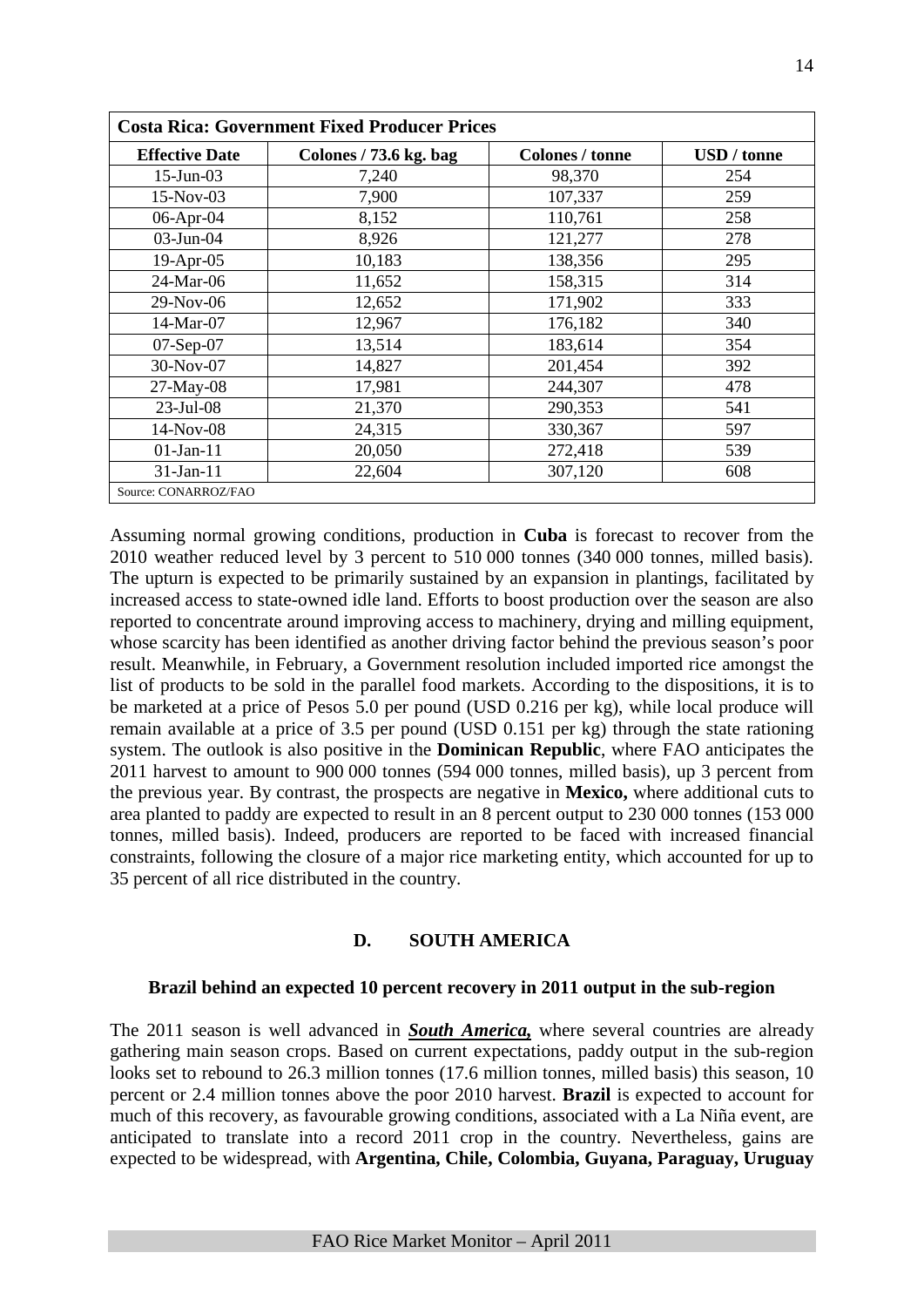| Costa Rica: Government Fixed Producer Prices | | | |
|---|---|---|---|
| **Effective Date** | **Colones / 73.6 kg. bag** | **Colones / tonne** | **USD / tonne** |
| 15-Jun-03 | 7,240 | 98,370 | 254 |
| 15-Nov-03 | 7,900 | 107,337 | 259 |
| 06-Apr-04 | 8,152 | 110,761 | 258 |
| 03-Jun-04 | 8,926 | 121,277 | 278 |
| 19-Apr-05 | 10,183 | 138,356 | 295 |
| 24-Mar-06 | 11,652 | 158,315 | 314 |
| 29-Nov-06 | 12,652 | 171,902 | 333 |
| 14-Mar-07 | 12,967 | 176,182 | 340 |
| 07-Sep-07 | 13,514 | 183,614 | 354 |
| 30-Nov-07 | 14,827 | 201,454 | 392 |
| 27-May-08 | 17,981 | 244,307 | 478 |
| 23-Jul-08 | 21,370 | 290,353 | 541 |
| 14-Nov-08 | 24,315 | 330,367 | 597 |
| 01-Jan-11 | 20,050 | 272,418 | 539 |
| 31-Jan-11 | 22,604 | 307,120 | 608 |

Source: CONARROZ/FAO

Assuming normal growing conditions, production in **Cuba** is forecast to recover from the 2010 weather reduced level by 3 percent to 510 000 tonnes (340 000 tonnes, milled basis). The upturn is expected to be primarily sustained by an expansion in plantings, facilitated by increased access to state-owned idle land. Efforts to boost production over the season are also reported to concentrate around improving access to machinery, drying and milling equipment, whose scarcity has been identified as another driving factor behind the previous season's poor result. Meanwhile, in February, a Government resolution included imported rice amongst the list of products to be sold in the parallel food markets. According to the dispositions, it is to be marketed at a price of Pesos 5.0 per pound (USD 0.216 per kg), while local produce will remain available at a price of 3.5 per pound (USD 0.151 per kg) through the state rationing system. The outlook is also positive in the **Dominican Republic**, where FAO anticipates the 2011 harvest to amount to 900 000 tonnes (594 000 tonnes, milled basis), up 3 percent from the previous year. By contrast, the prospects are negative in **Mexico,** where additional cuts to area planted to paddy are expected to result in an 8 percent output to 230 000 tonnes (153 000 tonnes, milled basis). Indeed, producers are reported to be faced with increased financial constraints, following the closure of a major rice marketing entity, which accounted for up to 35 percent of all rice distributed in the country.

## D. SOUTH AMERICA

### Brazil behind an expected 10 percent recovery in 2011 output in the sub-region

The 2011 season is well advanced in ***South America,*** where several countries are already gathering main season crops. Based on current expectations, paddy output in the sub-region looks set to rebound to 26.3 million tonnes (17.6 million tonnes, milled basis) this season, 10 percent or 2.4 million tonnes above the poor 2010 harvest. **Brazil** is expected to account for much of this recovery, as favourable growing conditions, associated with a La Niña event, are anticipated to translate into a record 2011 crop in the country. Nevertheless, gains are expected to be widespread, with **Argentina, Chile, Colombia, Guyana, Paraguay, Uruguay**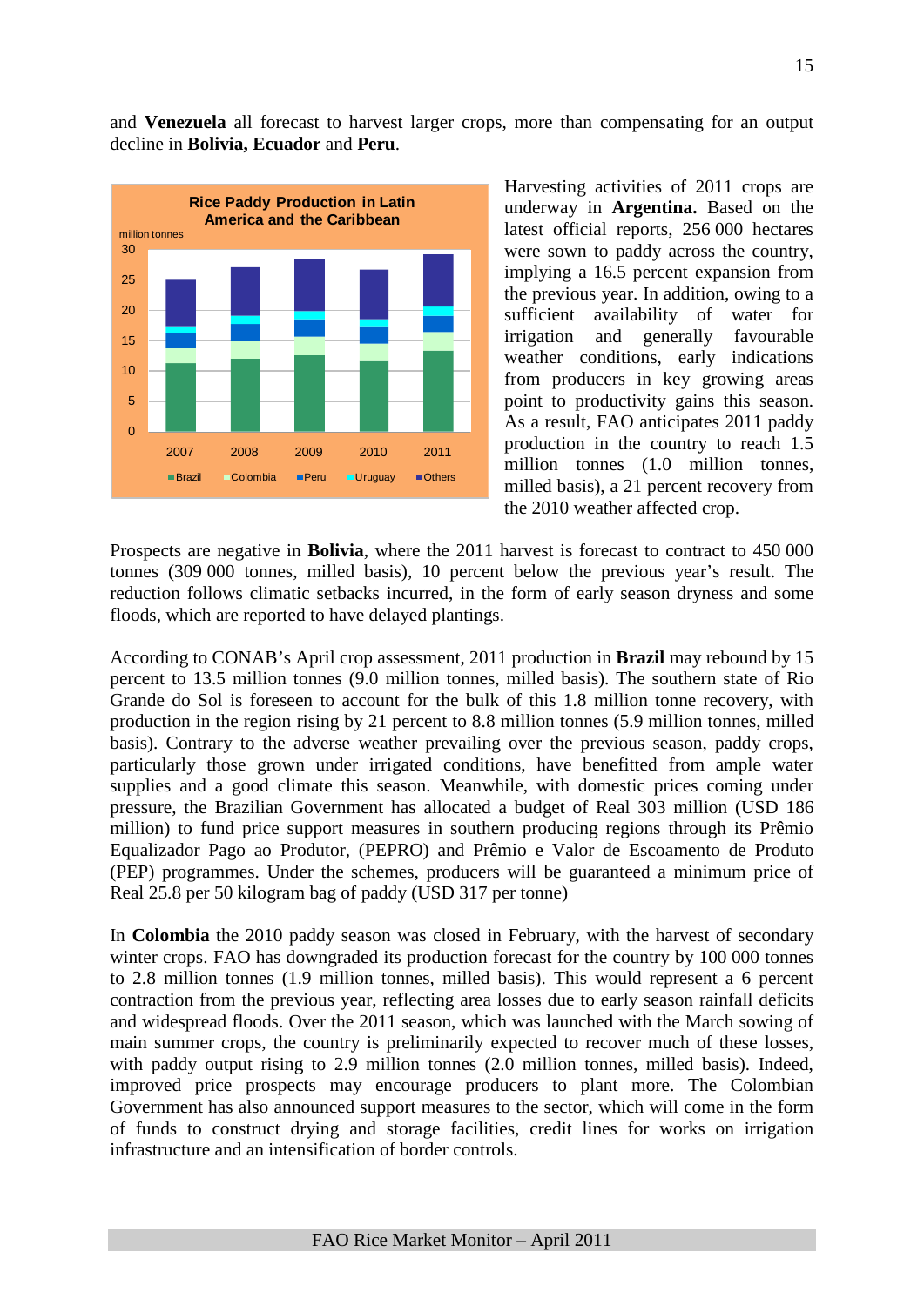and **Venezuela** all forecast to harvest larger crops, more than compensating for an output decline in **Bolivia, Ecuador** and **Peru**.

Harvesting activities of 2011 crops are underway in **Argentina.** Based on the latest official reports, 256 000 hectares were sown to paddy across the country, implying a 16.5 percent expansion from the previous year. In addition, owing to a sufficient availability of water for irrigation and generally favourable weather conditions, early indications from producers in key growing areas point to productivity gains this season. As a result, FAO anticipates 2011 paddy production in the country to reach 1.5 million tonnes (1.0 million tonnes, milled basis), a 21 percent recovery from the 2010 weather affected crop.

Prospects are negative in **Bolivia**, where the 2011 harvest is forecast to contract to 450 000 tonnes (309 000 tonnes, milled basis), 10 percent below the previous year's result. The reduction follows climatic setbacks incurred, in the form of early season dryness and some floods, which are reported to have delayed plantings.

According to CONAB's April crop assessment, 2011 production in **Brazil** may rebound by 15 percent to 13.5 million tonnes (9.0 million tonnes, milled basis). The southern state of Rio Grande do Sol is foreseen to account for the bulk of this 1.8 million tonne recovery, with production in the region rising by 21 percent to 8.8 million tonnes (5.9 million tonnes, milled basis). Contrary to the adverse weather prevailing over the previous season, paddy crops, particularly those grown under irrigated conditions, have benefitted from ample water supplies and a good climate this season. Meanwhile, with domestic prices coming under pressure, the Brazilian Government has allocated a budget of Real 303 million (USD 186 million) to fund price support measures in southern producing regions through its Prêmio Equalizador Pago ao Produtor, (PEPRO) and Prêmio e Valor de Escoamento de Produto (PEP) programmes. Under the schemes, producers will be guaranteed a minimum price of Real 25.8 per 50 kilogram bag of paddy (USD 317 per tonne)

In **Colombia** the 2010 paddy season was closed in February, with the harvest of secondary winter crops. FAO has downgraded its production forecast for the country by 100 000 tonnes to 2.8 million tonnes (1.9 million tonnes, milled basis). This would represent a 6 percent contraction from the previous year, reflecting area losses due to early season rainfall deficits and widespread floods. Over the 2011 season, which was launched with the March sowing of main summer crops, the country is preliminarily expected to recover much of these losses, with paddy output rising to 2.9 million tonnes (2.0 million tonnes, milled basis). Indeed, improved price prospects may encourage producers to plant more. The Colombian Government has also announced support measures to the sector, which will come in the form of funds to construct drying and storage facilities, credit lines for works on irrigation infrastructure and an intensification of border controls.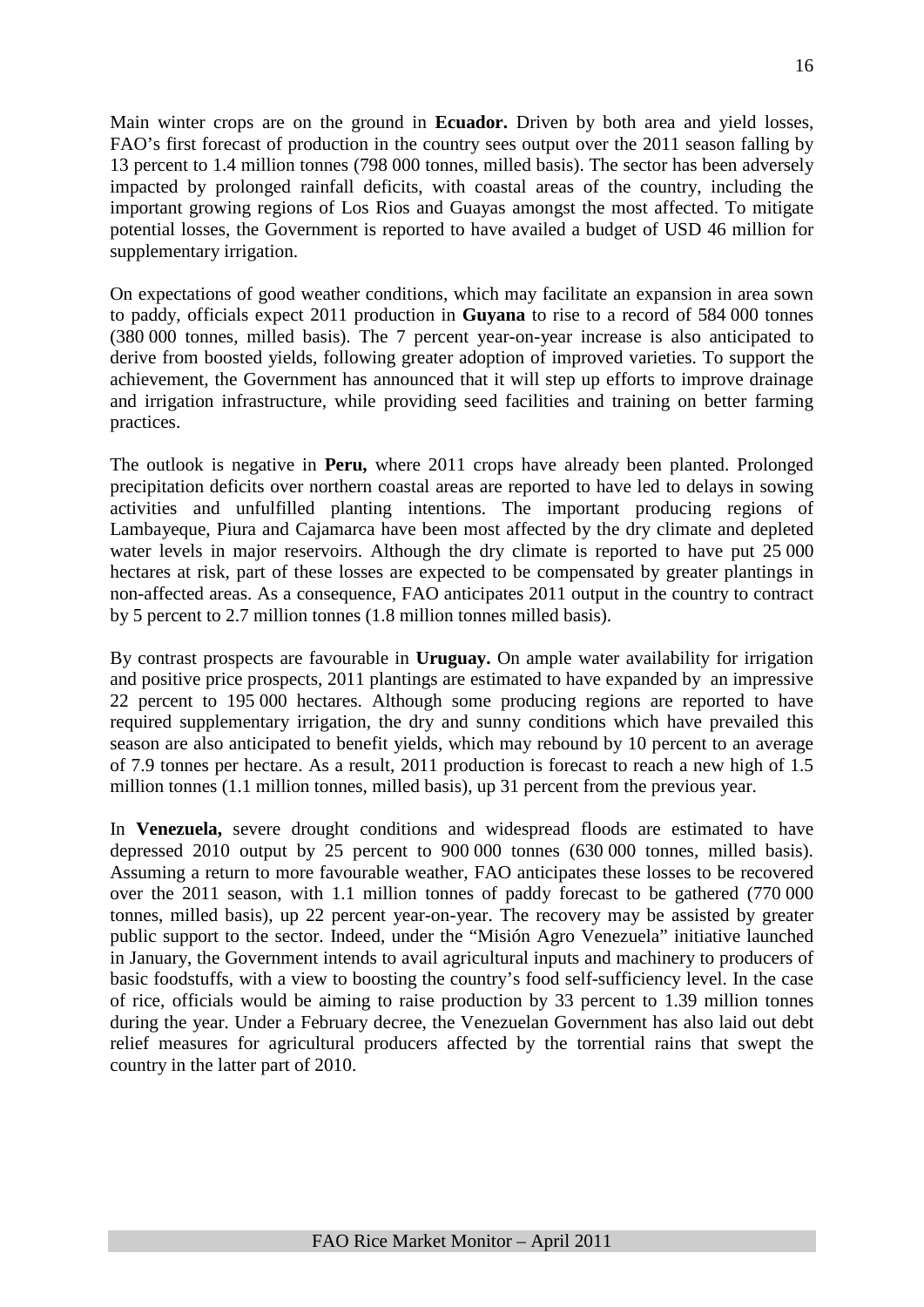Main winter crops are on the ground in **Ecuador.** Driven by both area and yield losses, FAO's first forecast of production in the country sees output over the 2011 season falling by 13 percent to 1.4 million tonnes (798 000 tonnes, milled basis). The sector has been adversely impacted by prolonged rainfall deficits, with coastal areas of the country, including the important growing regions of Los Rios and Guayas amongst the most affected. To mitigate potential losses, the Government is reported to have availed a budget of USD 46 million for supplementary irrigation.

On expectations of good weather conditions, which may facilitate an expansion in area sown to paddy, officials expect 2011 production in **Guyana** to rise to a record of 584 000 tonnes (380 000 tonnes, milled basis). The 7 percent year-on-year increase is also anticipated to derive from boosted yields, following greater adoption of improved varieties. To support the achievement, the Government has announced that it will step up efforts to improve drainage and irrigation infrastructure, while providing seed facilities and training on better farming practices.

The outlook is negative in **Peru,** where 2011 crops have already been planted. Prolonged precipitation deficits over northern coastal areas are reported to have led to delays in sowing activities and unfulfilled planting intentions. The important producing regions of Lambayeque, Piura and Cajamarca have been most affected by the dry climate and depleted water levels in major reservoirs. Although the dry climate is reported to have put 25 000 hectares at risk, part of these losses are expected to be compensated by greater plantings in non-affected areas. As a consequence, FAO anticipates 2011 output in the country to contract by 5 percent to 2.7 million tonnes (1.8 million tonnes milled basis).

By contrast prospects are favourable in **Uruguay.** On ample water availability for irrigation and positive price prospects, 2011 plantings are estimated to have expanded by an impressive 22 percent to 195 000 hectares. Although some producing regions are reported to have required supplementary irrigation, the dry and sunny conditions which have prevailed this season are also anticipated to benefit yields, which may rebound by 10 percent to an average of 7.9 tonnes per hectare. As a result, 2011 production is forecast to reach a new high of 1.5 million tonnes (1.1 million tonnes, milled basis), up 31 percent from the previous year.

In **Venezuela,** severe drought conditions and widespread floods are estimated to have depressed 2010 output by 25 percent to 900 000 tonnes (630 000 tonnes, milled basis). Assuming a return to more favourable weather, FAO anticipates these losses to be recovered over the 2011 season, with 1.1 million tonnes of paddy forecast to be gathered (770 000 tonnes, milled basis), up 22 percent year-on-year. The recovery may be assisted by greater public support to the sector. Indeed, under the "Misión Agro Venezuela" initiative launched in January, the Government intends to avail agricultural inputs and machinery to producers of basic foodstuffs, with a view to boosting the country's food self-sufficiency level. In the case of rice, officials would be aiming to raise production by 33 percent to 1.39 million tonnes during the year. Under a February decree, the Venezuelan Government has also laid out debt relief measures for agricultural producers affected by the torrential rains that swept the country in the latter part of 2010.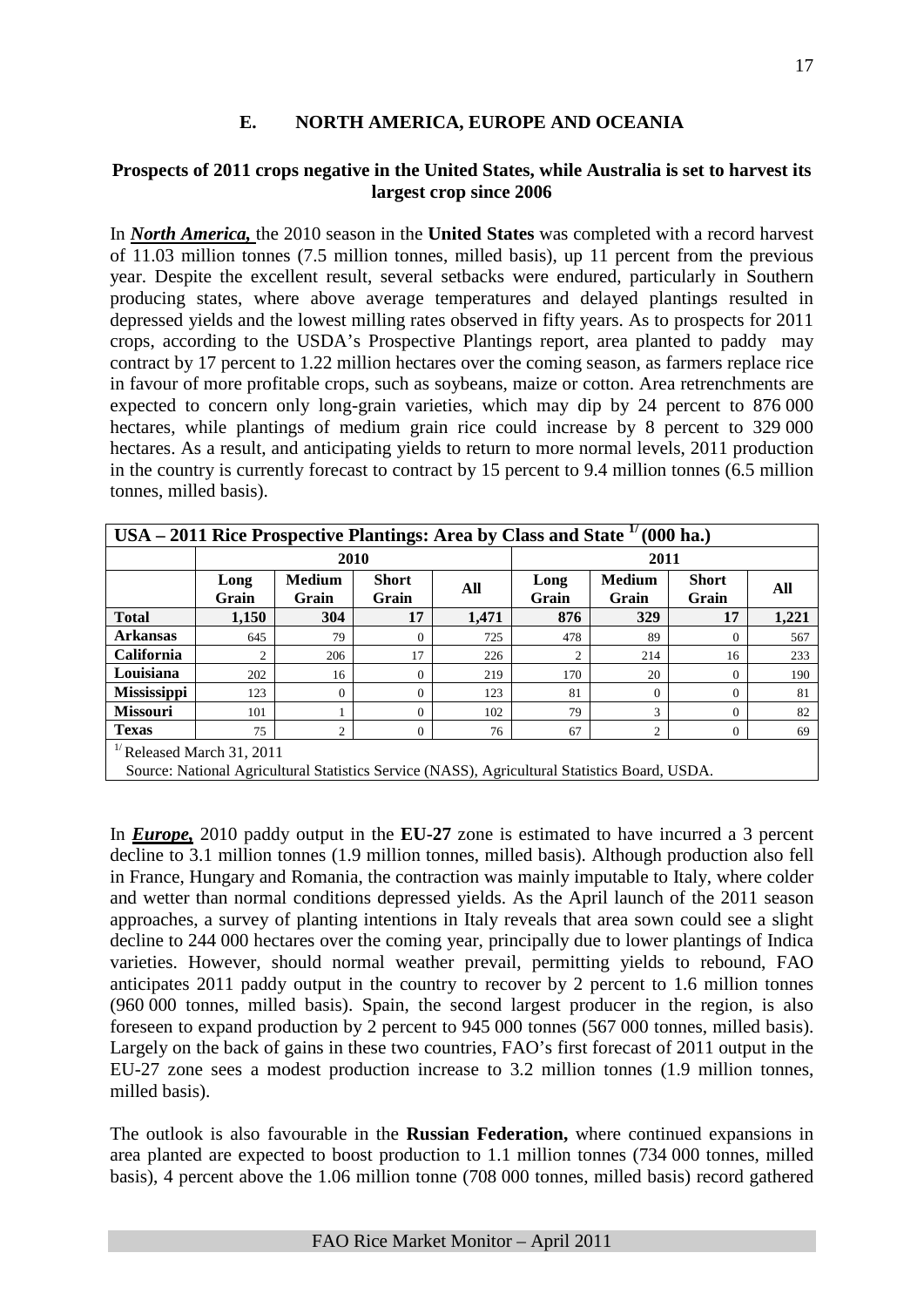## E. NORTH AMERICA, EUROPE AND OCEANIA

### Prospects of 2011 crops negative in the United States, while Australia is set to harvest its largest crop since 2006

In ***North America,*** the 2010 season in the **United States** was completed with a record harvest of 11.03 million tonnes (7.5 million tonnes, milled basis), up 11 percent from the previous year. Despite the excellent result, several setbacks were endured, particularly in Southern producing states, where above average temperatures and delayed plantings resulted in depressed yields and the lowest milling rates observed in fifty years. As to prospects for 2011 crops, according to the USDA's Prospective Plantings report, area planted to paddy may contract by 17 percent to 1.22 million hectares over the coming season, as farmers replace rice in favour of more profitable crops, such as soybeans, maize or cotton. Area retrenchments are expected to concern only long-grain varieties, which may dip by 24 percent to 876 000 hectares, while plantings of medium grain rice could increase by 8 percent to 329 000 hectares. As a result, and anticipating yields to return to more normal levels, 2011 production in the country is currently forecast to contract by 15 percent to 9.4 million tonnes (6.5 million tonnes, milled basis).

**USA – 2011 Rice Prospective Plantings: Area by Class and State [1/] (000 ha.)**

| | 2010 | | | | 2011 | | | |
|---|---|---|---|---|---|---|---|---|
| | **Long Grain** | **Medium Grain** | **Short Grain** | **All** | **Long Grain** | **Medium Grain** | **Short Grain** | **All** |
| **Total** | **1,150** | **304** | **17** | **1,471** | **876** | **329** | **17** | **1,221** |
| **Arkansas** | 645 | 79 | 0 | 725 | 478 | 89 | 0 | 567 |
| **California** | 2 | 206 | 17 | 226 | 2 | 214 | 16 | 233 |
| **Louisiana** | 202 | 16 | 0 | 219 | 170 | 20 | 0 | 190 |
| **Mississippi** | 123 | 0 | 0 | 123 | 81 | 0 | 0 | 81 |
| **Missouri** | 101 | 1 | 0 | 102 | 79 | 3 | 0 | 82 |
| **Texas** | 75 | 2 | 0 | 76 | 67 | 2 | 0 | 69 |

[1/] Released March 31, 2011
Source: National Agricultural Statistics Service (NASS), Agricultural Statistics Board, USDA.

In ***Europe,*** 2010 paddy output in the **EU-27** zone is estimated to have incurred a 3 percent decline to 3.1 million tonnes (1.9 million tonnes, milled basis). Although production also fell in France, Hungary and Romania, the contraction was mainly imputable to Italy, where colder and wetter than normal conditions depressed yields. As the April launch of the 2011 season approaches, a survey of planting intentions in Italy reveals that area sown could see a slight decline to 244 000 hectares over the coming year, principally due to lower plantings of Indica varieties. However, should normal weather prevail, permitting yields to rebound, FAO anticipates 2011 paddy output in the country to recover by 2 percent to 1.6 million tonnes (960 000 tonnes, milled basis). Spain, the second largest producer in the region, is also foreseen to expand production by 2 percent to 945 000 tonnes (567 000 tonnes, milled basis). Largely on the back of gains in these two countries, FAO's first forecast of 2011 output in the EU-27 zone sees a modest production increase to 3.2 million tonnes (1.9 million tonnes, milled basis).

The outlook is also favourable in the **Russian Federation,** where continued expansions in area planted are expected to boost production to 1.1 million tonnes (734 000 tonnes, milled basis), 4 percent above the 1.06 million tonne (708 000 tonnes, milled basis) record gathered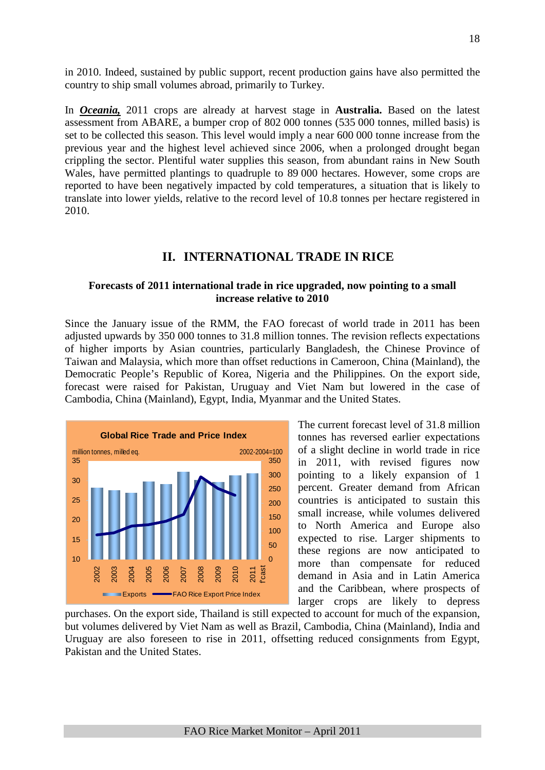in 2010. Indeed, sustained by public support, recent production gains have also permitted the country to ship small volumes abroad, primarily to Turkey.

In ***Oceania,*** 2011 crops are already at harvest stage in **Australia.** Based on the latest assessment from ABARE, a bumper crop of 802 000 tonnes (535 000 tonnes, milled basis) is set to be collected this season. This level would imply a near 600 000 tonne increase from the previous year and the highest level achieved since 2006, when a prolonged drought began crippling the sector. Plentiful water supplies this season, from abundant rains in New South Wales, have permitted plantings to quadruple to 89 000 hectares. However, some crops are reported to have been negatively impacted by cold temperatures, a situation that is likely to translate into lower yields, relative to the record level of 10.8 tonnes per hectare registered in 2010.

## II. INTERNATIONAL TRADE IN RICE

### Forecasts of 2011 international trade in rice upgraded, now pointing to a small increase relative to 2010

Since the January issue of the RMM, the FAO forecast of world trade in 2011 has been adjusted upwards by 350 000 tonnes to 31.8 million tonnes. The revision reflects expectations of higher imports by Asian countries, particularly Bangladesh, the Chinese Province of Taiwan and Malaysia, which more than offset reductions in Cameroon, China (Mainland), the Democratic People's Republic of Korea, Nigeria and the Philippines. On the export side, forecast were raised for Pakistan, Uruguay and Viet Nam but lowered in the case of Cambodia, China (Mainland), Egypt, India, Myanmar and the United States.

**Global Rice Trade and Price Index**

million tonnes, milled eq. — 2002-2004=100

Exports — FAO Rice Export Price Index

(Years: 2002, 2003, 2004, 2005, 2006, 2007, 2008, 2009, 2010, 2011 f'cast)

The current forecast level of 31.8 million tonnes has reversed earlier expectations of a slight decline in world trade in rice in 2011, with revised figures now pointing to a likely expansion of 1 percent. Greater demand from African countries is anticipated to sustain this small increase, while volumes delivered to North America and Europe also expected to rise. Larger shipments to these regions are now anticipated to more than compensate for reduced demand in Asia and in Latin America and the Caribbean, where prospects of larger crops are likely to depress purchases. On the export side, Thailand is still expected to account for much of the expansion, but volumes delivered by Viet Nam as well as Brazil, Cambodia, China (Mainland), India and Uruguay are also foreseen to rise in 2011, offsetting reduced consignments from Egypt, Pakistan and the United States.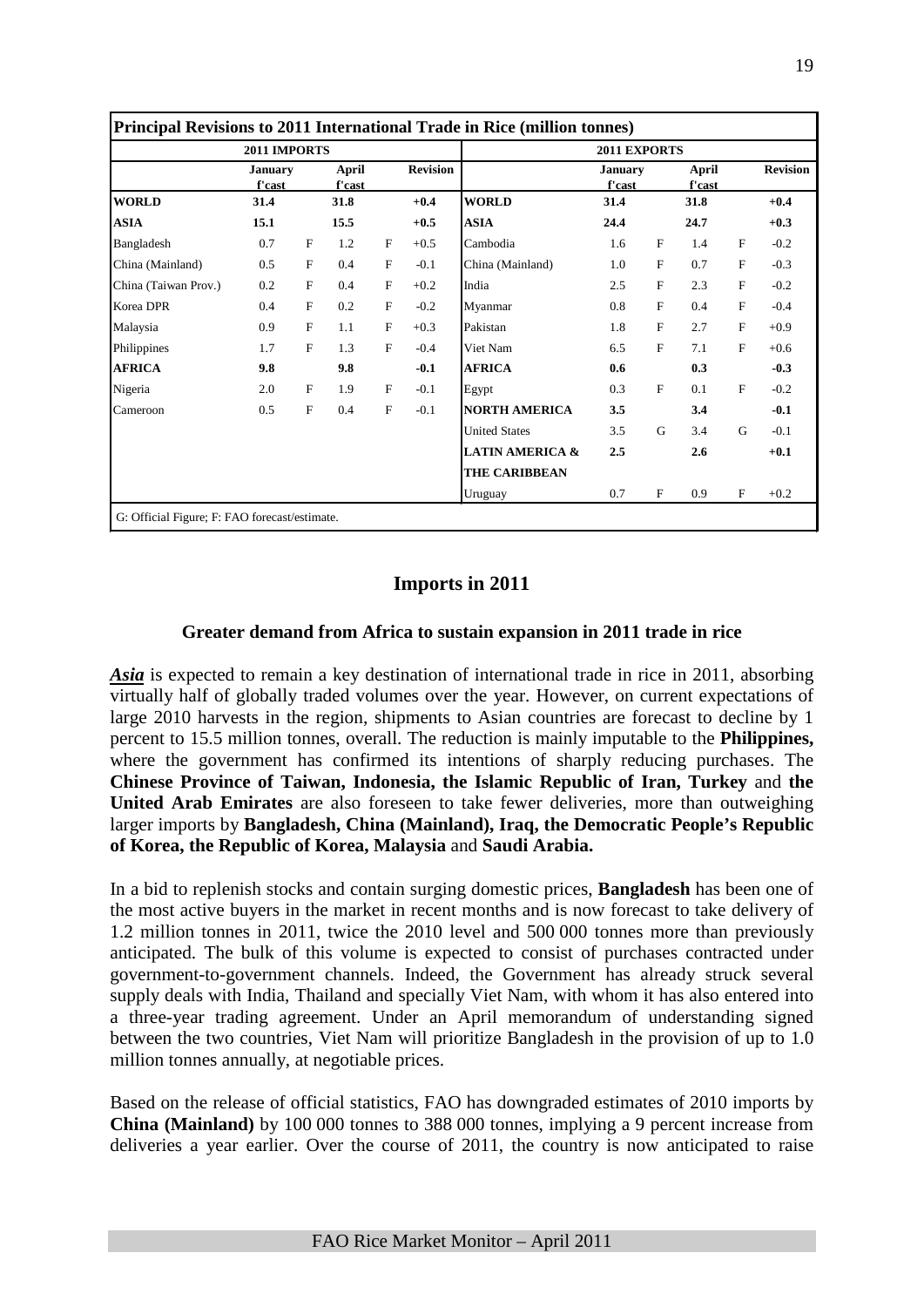**Principal Revisions to 2011 International Trade in Rice (million tonnes)**

| 2011 IMPORTS | | | | | | 2011 EXPORTS | | | | | |
|---|---|---|---|---|---|---|---|---|---|---|---|
| | January f'cast | | April f'cast | | Revision | | January f'cast | | April f'cast | | Revision |
| **WORLD** | **31.4** | | **31.8** | | **+0.4** | **WORLD** | **31.4** | | **31.8** | | **+0.4** |
| **ASIA** | **15.1** | | **15.5** | | **+0.5** | **ASIA** | **24.4** | | **24.7** | | **+0.3** |
| Bangladesh | 0.7 | F | 1.2 | F | +0.5 | Cambodia | 1.6 | F | 1.4 | F | -0.2 |
| China (Mainland) | 0.5 | F | 0.4 | F | -0.1 | China (Mainland) | 1.0 | F | 0.7 | F | -0.3 |
| China (Taiwan Prov.) | 0.2 | F | 0.4 | F | +0.2 | India | 2.5 | F | 2.3 | F | -0.2 |
| Korea DPR | 0.4 | F | 0.2 | F | -0.2 | Myanmar | 0.8 | F | 0.4 | F | -0.4 |
| Malaysia | 0.9 | F | 1.1 | F | +0.3 | Pakistan | 1.8 | F | 2.7 | F | +0.9 |
| Philippines | 1.7 | F | 1.3 | F | -0.4 | Viet Nam | 6.5 | F | 7.1 | F | +0.6 |
| **AFRICA** | **9.8** | | **9.8** | | **-0.1** | **AFRICA** | **0.6** | | **0.3** | | **-0.3** |
| Nigeria | 2.0 | F | 1.9 | F | -0.1 | Egypt | 0.3 | F | 0.1 | F | -0.2 |
| Cameroon | 0.5 | F | 0.4 | F | -0.1 | **NORTH AMERICA** | **3.5** | | **3.4** | | **-0.1** |
| | | | | | | United States | 3.5 | G | 3.4 | G | -0.1 |
| | | | | | | **LATIN AMERICA & THE CARIBBEAN** | **2.5** | | **2.6** | | **+0.1** |
| | | | | | | Uruguay | 0.7 | F | 0.9 | F | +0.2 |

G: Official Figure; F: FAO forecast/estimate.

## Imports in 2011

### Greater demand from Africa to sustain expansion in 2011 trade in rice

***Asia*** is expected to remain a key destination of international trade in rice in 2011, absorbing virtually half of globally traded volumes over the year. However, on current expectations of large 2010 harvests in the region, shipments to Asian countries are forecast to decline by 1 percent to 15.5 million tonnes, overall. The reduction is mainly imputable to the **Philippines,** where the government has confirmed its intentions of sharply reducing purchases. The **Chinese Province of Taiwan, Indonesia, the Islamic Republic of Iran, Turkey** and **the United Arab Emirates** are also foreseen to take fewer deliveries, more than outweighing larger imports by **Bangladesh, China (Mainland), Iraq, the Democratic People's Republic of Korea, the Republic of Korea, Malaysia** and **Saudi Arabia.**

In a bid to replenish stocks and contain surging domestic prices, **Bangladesh** has been one of the most active buyers in the market in recent months and is now forecast to take delivery of 1.2 million tonnes in 2011, twice the 2010 level and 500 000 tonnes more than previously anticipated. The bulk of this volume is expected to consist of purchases contracted under government-to-government channels. Indeed, the Government has already struck several supply deals with India, Thailand and specially Viet Nam, with whom it has also entered into a three-year trading agreement. Under an April memorandum of understanding signed between the two countries, Viet Nam will prioritize Bangladesh in the provision of up to 1.0 million tonnes annually, at negotiable prices.

Based on the release of official statistics, FAO has downgraded estimates of 2010 imports by **China (Mainland)** by 100 000 tonnes to 388 000 tonnes, implying a 9 percent increase from deliveries a year earlier. Over the course of 2011, the country is now anticipated to raise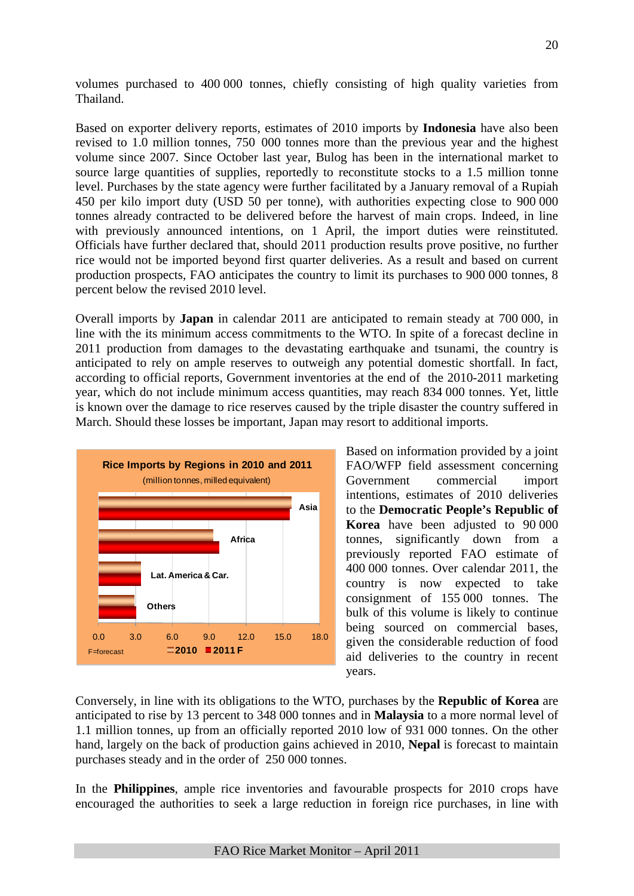volumes purchased to 400 000 tonnes, chiefly consisting of high quality varieties from Thailand.

Based on exporter delivery reports, estimates of 2010 imports by **Indonesia** have also been revised to 1.0 million tonnes, 750 000 tonnes more than the previous year and the highest volume since 2007. Since October last year, Bulog has been in the international market to source large quantities of supplies, reportedly to reconstitute stocks to a 1.5 million tonne level. Purchases by the state agency were further facilitated by a January removal of a Rupiah 450 per kilo import duty (USD 50 per tonne), with authorities expecting close to 900 000 tonnes already contracted to be delivered before the harvest of main crops. Indeed, in line with previously announced intentions, on 1 April, the import duties were reinstituted. Officials have further declared that, should 2011 production results prove positive, no further rice would not be imported beyond first quarter deliveries. As a result and based on current production prospects, FAO anticipates the country to limit its purchases to 900 000 tonnes, 8 percent below the revised 2010 level.

Overall imports by **Japan** in calendar 2011 are anticipated to remain steady at 700 000, in line with the its minimum access commitments to the WTO. In spite of a forecast decline in 2011 production from damages to the devastating earthquake and tsunami, the country is anticipated to rely on ample reserves to outweigh any potential domestic shortfall. In fact, according to official reports, Government inventories at the end of the 2010-2011 marketing year, which do not include minimum access quantities, may reach 834 000 tonnes. Yet, little is known over the damage to rice reserves caused by the triple disaster the country suffered in March. Should these losses be important, Japan may resort to additional imports.

**Rice Imports by Regions in 2010 and 2011**
(million tonnes, milled equivalent)

Chart categories: Asia, Africa, Lat. America & Car., Others; x-axis 0.0 to 18.0; legend: 2010, 2011 F. F=forecast

Based on information provided by a joint FAO/WFP field assessment concerning Government commercial import intentions, estimates of 2010 deliveries to the **Democratic People's Republic of Korea** have been adjusted to 90 000 tonnes, significantly down from a previously reported FAO estimate of 400 000 tonnes. Over calendar 2011, the country is now expected to take consignment of 155 000 tonnes. The bulk of this volume is likely to continue being sourced on commercial bases, given the considerable reduction of food aid deliveries to the country in recent years.

Conversely, in line with its obligations to the WTO, purchases by the **Republic of Korea** are anticipated to rise by 13 percent to 348 000 tonnes and in **Malaysia** to a more normal level of 1.1 million tonnes, up from an officially reported 2010 low of 931 000 tonnes. On the other hand, largely on the back of production gains achieved in 2010, **Nepal** is forecast to maintain purchases steady and in the order of 250 000 tonnes.

In the **Philippines**, ample rice inventories and favourable prospects for 2010 crops have encouraged the authorities to seek a large reduction in foreign rice purchases, in line with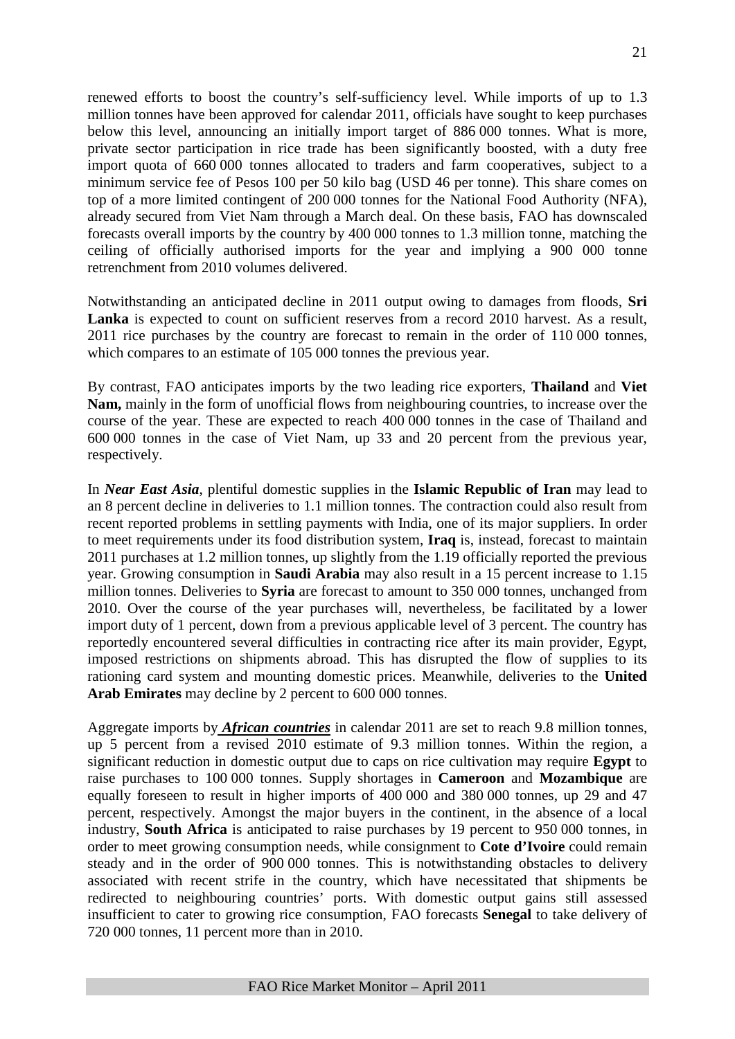renewed efforts to boost the country's self-sufficiency level. While imports of up to 1.3 million tonnes have been approved for calendar 2011, officials have sought to keep purchases below this level, announcing an initially import target of 886 000 tonnes. What is more, private sector participation in rice trade has been significantly boosted, with a duty free import quota of 660 000 tonnes allocated to traders and farm cooperatives, subject to a minimum service fee of Pesos 100 per 50 kilo bag (USD 46 per tonne). This share comes on top of a more limited contingent of 200 000 tonnes for the National Food Authority (NFA), already secured from Viet Nam through a March deal. On these basis, FAO has downscaled forecasts overall imports by the country by 400 000 tonnes to 1.3 million tonne, matching the ceiling of officially authorised imports for the year and implying a 900 000 tonne retrenchment from 2010 volumes delivered.

Notwithstanding an anticipated decline in 2011 output owing to damages from floods, **Sri Lanka** is expected to count on sufficient reserves from a record 2010 harvest. As a result, 2011 rice purchases by the country are forecast to remain in the order of 110 000 tonnes, which compares to an estimate of 105 000 tonnes the previous year.

By contrast, FAO anticipates imports by the two leading rice exporters, **Thailand** and **Viet Nam,** mainly in the form of unofficial flows from neighbouring countries, to increase over the course of the year. These are expected to reach 400 000 tonnes in the case of Thailand and 600 000 tonnes in the case of Viet Nam, up 33 and 20 percent from the previous year, respectively.

In ***Near East Asia***, plentiful domestic supplies in the **Islamic Republic of Iran** may lead to an 8 percent decline in deliveries to 1.1 million tonnes. The contraction could also result from recent reported problems in settling payments with India, one of its major suppliers. In order to meet requirements under its food distribution system, **Iraq** is, instead, forecast to maintain 2011 purchases at 1.2 million tonnes, up slightly from the 1.19 officially reported the previous year. Growing consumption in **Saudi Arabia** may also result in a 15 percent increase to 1.15 million tonnes. Deliveries to **Syria** are forecast to amount to 350 000 tonnes, unchanged from 2010. Over the course of the year purchases will, nevertheless, be facilitated by a lower import duty of 1 percent, down from a previous applicable level of 3 percent. The country has reportedly encountered several difficulties in contracting rice after its main provider, Egypt, imposed restrictions on shipments abroad. This has disrupted the flow of supplies to its rationing card system and mounting domestic prices. Meanwhile, deliveries to the **United Arab Emirates** may decline by 2 percent to 600 000 tonnes.

Aggregate imports by ***African countries*** in calendar 2011 are set to reach 9.8 million tonnes, up 5 percent from a revised 2010 estimate of 9.3 million tonnes. Within the region, a significant reduction in domestic output due to caps on rice cultivation may require **Egypt** to raise purchases to 100 000 tonnes. Supply shortages in **Cameroon** and **Mozambique** are equally foreseen to result in higher imports of 400 000 and 380 000 tonnes, up 29 and 47 percent, respectively. Amongst the major buyers in the continent, in the absence of a local industry, **South Africa** is anticipated to raise purchases by 19 percent to 950 000 tonnes, in order to meet growing consumption needs, while consignment to **Cote d'Ivoire** could remain steady and in the order of 900 000 tonnes. This is notwithstanding obstacles to delivery associated with recent strife in the country, which have necessitated that shipments be redirected to neighbouring countries' ports. With domestic output gains still assessed insufficient to cater to growing rice consumption, FAO forecasts **Senegal** to take delivery of 720 000 tonnes, 11 percent more than in 2010.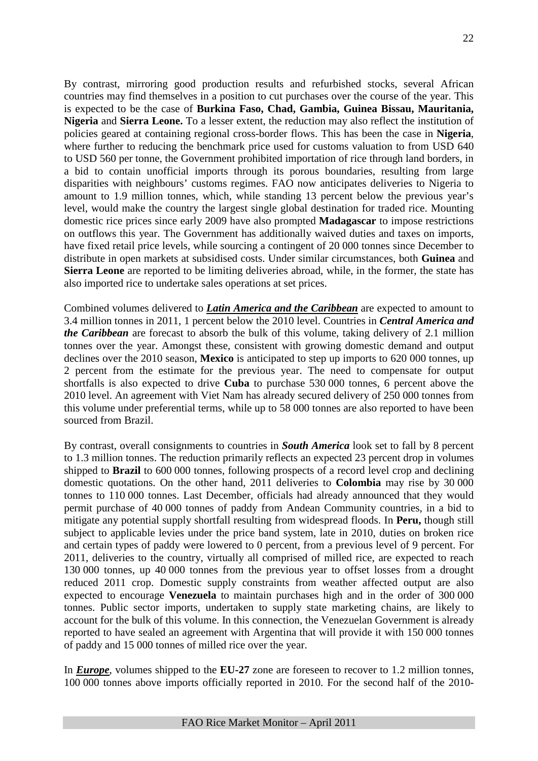By contrast, mirroring good production results and refurbished stocks, several African countries may find themselves in a position to cut purchases over the course of the year. This is expected to be the case of **Burkina Faso, Chad, Gambia, Guinea Bissau, Mauritania, Nigeria** and **Sierra Leone.** To a lesser extent, the reduction may also reflect the institution of policies geared at containing regional cross-border flows. This has been the case in **Nigeria**, where further to reducing the benchmark price used for customs valuation to from USD 640 to USD 560 per tonne, the Government prohibited importation of rice through land borders, in a bid to contain unofficial imports through its porous boundaries, resulting from large disparities with neighbours' customs regimes. FAO now anticipates deliveries to Nigeria to amount to 1.9 million tonnes, which, while standing 13 percent below the previous year's level, would make the country the largest single global destination for traded rice. Mounting domestic rice prices since early 2009 have also prompted **Madagascar** to impose restrictions on outflows this year. The Government has additionally waived duties and taxes on imports, have fixed retail price levels, while sourcing a contingent of 20 000 tonnes since December to distribute in open markets at subsidised costs. Under similar circumstances, both **Guinea** and **Sierra Leone** are reported to be limiting deliveries abroad, while, in the former, the state has also imported rice to undertake sales operations at set prices.

Combined volumes delivered to ***Latin America and the Caribbean*** are expected to amount to 3.4 million tonnes in 2011, 1 percent below the 2010 level. Countries in ***Central America and the Caribbean*** are forecast to absorb the bulk of this volume, taking delivery of 2.1 million tonnes over the year. Amongst these, consistent with growing domestic demand and output declines over the 2010 season, **Mexico** is anticipated to step up imports to 620 000 tonnes, up 2 percent from the estimate for the previous year. The need to compensate for output shortfalls is also expected to drive **Cuba** to purchase 530 000 tonnes, 6 percent above the 2010 level. An agreement with Viet Nam has already secured delivery of 250 000 tonnes from this volume under preferential terms, while up to 58 000 tonnes are also reported to have been sourced from Brazil.

By contrast, overall consignments to countries in ***South America*** look set to fall by 8 percent to 1.3 million tonnes. The reduction primarily reflects an expected 23 percent drop in volumes shipped to **Brazil** to 600 000 tonnes, following prospects of a record level crop and declining domestic quotations. On the other hand, 2011 deliveries to **Colombia** may rise by 30 000 tonnes to 110 000 tonnes. Last December, officials had already announced that they would permit purchase of 40 000 tonnes of paddy from Andean Community countries, in a bid to mitigate any potential supply shortfall resulting from widespread floods. In **Peru,** though still subject to applicable levies under the price band system, late in 2010, duties on broken rice and certain types of paddy were lowered to 0 percent, from a previous level of 9 percent. For 2011, deliveries to the country, virtually all comprised of milled rice, are expected to reach 130 000 tonnes, up 40 000 tonnes from the previous year to offset losses from a drought reduced 2011 crop. Domestic supply constraints from weather affected output are also expected to encourage **Venezuela** to maintain purchases high and in the order of 300 000 tonnes. Public sector imports, undertaken to supply state marketing chains, are likely to account for the bulk of this volume. In this connection, the Venezuelan Government is already reported to have sealed an agreement with Argentina that will provide it with 150 000 tonnes of paddy and 15 000 tonnes of milled rice over the year.

In ***Europe***, volumes shipped to the **EU-27** zone are foreseen to recover to 1.2 million tonnes, 100 000 tonnes above imports officially reported in 2010. For the second half of the 2010-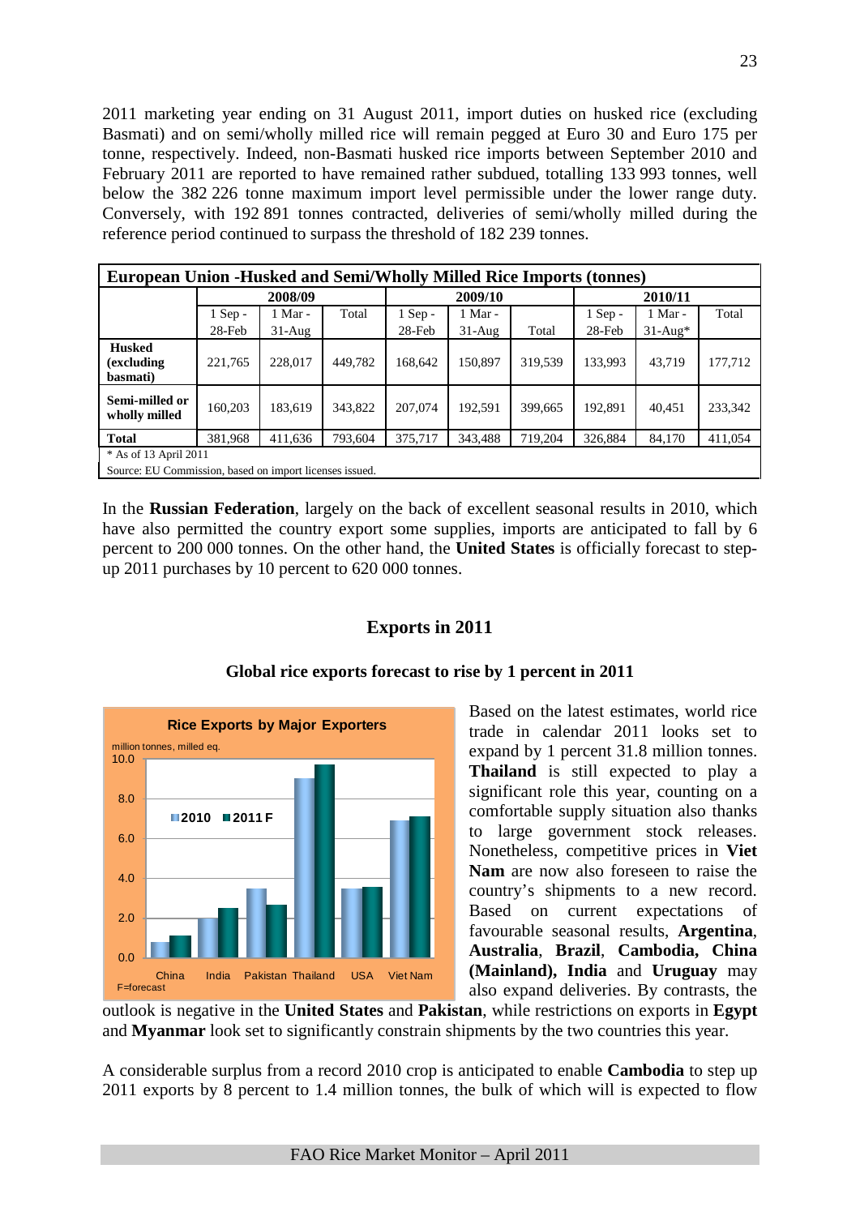2011 marketing year ending on 31 August 2011, import duties on husked rice (excluding Basmati) and on semi/wholly milled rice will remain pegged at Euro 30 and Euro 175 per tonne, respectively. Indeed, non-Basmati husked rice imports between September 2010 and February 2011 are reported to have remained rather subdued, totalling 133 993 tonnes, well below the 382 226 tonne maximum import level permissible under the lower range duty. Conversely, with 192 891 tonnes contracted, deliveries of semi/wholly milled during the reference period continued to surpass the threshold of 182 239 tonnes.

**European Union -Husked and Semi/Wholly Milled Rice Imports (tonnes)**

| | 2008/09 | | | 2009/10 | | | 2010/11 | | |
|---|---|---|---|---|---|---|---|---|---|
| | 1 Sep - 28-Feb | 1 Mar - 31-Aug | Total | 1 Sep - 28-Feb | 1 Mar - 31-Aug | Total | 1 Sep - 28-Feb | 1 Mar - 31-Aug* | Total |
| **Husked (excluding basmati)** | 221,765 | 228,017 | 449,782 | 168,642 | 150,897 | 319,539 | 133,993 | 43,719 | 177,712 |
| **Semi-milled or wholly milled** | 160,203 | 183,619 | 343,822 | 207,074 | 192,591 | 399,665 | 192,891 | 40,451 | 233,342 |
| **Total** | 381,968 | 411,636 | 793,604 | 375,717 | 343,488 | 719,204 | 326,884 | 84,170 | 411,054 |

\* As of 13 April 2011

Source: EU Commission, based on import licenses issued.

In the **Russian Federation**, largely on the back of excellent seasonal results in 2010, which have also permitted the country export some supplies, imports are anticipated to fall by 6 percent to 200 000 tonnes. On the other hand, the **United States** is officially forecast to step-up 2011 purchases by 10 percent to 620 000 tonnes.

## Exports in 2011

### Global rice exports forecast to rise by 1 percent in 2011

Based on the latest estimates, world rice trade in calendar 2011 looks set to expand by 1 percent 31.8 million tonnes. **Thailand** is still expected to play a significant role this year, counting on a comfortable supply situation also thanks to large government stock releases. Nonetheless, competitive prices in **Viet Nam** are now also foreseen to raise the country's shipments to a new record. Based on current expectations of favourable seasonal results, **Argentina**, **Australia**, **Brazil**, **Cambodia, China (Mainland), India** and **Uruguay** may also expand deliveries. By contrasts, the outlook is negative in the **United States** and **Pakistan**, while restrictions on exports in **Egypt** and **Myanmar** look set to significantly constrain shipments by the two countries this year.

A considerable surplus from a record 2010 crop is anticipated to enable **Cambodia** to step up 2011 exports by 8 percent to 1.4 million tonnes, the bulk of which will is expected to flow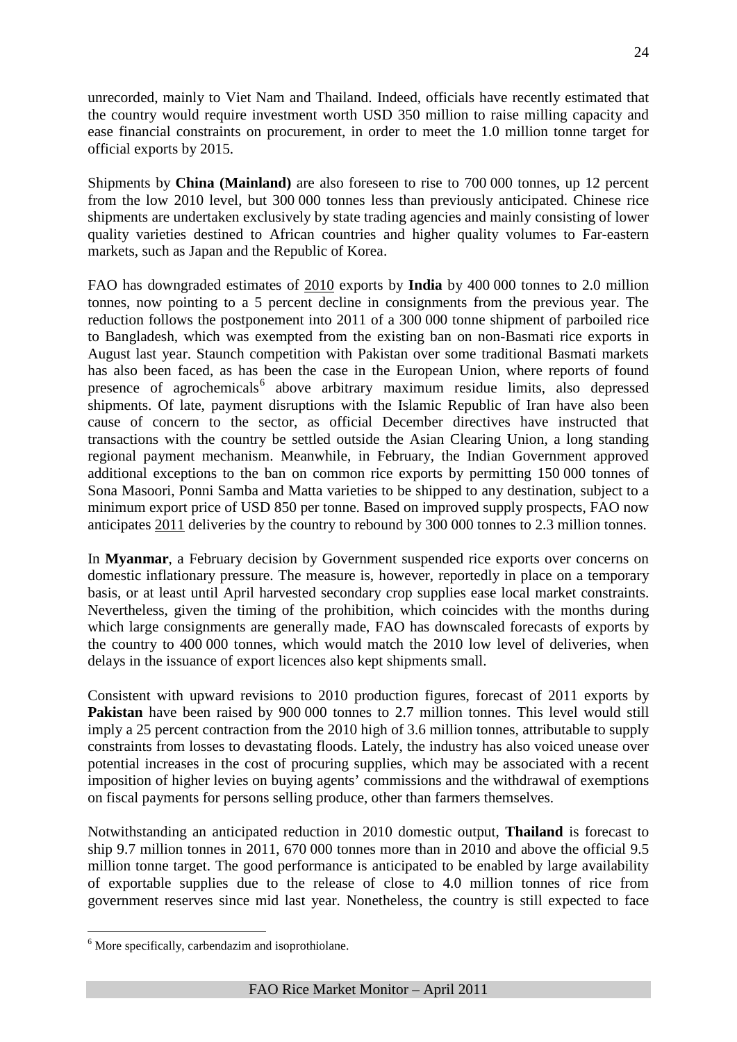unrecorded, mainly to Viet Nam and Thailand. Indeed, officials have recently estimated that the country would require investment worth USD 350 million to raise milling capacity and ease financial constraints on procurement, in order to meet the 1.0 million tonne target for official exports by 2015.

Shipments by **China (Mainland)** are also foreseen to rise to 700 000 tonnes, up 12 percent from the low 2010 level, but 300 000 tonnes less than previously anticipated. Chinese rice shipments are undertaken exclusively by state trading agencies and mainly consisting of lower quality varieties destined to African countries and higher quality volumes to Far-eastern markets, such as Japan and the Republic of Korea.

FAO has downgraded estimates of 2010 exports by **India** by 400 000 tonnes to 2.0 million tonnes, now pointing to a 5 percent decline in consignments from the previous year. The reduction follows the postponement into 2011 of a 300 000 tonne shipment of parboiled rice to Bangladesh, which was exempted from the existing ban on non-Basmati rice exports in August last year. Staunch competition with Pakistan over some traditional Basmati markets has also been faced, as has been the case in the European Union, where reports of found presence of agrochemicals[6] above arbitrary maximum residue limits, also depressed shipments. Of late, payment disruptions with the Islamic Republic of Iran have also been cause of concern to the sector, as official December directives have instructed that transactions with the country be settled outside the Asian Clearing Union, a long standing regional payment mechanism. Meanwhile, in February, the Indian Government approved additional exceptions to the ban on common rice exports by permitting 150 000 tonnes of Sona Masoori, Ponni Samba and Matta varieties to be shipped to any destination, subject to a minimum export price of USD 850 per tonne. Based on improved supply prospects, FAO now anticipates 2011 deliveries by the country to rebound by 300 000 tonnes to 2.3 million tonnes.

In **Myanmar**, a February decision by Government suspended rice exports over concerns on domestic inflationary pressure. The measure is, however, reportedly in place on a temporary basis, or at least until April harvested secondary crop supplies ease local market constraints. Nevertheless, given the timing of the prohibition, which coincides with the months during which large consignments are generally made, FAO has downscaled forecasts of exports by the country to 400 000 tonnes, which would match the 2010 low level of deliveries, when delays in the issuance of export licences also kept shipments small.

Consistent with upward revisions to 2010 production figures, forecast of 2011 exports by **Pakistan** have been raised by 900 000 tonnes to 2.7 million tonnes. This level would still imply a 25 percent contraction from the 2010 high of 3.6 million tonnes, attributable to supply constraints from losses to devastating floods. Lately, the industry has also voiced unease over potential increases in the cost of procuring supplies, which may be associated with a recent imposition of higher levies on buying agents' commissions and the withdrawal of exemptions on fiscal payments for persons selling produce, other than farmers themselves.

Notwithstanding an anticipated reduction in 2010 domestic output, **Thailand** is forecast to ship 9.7 million tonnes in 2011, 670 000 tonnes more than in 2010 and above the official 9.5 million tonne target. The good performance is anticipated to be enabled by large availability of exportable supplies due to the release of close to 4.0 million tonnes of rice from government reserves since mid last year. Nonetheless, the country is still expected to face

[6] More specifically, carbendazim and isoprothiolane.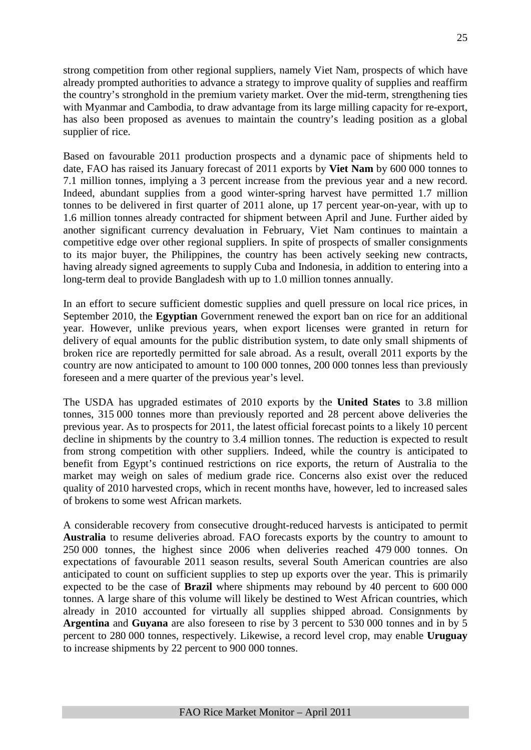strong competition from other regional suppliers, namely Viet Nam, prospects of which have already prompted authorities to advance a strategy to improve quality of supplies and reaffirm the country's stronghold in the premium variety market. Over the mid-term, strengthening ties with Myanmar and Cambodia, to draw advantage from its large milling capacity for re-export, has also been proposed as avenues to maintain the country's leading position as a global supplier of rice.

Based on favourable 2011 production prospects and a dynamic pace of shipments held to date, FAO has raised its January forecast of 2011 exports by **Viet Nam** by 600 000 tonnes to 7.1 million tonnes, implying a 3 percent increase from the previous year and a new record. Indeed, abundant supplies from a good winter-spring harvest have permitted 1.7 million tonnes to be delivered in first quarter of 2011 alone, up 17 percent year-on-year, with up to 1.6 million tonnes already contracted for shipment between April and June. Further aided by another significant currency devaluation in February, Viet Nam continues to maintain a competitive edge over other regional suppliers. In spite of prospects of smaller consignments to its major buyer, the Philippines, the country has been actively seeking new contracts, having already signed agreements to supply Cuba and Indonesia, in addition to entering into a long-term deal to provide Bangladesh with up to 1.0 million tonnes annually.

In an effort to secure sufficient domestic supplies and quell pressure on local rice prices, in September 2010, the **Egyptian** Government renewed the export ban on rice for an additional year. However, unlike previous years, when export licenses were granted in return for delivery of equal amounts for the public distribution system, to date only small shipments of broken rice are reportedly permitted for sale abroad. As a result, overall 2011 exports by the country are now anticipated to amount to 100 000 tonnes, 200 000 tonnes less than previously foreseen and a mere quarter of the previous year's level.

The USDA has upgraded estimates of 2010 exports by the **United States** to 3.8 million tonnes, 315 000 tonnes more than previously reported and 28 percent above deliveries the previous year. As to prospects for 2011, the latest official forecast points to a likely 10 percent decline in shipments by the country to 3.4 million tonnes. The reduction is expected to result from strong competition with other suppliers. Indeed, while the country is anticipated to benefit from Egypt's continued restrictions on rice exports, the return of Australia to the market may weigh on sales of medium grade rice. Concerns also exist over the reduced quality of 2010 harvested crops, which in recent months have, however, led to increased sales of brokens to some west African markets.

A considerable recovery from consecutive drought-reduced harvests is anticipated to permit **Australia** to resume deliveries abroad. FAO forecasts exports by the country to amount to 250 000 tonnes, the highest since 2006 when deliveries reached 479 000 tonnes. On expectations of favourable 2011 season results, several South American countries are also anticipated to count on sufficient supplies to step up exports over the year. This is primarily expected to be the case of **Brazil** where shipments may rebound by 40 percent to 600 000 tonnes. A large share of this volume will likely be destined to West African countries, which already in 2010 accounted for virtually all supplies shipped abroad. Consignments by **Argentina** and **Guyana** are also foreseen to rise by 3 percent to 530 000 tonnes and in by 5 percent to 280 000 tonnes, respectively. Likewise, a record level crop, may enable **Uruguay** to increase shipments by 22 percent to 900 000 tonnes.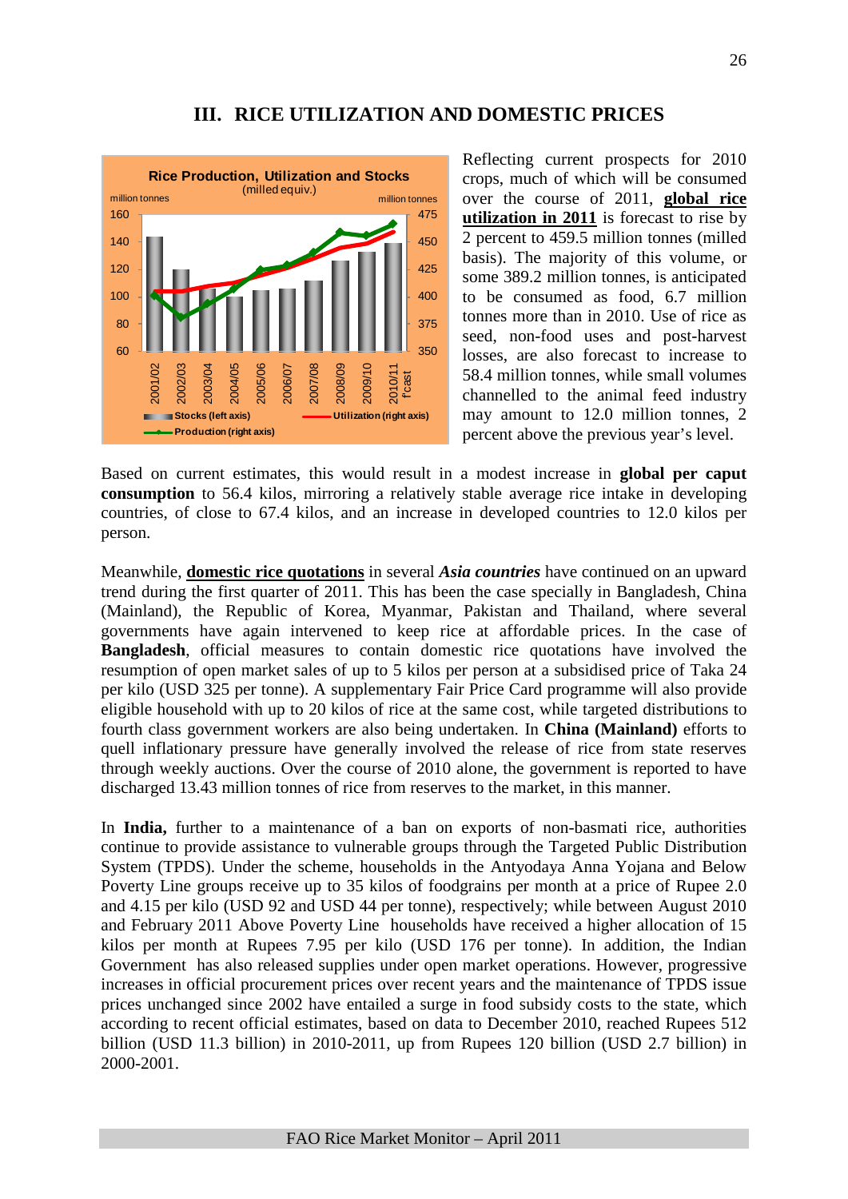## III. RICE UTILIZATION AND DOMESTIC PRICES

Reflecting current prospects for 2010 crops, much of which will be consumed over the course of 2011, **global rice utilization in 2011** is forecast to rise by 2 percent to 459.5 million tonnes (milled basis). The majority of this volume, or some 389.2 million tonnes, is anticipated to be consumed as food, 6.7 million tonnes more than in 2010. Use of rice as seed, non-food uses and post-harvest losses, are also forecast to increase to 58.4 million tonnes, while small volumes channelled to the animal feed industry may amount to 12.0 million tonnes, 2 percent above the previous year's level.

Based on current estimates, this would result in a modest increase in **global per caput consumption** to 56.4 kilos, mirroring a relatively stable average rice intake in developing countries, of close to 67.4 kilos, and an increase in developed countries to 12.0 kilos per person.

Meanwhile, **domestic rice quotations** in several ***Asia countries*** have continued on an upward trend during the first quarter of 2011. This has been the case specially in Bangladesh, China (Mainland), the Republic of Korea, Myanmar, Pakistan and Thailand, where several governments have again intervened to keep rice at affordable prices. In the case of **Bangladesh**, official measures to contain domestic rice quotations have involved the resumption of open market sales of up to 5 kilos per person at a subsidised price of Taka 24 per kilo (USD 325 per tonne). A supplementary Fair Price Card programme will also provide eligible household with up to 20 kilos of rice at the same cost, while targeted distributions to fourth class government workers are also being undertaken. In **China (Mainland)** efforts to quell inflationary pressure have generally involved the release of rice from state reserves through weekly auctions. Over the course of 2010 alone, the government is reported to have discharged 13.43 million tonnes of rice from reserves to the market, in this manner.

In **India,** further to a maintenance of a ban on exports of non-basmati rice, authorities continue to provide assistance to vulnerable groups through the Targeted Public Distribution System (TPDS). Under the scheme, households in the Antyodaya Anna Yojana and Below Poverty Line groups receive up to 35 kilos of foodgrains per month at a price of Rupee 2.0 and 4.15 per kilo (USD 92 and USD 44 per tonne), respectively; while between August 2010 and February 2011 Above Poverty Line households have received a higher allocation of 15 kilos per month at Rupees 7.95 per kilo (USD 176 per tonne). In addition, the Indian Government has also released supplies under open market operations. However, progressive increases in official procurement prices over recent years and the maintenance of TPDS issue prices unchanged since 2002 have entailed a surge in food subsidy costs to the state, which according to recent official estimates, based on data to December 2010, reached Rupees 512 billion (USD 11.3 billion) in 2010-2011, up from Rupees 120 billion (USD 2.7 billion) in 2000-2001.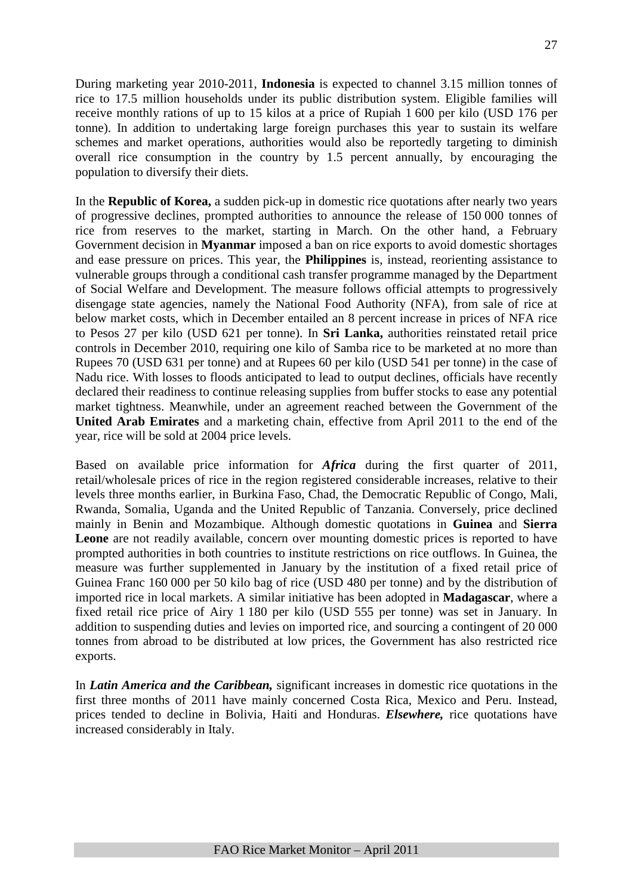During marketing year 2010-2011, **Indonesia** is expected to channel 3.15 million tonnes of rice to 17.5 million households under its public distribution system. Eligible families will receive monthly rations of up to 15 kilos at a price of Rupiah 1 600 per kilo (USD 176 per tonne). In addition to undertaking large foreign purchases this year to sustain its welfare schemes and market operations, authorities would also be reportedly targeting to diminish overall rice consumption in the country by 1.5 percent annually, by encouraging the population to diversify their diets.

In the **Republic of Korea,** a sudden pick-up in domestic rice quotations after nearly two years of progressive declines, prompted authorities to announce the release of 150 000 tonnes of rice from reserves to the market, starting in March. On the other hand, a February Government decision in **Myanmar** imposed a ban on rice exports to avoid domestic shortages and ease pressure on prices. This year, the **Philippines** is, instead, reorienting assistance to vulnerable groups through a conditional cash transfer programme managed by the Department of Social Welfare and Development. The measure follows official attempts to progressively disengage state agencies, namely the National Food Authority (NFA), from sale of rice at below market costs, which in December entailed an 8 percent increase in prices of NFA rice to Pesos 27 per kilo (USD 621 per tonne). In **Sri Lanka,** authorities reinstated retail price controls in December 2010, requiring one kilo of Samba rice to be marketed at no more than Rupees 70 (USD 631 per tonne) and at Rupees 60 per kilo (USD 541 per tonne) in the case of Nadu rice. With losses to floods anticipated to lead to output declines, officials have recently declared their readiness to continue releasing supplies from buffer stocks to ease any potential market tightness. Meanwhile, under an agreement reached between the Government of the **United Arab Emirates** and a marketing chain, effective from April 2011 to the end of the year, rice will be sold at 2004 price levels.

Based on available price information for ***Africa*** during the first quarter of 2011, retail/wholesale prices of rice in the region registered considerable increases, relative to their levels three months earlier, in Burkina Faso, Chad, the Democratic Republic of Congo, Mali, Rwanda, Somalia, Uganda and the United Republic of Tanzania. Conversely, price declined mainly in Benin and Mozambique. Although domestic quotations in **Guinea** and **Sierra Leone** are not readily available, concern over mounting domestic prices is reported to have prompted authorities in both countries to institute restrictions on rice outflows. In Guinea, the measure was further supplemented in January by the institution of a fixed retail price of Guinea Franc 160 000 per 50 kilo bag of rice (USD 480 per tonne) and by the distribution of imported rice in local markets. A similar initiative has been adopted in **Madagascar**, where a fixed retail rice price of Airy 1 180 per kilo (USD 555 per tonne) was set in January. In addition to suspending duties and levies on imported rice, and sourcing a contingent of 20 000 tonnes from abroad to be distributed at low prices, the Government has also restricted rice exports.

In ***Latin America and the Caribbean,*** significant increases in domestic rice quotations in the first three months of 2011 have mainly concerned Costa Rica, Mexico and Peru. Instead, prices tended to decline in Bolivia, Haiti and Honduras. ***Elsewhere,*** rice quotations have increased considerably in Italy.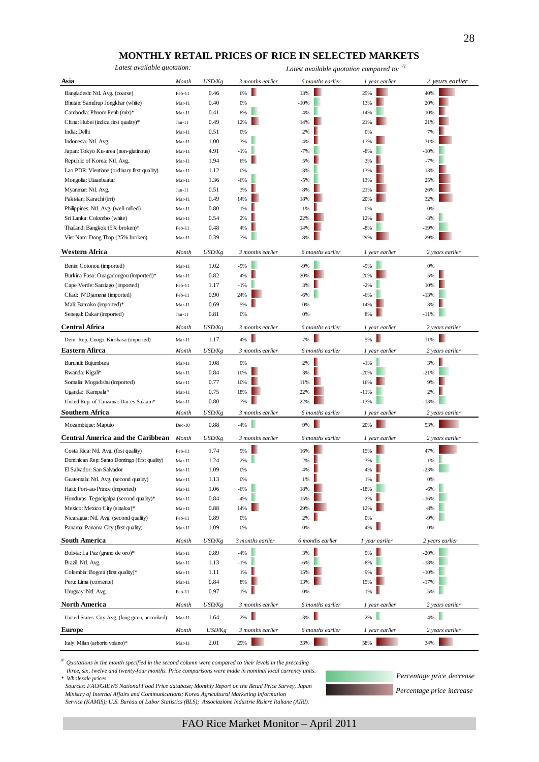# MONTHLY RETAIL PRICES OF RICE IN SELECTED MARKETS

| *Latest available quotation:* | | | *Latest available quotation compared to:* [/1] | | | |
|---|---|---|---|---|---|---|
| **Asia** | *Month* | *USD/Kg* | *3 months earlier* | *6 months earlier* | *1 year earlier* | *2 years earlier* |
| Bangladesh: Ntl. Avg. (coarse) | Feb-11 | 0.46 | 6% | 13% | 25% | 40% |
| Bhutan: Samdrup Jongkhar (white) | Mar-11 | 0.40 | 0% | -10% | 13% | 20% |
| Cambodia: Phnom Penh (mix)* | Mar-11 | 0.41 | -8% | -4% | -14% | 10% |
| China: Hubei (indica first quality)* | Jan-11 | 0.49 | 12% | 14% | 21% | 21% |
| India: Delhi | Mar-11 | 0.51 | 0% | 2% | 0% | 7% |
| Indonesia: Ntl. Avg. | Mar-11 | 1.00 | -3% | 4% | 17% | 31% |
| Japan: Tokyo Ku-area (non-glutinous) | Mar-11 | 4.91 | -1% | -7% | -8% | -10% |
| Republic of Korea: Ntl. Avg. | Mar-11 | 1.94 | 6% | 5% | 3% | -7% |
| Lao PDR: Vientiane (ordinary first quality) | Mar-11 | 1.12 | 0% | -3% | 13% | 13% |
| Mongolia: Ulaanbaatar | Mar-11 | 1.36 | -6% | -5% | 13% | 25% |
| Myanmar: Ntl. Avg. | Jan-11 | 0.51 | 3% | 8% | 21% | 26% |
| Pakistan: Karachi (irri) | Mar-11 | 0.49 | 14% | 18% | 20% | 32% |
| Philippines: Ntl. Avg. (well-milled) | Mar-11 | 0.80 | 1% | 1% | 0% | 0% |
| Sri Lanka: Colombo (white) | Mar-11 | 0.54 | 2% | 22% | 12% | -3% |
| Thailand: Bangkok (5% broken)* | Feb-11 | 0.48 | 4% | 14% | -8% | -19% |
| Viet Nam: Dong Thap (25% broken) | Mar-11 | 0.39 | -7% | 8% | 29% | 29% |
| **Western Africa** | *Month* | *USD/Kg* | *3 months earlier* | *6 months earlier* | *1 year earlier* | *2 years earlier* |
| Benin: Cotonou (imported) | Mar-11 | 1.02 | -9% | -9% | -9% | 0% |
| Burkina Faso: Ouagadougou (imported)* | Mar-11 | 0.82 | 4% | 20% | 20% | 5% |
| Cape Verde: Santiago (imported) | Feb-11 | 1.17 | -1% | 3% | -2% | 10% |
| Chad: N'Djamena (imported) | Feb-11 | 0.90 | 24% | -6% | -6% | -13% |
| Mali: Bamako (imported)* | Mar-11 | 0.69 | 5% | 0% | 14% | 3% |
| Senegal: Dakar (imported) | Jan-11 | 0.81 | 0% | 0% | 8% | -11% |
| **Central Africa** | *Month* | *USD/Kg* | *3 months earlier* | *6 months earlier* | *1 year earlier* | *2 years earlier* |
| Dem. Rep. Congo: Kinshasa (imported) | Mar-11 | 1.17 | 4% | 7% | 5% | 11% |
| **Eastern Afirca** | *Month* | *USD/Kg* | *3 months earlier* | *6 months earlier* | *1 year earlier* | *2 years earlier* |
| Burundi: Bujumbura | Mar-11 | 1.08 | 0% | 2% | -1% | 3% |
| Rwanda: Kigali* | Mar-11 | 0.84 | 10% | 3% | -20% | -21% |
| Somalia: Mogadishu (imported) | Mar-11 | 0.77 | 10% | 11% | 16% | 9% |
| Uganda: Kampala* | Mar-11 | 0.75 | 18% | 22% | -11% | 2% |
| United Rep. of Tanzania: Dar es Salaam* | Mar-11 | 0.80 | 7% | 22% | -13% | -13% |
| **Southern Africa** | *Month* | *USD/Kg* | *3 months earlier* | *6 months earlier* | *1 year earlier* | *2 years earlier* |
| Mozambique: Maputo | Dec-10 | 0.88 | -4% | 9% | 20% | 53% |
| **Central America and the Caribbean** | *Month* | *USD/Kg* | *3 months earlier* | *6 months earlier* | *1 year earlier* | *2 years earlier* |
| Costa Rica: Ntl. Avg. (first quality) | Feb-11 | 1.74 | 9% | 16% | 15% | 47% |
| Dominican Rep: Santo Domingo (first quality) | Mar-11 | 1.24 | -2% | 2% | -3% | -1% |
| El Salvador: San Salvador | Mar-11 | 1.09 | 0% | 4% | 4% | -23% |
| Guatemala: Ntl. Avg. (second quality) | Mar-11 | 1.13 | 0% | 1% | 1% | 0% |
| Haiti: Port-au-Prince (imported) | Mar-11 | 1.06 | -6% | 18% | -18% | -6% |
| Honduras: Tegucigalpa (second quality)* | Mar-11 | 0.84 | -4% | 15% | 2% | -16% |
| Mexico: Mexico City (sinaloa)* | Mar-11 | 0.88 | 14% | 29% | 12% | -8% |
| Nicaragua: Ntl. Avg. (second quality) | Feb-11 | 0.89 | 0% | 2% | 0% | -9% |
| Panama: Panama City (first quality) | Mar-11 | 1.09 | 0% | 0% | 4% | 0% |
| **South America** | *Month* | *USD/Kg* | *3 months earlier* | *6 months earlier* | *1 year earlier* | *2 years earlier* |
| Bolivia: La Paz (grano de oro)* | Mar-11 | 0.89 | -4% | 3% | 5% | -20% |
| Brazil: Ntl. Avg. | Mar-11 | 1.13 | -1% | -6% | -8% | -18% |
| Colombia: Bogotá (first quality)* | Mar-11 | 1.11 | 1% | 15% | 9% | -10% |
| Peru: Lima (corriente) | Mar-11 | 0.84 | 8% | 13% | 15% | -17% |
| Uruguay: Ntl. Avg. | Feb-11 | 0.97 | 1% | 0% | 1% | -5% |
| **North America** | *Month* | *USD/Kg* | *3 months earlier* | *6 months earlier* | *1 year earlier* | *2 years earlier* |
| United States: City Avg. (long grain, uncooked) | Mar-11 | 1.64 | 2% | 3% | -2% | -4% |
| **Europe** | *Month* | *USD/Kg* | *3 months earlier* | *6 months earlier* | *1 year earlier* | *2 years earlier* |
| Italy: Milan (arborio volano)* | Mar-11 | 2.01 | 29% | 33% | 58% | 34% |

[/1] *Quotations in the month specified in the second column were compared to their levels in the preceding three, six, twelve and twenty-four months. Price comparisons were made in nominal local currency units.*

\* *Wholesale prices.*

*Sources: FAO/GIEWS National Food Price database; Monthly Report on the Retail Price Survey, Japan Ministry of Internal Affairs and Communications; Korea Agricultural Marketing Information Service (KAMIS); U.S. Bureau of Labor Statistics (BLS); Associazione Industrie Risiere Italiane (AIRI).*

*Percentage price decrease*

*Percentage price increase*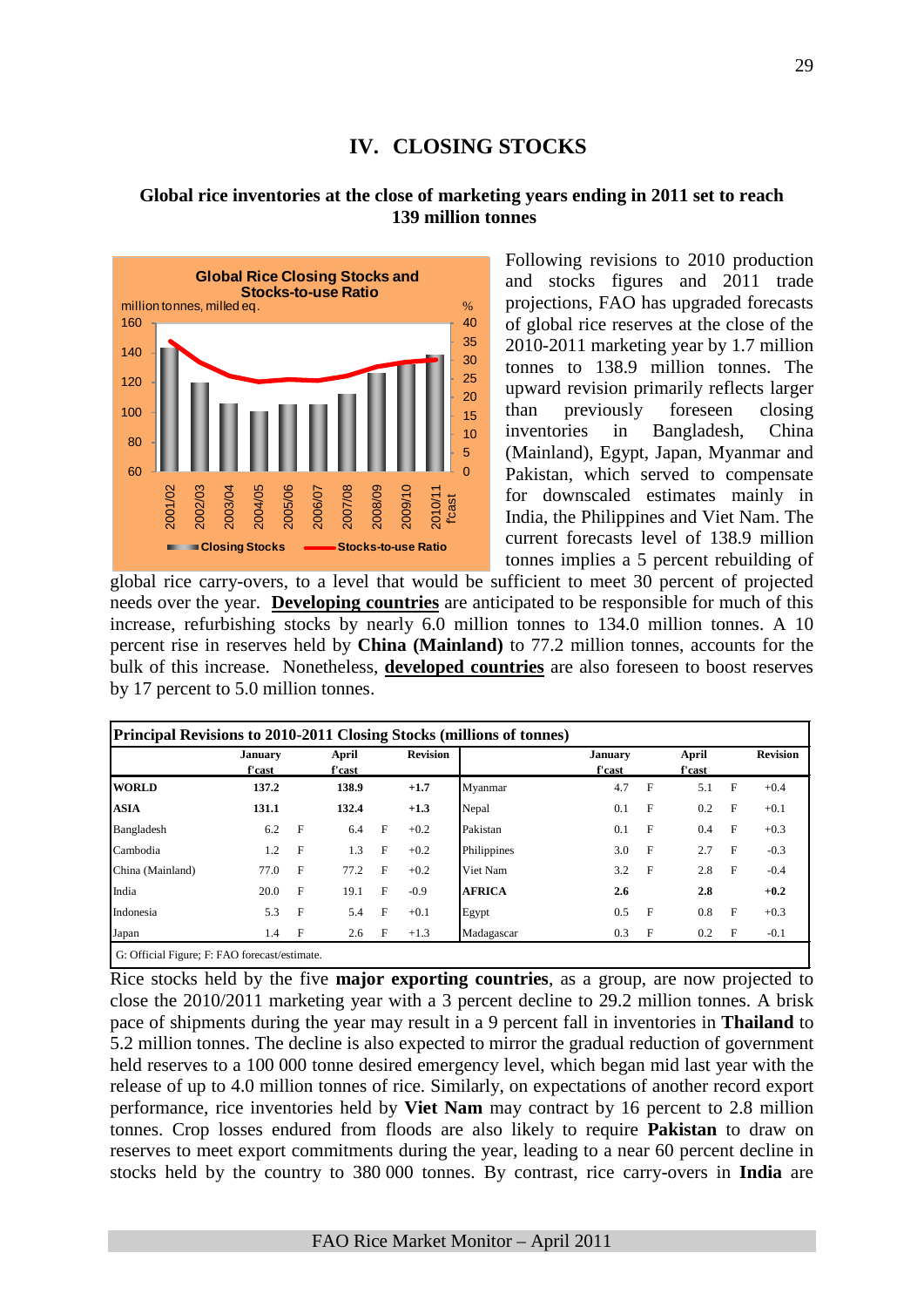# IV. CLOSING STOCKS

### Global rice inventories at the close of marketing years ending in 2011 set to reach 139 million tonnes

Following revisions to 2010 production and stocks figures and 2011 trade projections, FAO has upgraded forecasts of global rice reserves at the close of the 2010-2011 marketing year by 1.7 million tonnes to 138.9 million tonnes. The upward revision primarily reflects larger than previously foreseen closing inventories in Bangladesh, China (Mainland), Egypt, Japan, Myanmar and Pakistan, which served to compensate for downscaled estimates mainly in India, the Philippines and Viet Nam. The current forecasts level of 138.9 million tonnes implies a 5 percent rebuilding of global rice carry-overs, to a level that would be sufficient to meet 30 percent of projected needs over the year. **Developing countries** are anticipated to be responsible for much of this increase, refurbishing stocks by nearly 6.0 million tonnes to 134.0 million tonnes. A 10 percent rise in reserves held by **China (Mainland)** to 77.2 million tonnes, accounts for the bulk of this increase. Nonetheless, **developed countries** are also foreseen to boost reserves by 17 percent to 5.0 million tonnes.

**Principal Revisions to 2010-2011 Closing Stocks (millions of tonnes)**

| | January f'cast | | April f'cast | | Revision | | January f'cast | | April f'cast | | Revision |
|---|---|---|---|---|---|---|---|---|---|---|---|
| **WORLD** | **137.2** | | **138.9** | | **+1.7** | Myanmar | 4.7 | F | 5.1 | F | +0.4 |
| **ASIA** | **131.1** | | **132.4** | | **+1.3** | Nepal | 0.1 | F | 0.2 | F | +0.1 |
| Bangladesh | 6.2 | F | 6.4 | F | +0.2 | Pakistan | 0.1 | F | 0.4 | F | +0.3 |
| Cambodia | 1.2 | F | 1.3 | F | +0.2 | Philippines | 3.0 | F | 2.7 | F | -0.3 |
| China (Mainland) | 77.0 | F | 77.2 | F | +0.2 | Viet Nam | 3.2 | F | 2.8 | F | -0.4 |
| India | 20.0 | F | 19.1 | F | -0.9 | **AFRICA** | **2.6** | | **2.8** | | **+0.2** |
| Indonesia | 5.3 | F | 5.4 | F | +0.1 | Egypt | 0.5 | F | 0.8 | F | +0.3 |
| Japan | 1.4 | F | 2.6 | F | +1.3 | Madagascar | 0.3 | F | 0.2 | F | -0.1 |

G: Official Figure; F: FAO forecast/estimate.

Rice stocks held by the five **major exporting countries**, as a group, are now projected to close the 2010/2011 marketing year with a 3 percent decline to 29.2 million tonnes. A brisk pace of shipments during the year may result in a 9 percent fall in inventories in **Thailand** to 5.2 million tonnes. The decline is also expected to mirror the gradual reduction of government held reserves to a 100 000 tonne desired emergency level, which began mid last year with the release of up to 4.0 million tonnes of rice. Similarly, on expectations of another record export performance, rice inventories held by **Viet Nam** may contract by 16 percent to 2.8 million tonnes. Crop losses endured from floods are also likely to require **Pakistan** to draw on reserves to meet export commitments during the year, leading to a near 60 percent decline in stocks held by the country to 380 000 tonnes. By contrast, rice carry-overs in **India** are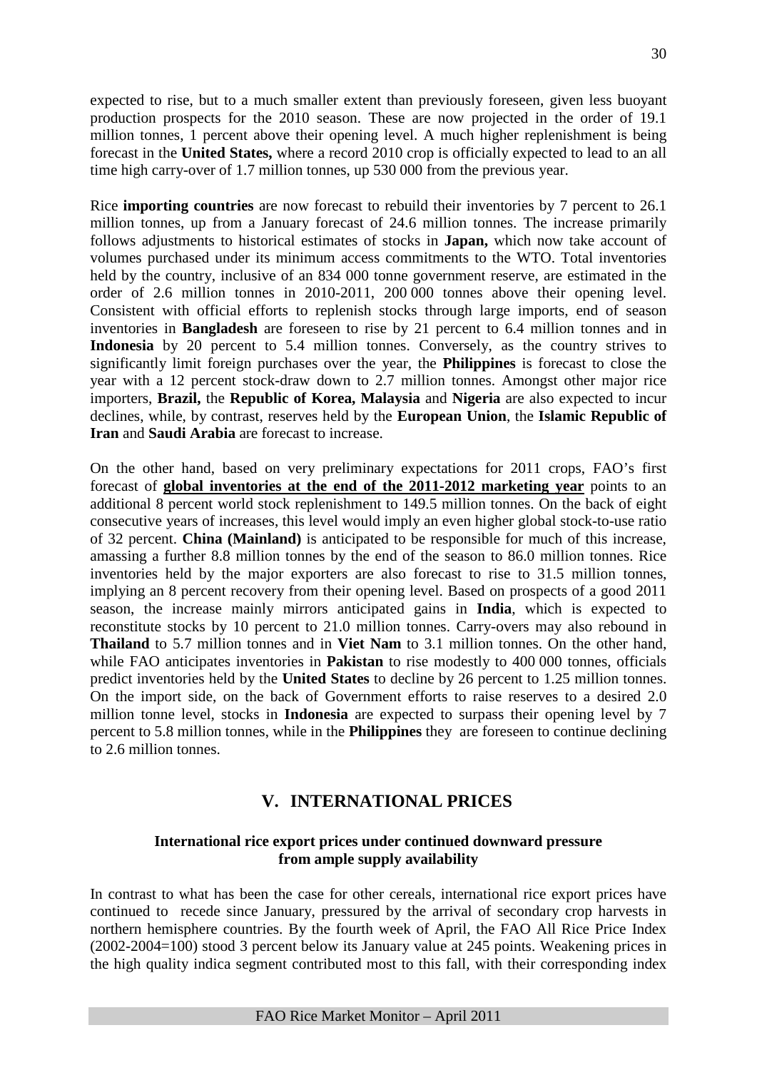expected to rise, but to a much smaller extent than previously foreseen, given less buoyant production prospects for the 2010 season. These are now projected in the order of 19.1 million tonnes, 1 percent above their opening level. A much higher replenishment is being forecast in the **United States,** where a record 2010 crop is officially expected to lead to an all time high carry-over of 1.7 million tonnes, up 530 000 from the previous year.

Rice **importing countries** are now forecast to rebuild their inventories by 7 percent to 26.1 million tonnes, up from a January forecast of 24.6 million tonnes. The increase primarily follows adjustments to historical estimates of stocks in **Japan,** which now take account of volumes purchased under its minimum access commitments to the WTO. Total inventories held by the country, inclusive of an 834 000 tonne government reserve, are estimated in the order of 2.6 million tonnes in 2010-2011, 200 000 tonnes above their opening level. Consistent with official efforts to replenish stocks through large imports, end of season inventories in **Bangladesh** are foreseen to rise by 21 percent to 6.4 million tonnes and in **Indonesia** by 20 percent to 5.4 million tonnes. Conversely, as the country strives to significantly limit foreign purchases over the year, the **Philippines** is forecast to close the year with a 12 percent stock-draw down to 2.7 million tonnes. Amongst other major rice importers, **Brazil,** the **Republic of Korea, Malaysia** and **Nigeria** are also expected to incur declines, while, by contrast, reserves held by the **European Union**, the **Islamic Republic of Iran** and **Saudi Arabia** are forecast to increase.

On the other hand, based on very preliminary expectations for 2011 crops, FAO's first forecast of **global inventories at the end of the 2011-2012 marketing year** points to an additional 8 percent world stock replenishment to 149.5 million tonnes. On the back of eight consecutive years of increases, this level would imply an even higher global stock-to-use ratio of 32 percent. **China (Mainland)** is anticipated to be responsible for much of this increase, amassing a further 8.8 million tonnes by the end of the season to 86.0 million tonnes. Rice inventories held by the major exporters are also forecast to rise to 31.5 million tonnes, implying an 8 percent recovery from their opening level. Based on prospects of a good 2011 season, the increase mainly mirrors anticipated gains in **India**, which is expected to reconstitute stocks by 10 percent to 21.0 million tonnes. Carry-overs may also rebound in **Thailand** to 5.7 million tonnes and in **Viet Nam** to 3.1 million tonnes. On the other hand, while FAO anticipates inventories in **Pakistan** to rise modestly to 400 000 tonnes, officials predict inventories held by the **United States** to decline by 26 percent to 1.25 million tonnes. On the import side, on the back of Government efforts to raise reserves to a desired 2.0 million tonne level, stocks in **Indonesia** are expected to surpass their opening level by 7 percent to 5.8 million tonnes, while in the **Philippines** they are foreseen to continue declining to 2.6 million tonnes.

## V. INTERNATIONAL PRICES

### International rice export prices under continued downward pressure from ample supply availability

In contrast to what has been the case for other cereals, international rice export prices have continued to recede since January, pressured by the arrival of secondary crop harvests in northern hemisphere countries. By the fourth week of April, the FAO All Rice Price Index (2002-2004=100) stood 3 percent below its January value at 245 points. Weakening prices in the high quality indica segment contributed most to this fall, with their corresponding index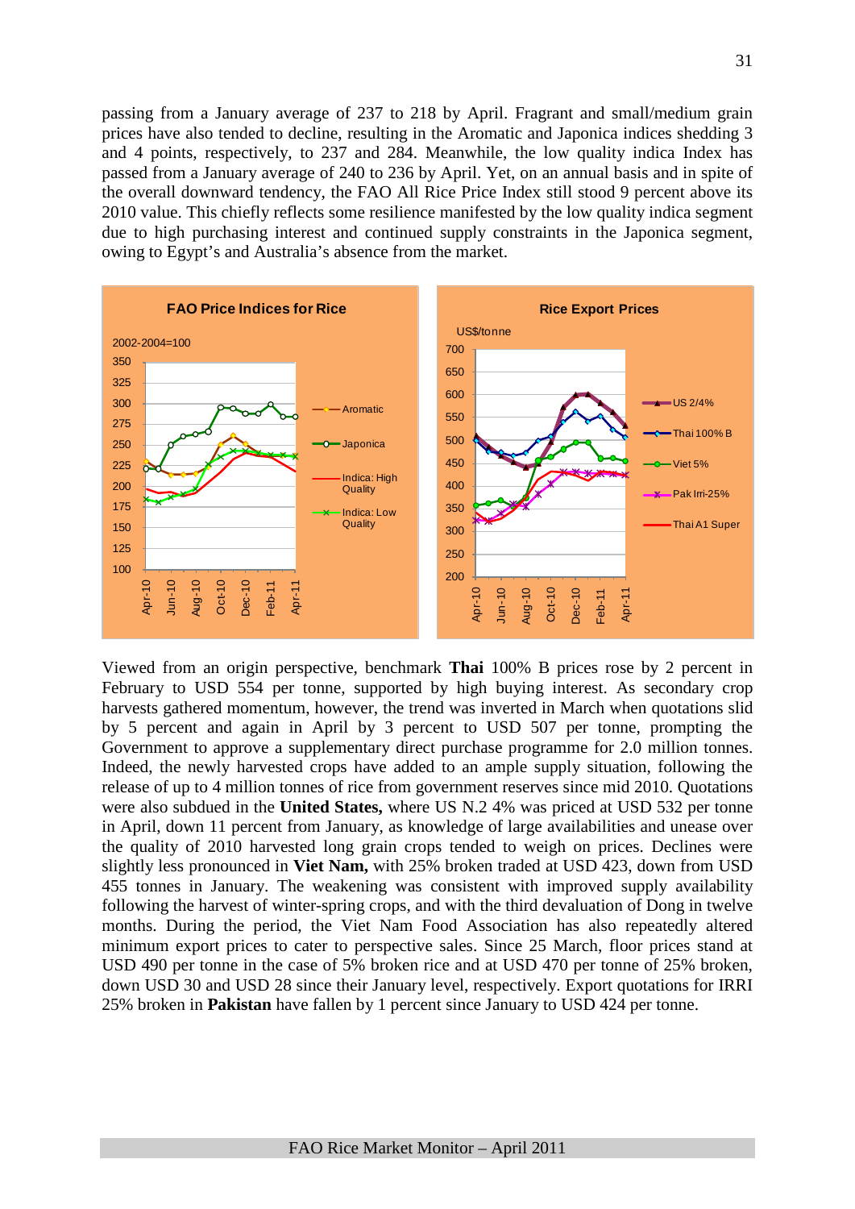passing from a January average of 237 to 218 by April. Fragrant and small/medium grain prices have also tended to decline, resulting in the Aromatic and Japonica indices shedding 3 and 4 points, respectively, to 237 and 284. Meanwhile, the low quality indica Index has passed from a January average of 240 to 236 by April. Yet, on an annual basis and in spite of the overall downward tendency, the FAO All Rice Price Index still stood 9 percent above its 2010 value. This chiefly reflects some resilience manifested by the low quality indica segment due to high purchasing interest and continued supply constraints in the Japonica segment, owing to Egypt's and Australia's absence from the market.

Viewed from an origin perspective, benchmark **Thai** 100% B prices rose by 2 percent in February to USD 554 per tonne, supported by high buying interest. As secondary crop harvests gathered momentum, however, the trend was inverted in March when quotations slid by 5 percent and again in April by 3 percent to USD 507 per tonne, prompting the Government to approve a supplementary direct purchase programme for 2.0 million tonnes. Indeed, the newly harvested crops have added to an ample supply situation, following the release of up to 4 million tonnes of rice from government reserves since mid 2010. Quotations were also subdued in the **United States,** where US N.2 4% was priced at USD 532 per tonne in April, down 11 percent from January, as knowledge of large availabilities and unease over the quality of 2010 harvested long grain crops tended to weigh on prices. Declines were slightly less pronounced in **Viet Nam,** with 25% broken traded at USD 423, down from USD 455 tonnes in January. The weakening was consistent with improved supply availability following the harvest of winter-spring crops, and with the third devaluation of Dong in twelve months. During the period, the Viet Nam Food Association has also repeatedly altered minimum export prices to cater to perspective sales. Since 25 March, floor prices stand at USD 490 per tonne in the case of 5% broken rice and at USD 470 per tonne of 25% broken, down USD 30 and USD 28 since their January level, respectively. Export quotations for IRRI 25% broken in **Pakistan** have fallen by 1 percent since January to USD 424 per tonne.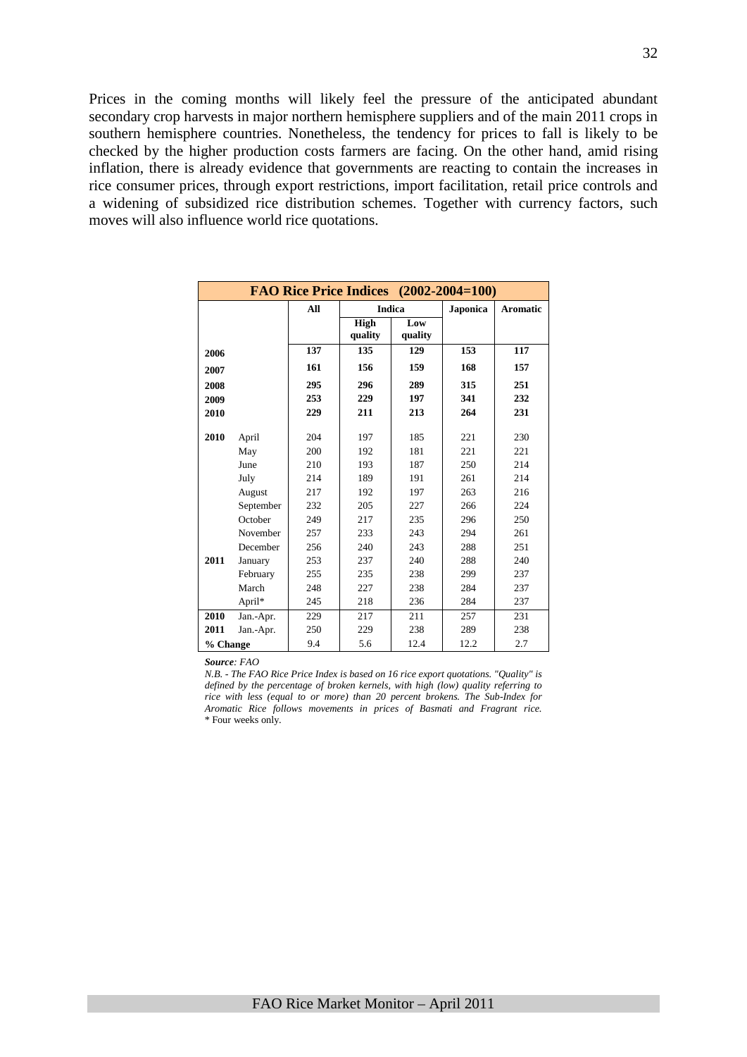Prices in the coming months will likely feel the pressure of the anticipated abundant secondary crop harvests in major northern hemisphere suppliers and of the main 2011 crops in southern hemisphere countries. Nonetheless, the tendency for prices to fall is likely to be checked by the higher production costs farmers are facing. On the other hand, amid rising inflation, there is already evidence that governments are reacting to contain the increases in rice consumer prices, through export restrictions, import facilitation, retail price controls and a widening of subsidized rice distribution schemes. Together with currency factors, such moves will also influence world rice quotations.

| FAO Rice Price Indices (2002-2004=100) | | | | | | |
|---|---|---|---|---|---|---|
| | | **All** | **Indica** | | **Japonica** | **Aromatic** |
| | | | **High quality** | **Low quality** | | |
| **2006** | | **137** | **135** | **129** | **153** | **117** |
| **2007** | | **161** | **156** | **159** | **168** | **157** |
| **2008** | | **295** | **296** | **289** | **315** | **251** |
| **2009** | | **253** | **229** | **197** | **341** | **232** |
| **2010** | | **229** | **211** | **213** | **264** | **231** |
| **2010** | April | 204 | 197 | 185 | 221 | 230 |
| | May | 200 | 192 | 181 | 221 | 221 |
| | June | 210 | 193 | 187 | 250 | 214 |
| | July | 214 | 189 | 191 | 261 | 214 |
| | August | 217 | 192 | 197 | 263 | 216 |
| | September | 232 | 205 | 227 | 266 | 224 |
| | October | 249 | 217 | 235 | 296 | 250 |
| | November | 257 | 233 | 243 | 294 | 261 |
| | December | 256 | 240 | 243 | 288 | 251 |
| **2011** | January | 253 | 237 | 240 | 288 | 240 |
| | February | 255 | 235 | 238 | 299 | 237 |
| | March | 248 | 227 | 238 | 284 | 237 |
| | April* | 245 | 218 | 236 | 284 | 237 |
| **2010** | Jan.-Apr. | 229 | 217 | 211 | 257 | 231 |
| **2011** | Jan.-Apr. | 250 | 229 | 238 | 289 | 238 |
| **% Change** | | 9.4 | 5.6 | 12.4 | 12.2 | 2.7 |

***Source**: FAO*

*N.B. - The FAO Rice Price Index is based on 16 rice export quotations. "Quality" is defined by the percentage of broken kernels, with high (low) quality referring to rice with less (equal to or more) than 20 percent brokens. The Sub-Index for Aromatic Rice follows movements in prices of Basmati and Fragrant rice.*
* Four weeks only.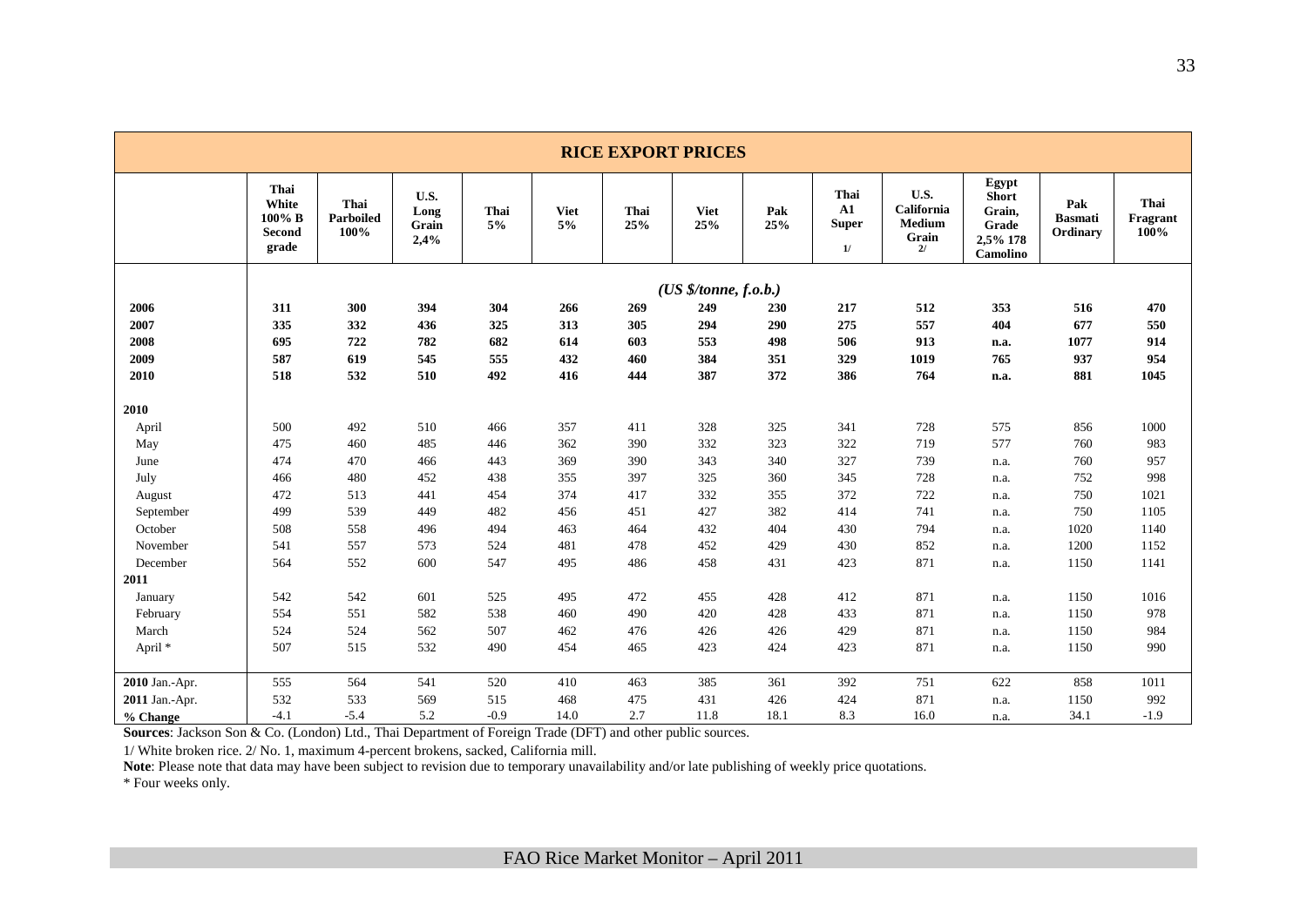## RICE EXPORT PRICES

| | Thai White 100% B Second grade | Thai Parboiled 100% | U.S. Long Grain 2,4% | Thai 5% | Viet 5% | Thai 25% | Viet 25% | Pak 25% | Thai A1 Super 1/ | U.S. California Medium Grain 2/ | Egypt Short Grain, Grade 2,5% 178 Camolino | Pak Basmati Ordinary | Thai Fragrant 100% |
|---|---|---|---|---|---|---|---|---|---|---|---|---|---|
| | | | | | | | *(US $/tonne, f.o.b.)* | | | | | | |
| **2006** | **311** | **300** | **394** | **304** | **266** | **269** | **249** | **230** | **217** | **512** | **353** | **516** | **470** |
| **2007** | **335** | **332** | **436** | **325** | **313** | **305** | **294** | **290** | **275** | **557** | **404** | **677** | **550** |
| **2008** | **695** | **722** | **782** | **682** | **614** | **603** | **553** | **498** | **506** | **913** | **n.a.** | **1077** | **914** |
| **2009** | **587** | **619** | **545** | **555** | **432** | **460** | **384** | **351** | **329** | **1019** | **765** | **937** | **954** |
| **2010** | **518** | **532** | **510** | **492** | **416** | **444** | **387** | **372** | **386** | **764** | **n.a.** | **881** | **1045** |
| **2010** | | | | | | | | | | | | | |
| April | 500 | 492 | 510 | 466 | 357 | 411 | 328 | 325 | 341 | 728 | 575 | 856 | 1000 |
| May | 475 | 460 | 485 | 446 | 362 | 390 | 332 | 323 | 322 | 719 | 577 | 760 | 983 |
| June | 474 | 470 | 466 | 443 | 369 | 390 | 343 | 340 | 327 | 739 | n.a. | 760 | 957 |
| July | 466 | 480 | 452 | 438 | 355 | 397 | 325 | 360 | 345 | 728 | n.a. | 752 | 998 |
| August | 472 | 513 | 441 | 454 | 374 | 417 | 332 | 355 | 372 | 722 | n.a. | 750 | 1021 |
| September | 499 | 539 | 449 | 482 | 456 | 451 | 427 | 382 | 414 | 741 | n.a. | 750 | 1105 |
| October | 508 | 558 | 496 | 494 | 463 | 464 | 432 | 404 | 430 | 794 | n.a. | 1020 | 1140 |
| November | 541 | 557 | 573 | 524 | 481 | 478 | 452 | 429 | 430 | 852 | n.a. | 1200 | 1152 |
| December | 564 | 552 | 600 | 547 | 495 | 486 | 458 | 431 | 423 | 871 | n.a. | 1150 | 1141 |
| **2011** | | | | | | | | | | | | | |
| January | 542 | 542 | 601 | 525 | 495 | 472 | 455 | 428 | 412 | 871 | n.a. | 1150 | 1016 |
| February | 554 | 551 | 582 | 538 | 460 | 490 | 420 | 428 | 433 | 871 | n.a. | 1150 | 978 |
| March | 524 | 524 | 562 | 507 | 462 | 476 | 426 | 426 | 429 | 871 | n.a. | 1150 | 984 |
| April * | 507 | 515 | 532 | 490 | 454 | 465 | 423 | 424 | 423 | 871 | n.a. | 1150 | 990 |
| **2010** Jan.-Apr. | 555 | 564 | 541 | 520 | 410 | 463 | 385 | 361 | 392 | 751 | 622 | 858 | 1011 |
| **2011** Jan.-Apr. | 532 | 533 | 569 | 515 | 468 | 475 | 431 | 426 | 424 | 871 | n.a. | 1150 | 992 |
| **% Change** | -4.1 | -5.4 | 5.2 | -0.9 | 14.0 | 2.7 | 11.8 | 18.1 | 8.3 | 16.0 | n.a. | 34.1 | -1.9 |

**Sources**: Jackson Son & Co. (London) Ltd., Thai Department of Foreign Trade (DFT) and other public sources.

1/ White broken rice. 2/ No. 1, maximum 4-percent brokens, sacked, California mill.

**Note**: Please note that data may have been subject to revision due to temporary unavailability and/or late publishing of weekly price quotations.

* Four weeks only.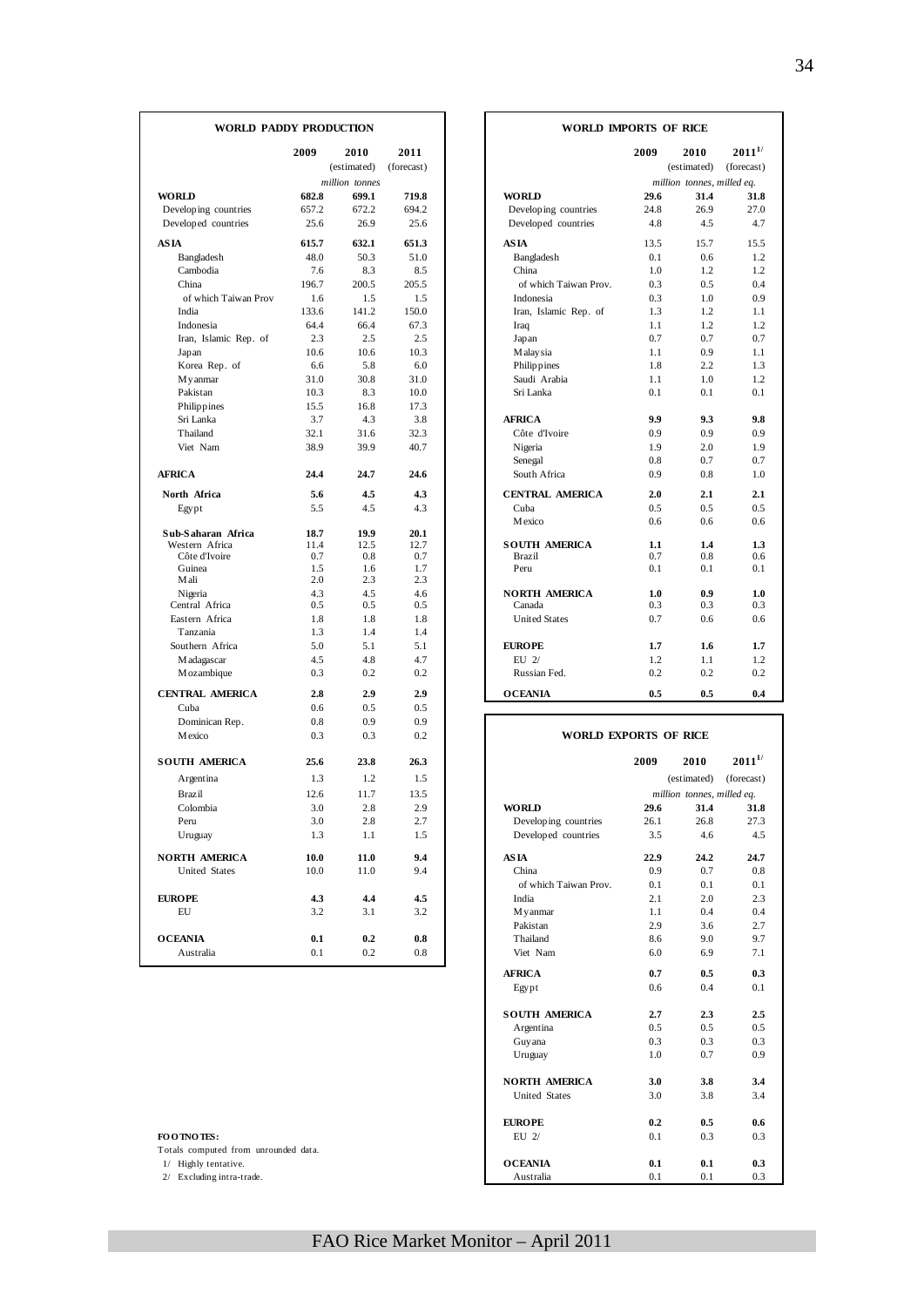## WORLD PADDY PRODUCTION

| | 2009 | 2010 (estimated) | 2011 (forecast) |
|---|---|---|---|
| | | *million tonnes* | |
| **WORLD** | **682.8** | **699.1** | **719.8** |
| Developing countries | 657.2 | 672.2 | 694.2 |
| Developed countries | 25.6 | 26.9 | 25.6 |
| **ASIA** | **615.7** | **632.1** | **651.3** |
| Bangladesh | 48.0 | 50.3 | 51.0 |
| Cambodia | 7.6 | 8.3 | 8.5 |
| China | 196.7 | 200.5 | 205.5 |
| of which Taiwan Prov | 1.6 | 1.5 | 1.5 |
| India | 133.6 | 141.2 | 150.0 |
| Indonesia | 64.4 | 66.4 | 67.3 |
| Iran, Islamic Rep. of | 2.3 | 2.5 | 2.5 |
| Japan | 10.6 | 10.6 | 10.3 |
| Korea Rep. of | 6.6 | 5.8 | 6.0 |
| Myanmar | 31.0 | 30.8 | 31.0 |
| Pakistan | 10.3 | 8.3 | 10.0 |
| Philippines | 15.5 | 16.8 | 17.3 |
| Sri Lanka | 3.7 | 4.3 | 3.8 |
| Thailand | 32.1 | 31.6 | 32.3 |
| Viet Nam | 38.9 | 39.9 | 40.7 |
| **AFRICA** | **24.4** | **24.7** | **24.6** |
| **North Africa** | **5.6** | **4.5** | **4.3** |
| Egypt | 5.5 | 4.5 | 4.3 |
| **Sub-Saharan Africa** | **18.7** | **19.9** | **20.1** |
| Western Africa | 11.4 | 12.5 | 12.7 |
| Côte d'Ivoire | 0.7 | 0.8 | 0.7 |
| Guinea | 1.5 | 1.6 | 1.7 |
| Mali | 2.0 | 2.3 | 2.3 |
| Nigeria | 4.3 | 4.5 | 4.6 |
| Central Africa | 0.5 | 0.5 | 0.5 |
| Eastern Africa | 1.8 | 1.8 | 1.8 |
| Tanzania | 1.3 | 1.4 | 1.4 |
| Southern Africa | 5.0 | 5.1 | 5.1 |
| Madagascar | 4.5 | 4.8 | 4.7 |
| Mozambique | 0.3 | 0.2 | 0.2 |
| **CENTRAL AMERICA** | **2.8** | **2.9** | **2.9** |
| Cuba | 0.6 | 0.5 | 0.5 |
| Dominican Rep. | 0.8 | 0.9 | 0.9 |
| Mexico | 0.3 | 0.3 | 0.2 |
| **SOUTH AMERICA** | **25.6** | **23.8** | **26.3** |
| Argentina | 1.3 | 1.2 | 1.5 |
| Brazil | 12.6 | 11.7 | 13.5 |
| Colombia | 3.0 | 2.8 | 2.9 |
| Peru | 3.0 | 2.8 | 2.7 |
| Uruguay | 1.3 | 1.1 | 1.5 |
| **NORTH AMERICA** | **10.0** | **11.0** | **9.4** |
| United States | 10.0 | 11.0 | 9.4 |
| **EUROPE** | **4.3** | **4.4** | **4.5** |
| EU | 3.2 | 3.1 | 3.2 |
| **OCEANIA** | **0.1** | **0.2** | **0.8** |
| Australia | 0.1 | 0.2 | 0.8 |

## WORLD IMPORTS OF RICE

| | 2009 | 2010 (estimated) | 2011[1/] (forecast) |
|---|---|---|---|
| | | *million tonnes, milled eq.* | |
| **WORLD** | **29.6** | **31.4** | **31.8** |
| Developing countries | 24.8 | 26.9 | 27.0 |
| Developed countries | 4.8 | 4.5 | 4.7 |
| **ASIA** | 13.5 | 15.7 | 15.5 |
| Bangladesh | 0.1 | 0.6 | 1.2 |
| China | 1.0 | 1.2 | 1.2 |
| of which Taiwan Prov. | 0.3 | 0.5 | 0.4 |
| Indonesia | 0.3 | 1.0 | 0.9 |
| Iran, Islamic Rep. of | 1.3 | 1.2 | 1.1 |
| Iraq | 1.1 | 1.2 | 1.2 |
| Japan | 0.7 | 0.7 | 0.7 |
| Malaysia | 1.1 | 0.9 | 1.1 |
| Philippines | 1.8 | 2.2 | 1.3 |
| Saudi Arabia | 1.1 | 1.0 | 1.2 |
| Sri Lanka | 0.1 | 0.1 | 0.1 |
| **AFRICA** | **9.9** | **9.3** | **9.8** |
| Côte d'Ivoire | 0.9 | 0.9 | 0.9 |
| Nigeria | 1.9 | 2.0 | 1.9 |
| Senegal | 0.8 | 0.7 | 0.7 |
| South Africa | 0.9 | 0.8 | 1.0 |
| **CENTRAL AMERICA** | **2.0** | **2.1** | **2.1** |
| Cuba | 0.5 | 0.5 | 0.5 |
| Mexico | 0.6 | 0.6 | 0.6 |
| **SOUTH AMERICA** | **1.1** | **1.4** | **1.3** |
| Brazil | 0.7 | 0.8 | 0.6 |
| Peru | 0.1 | 0.1 | 0.1 |
| **NORTH AMERICA** | **1.0** | **0.9** | **1.0** |
| Canada | 0.3 | 0.3 | 0.3 |
| United States | 0.7 | 0.6 | 0.6 |
| **EUROPE** | **1.7** | **1.6** | **1.7** |
| EU 2/ | 1.2 | 1.1 | 1.2 |
| Russian Fed. | 0.2 | 0.2 | 0.2 |
| **OCEANIA** | **0.5** | **0.5** | **0.4** |

## WORLD EXPORTS OF RICE

| | 2009 | 2010 (estimated) | 2011[1/] (forecast) |
|---|---|---|---|
| | | *million tonnes, milled eq.* | |
| **WORLD** | **29.6** | **31.4** | **31.8** |
| Developing countries | 26.1 | 26.8 | 27.3 |
| Developed countries | 3.5 | 4.6 | 4.5 |
| **ASIA** | **22.9** | **24.2** | **24.7** |
| China | 0.9 | 0.7 | 0.8 |
| of which Taiwan Prov. | 0.1 | 0.1 | 0.1 |
| India | 2.1 | 2.0 | 2.3 |
| Myanmar | 1.1 | 0.4 | 0.4 |
| Pakistan | 2.9 | 3.6 | 2.7 |
| Thailand | 8.6 | 9.0 | 9.7 |
| Viet Nam | 6.0 | 6.9 | 7.1 |
| **AFRICA** | **0.7** | **0.5** | **0.3** |
| Egypt | 0.6 | 0.4 | 0.1 |
| **SOUTH AMERICA** | **2.7** | **2.3** | **2.5** |
| Argentina | 0.5 | 0.5 | 0.5 |
| Guyana | 0.3 | 0.3 | 0.3 |
| Uruguay | 1.0 | 0.7 | 0.9 |
| **NORTH AMERICA** | **3.0** | **3.8** | **3.4** |
| United States | 3.0 | 3.8 | 3.4 |
| **EUROPE** | **0.2** | **0.5** | **0.6** |
| EU 2/ | 0.1 | 0.3 | 0.3 |
| **OCEANIA** | **0.1** | **0.1** | **0.3** |
| Australia | 0.1 | 0.1 | 0.3 |

**FOOTNOTES:**

Totals computed from unrounded data.

1/ Highly tentative.

2/ Excluding intra-trade.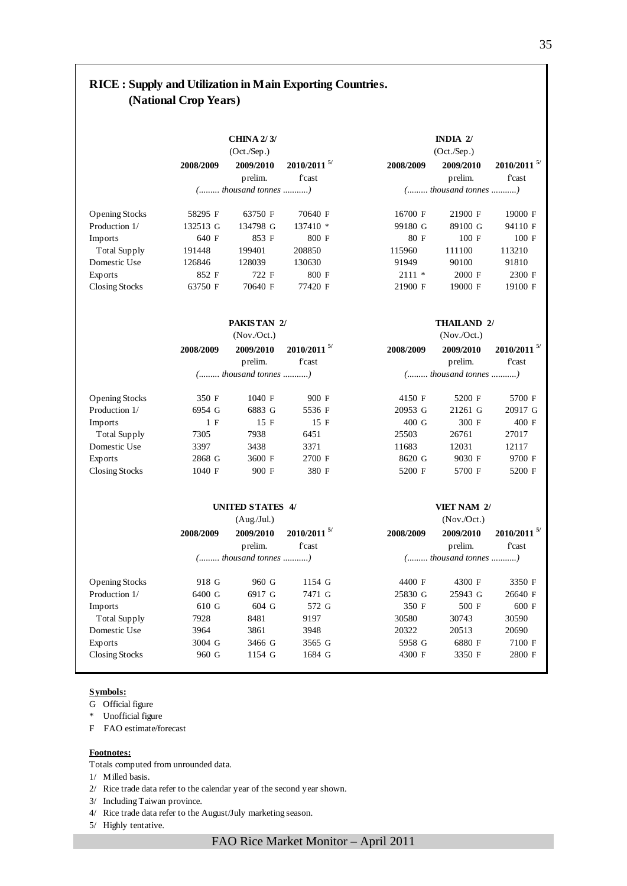## RICE : Supply and Utilization in Main Exporting Countries. (National Crop Years)

| | CHINA 2/ 3/ (Oct./Sep.) | | | INDIA 2/ (Oct./Sep.) | | |
|---|---|---|---|---|---|---|
| | 2008/2009 | 2009/2010 prelim. | 2010/2011 5/ f'cast | 2008/2009 | 2009/2010 prelim. | 2010/2011 5/ f'cast |
| | *(......... thousand tonnes ...........)* | | | *(......... thousand tonnes ...........)* | | |
| Opening Stocks | 58295 F | 63750 F | 70640 F | 16700 F | 21900 F | 19000 F |
| Production 1/ | 132513 G | 134798 G | 137410 * | 99180 G | 89100 G | 94110 F |
| Imports | 640 F | 853 F | 800 F | 80 F | 100 F | 100 F |
| Total Supply | 191448 | 199401 | 208850 | 115960 | 111100 | 113210 |
| Domestic Use | 126846 | 128039 | 130630 | 91949 | 90100 | 91810 |
| Exports | 852 F | 722 F | 800 F | 2111 * | 2000 F | 2300 F |
| Closing Stocks | 63750 F | 70640 F | 77420 F | 21900 F | 19000 F | 19100 F |

| | PAKISTAN 2/ (Nov./Oct.) | | | THAILAND 2/ (Nov./Oct.) | | |
|---|---|---|---|---|---|---|
| | 2008/2009 | 2009/2010 prelim. | 2010/2011 5/ f'cast | 2008/2009 | 2009/2010 prelim. | 2010/2011 5/ f'cast |
| | *(......... thousand tonnes ...........)* | | | *(......... thousand tonnes ...........)* | | |
| Opening Stocks | 350 F | 1040 F | 900 F | 4150 F | 5200 F | 5700 F |
| Production 1/ | 6954 G | 6883 G | 5536 F | 20953 G | 21261 G | 20917 G |
| Imports | 1 F | 15 F | 15 F | 400 G | 300 F | 400 F |
| Total Supply | 7305 | 7938 | 6451 | 25503 | 26761 | 27017 |
| Domestic Use | 3397 | 3438 | 3371 | 11683 | 12031 | 12117 |
| Exports | 2868 G | 3600 F | 2700 F | 8620 G | 9030 F | 9700 F |
| Closing Stocks | 1040 F | 900 F | 380 F | 5200 F | 5700 F | 5200 F |

| | UNITED STATES 4/ (Aug./Jul.) | | | VIET NAM 2/ (Nov./Oct.) | | |
|---|---|---|---|---|---|---|
| | 2008/2009 | 2009/2010 prelim. | 2010/2011 5/ f'cast | 2008/2009 | 2009/2010 prelim. | 2010/2011 5/ f'cast |
| | *(......... thousand tonnes ...........)* | | | *(......... thousand tonnes ...........)* | | |
| Opening Stocks | 918 G | 960 G | 1154 G | 4400 F | 4300 F | 3350 F |
| Production 1/ | 6400 G | 6917 G | 7471 G | 25830 G | 25943 G | 26640 F |
| Imports | 610 G | 604 G | 572 G | 350 F | 500 F | 600 F |
| Total Supply | 7928 | 8481 | 9197 | 30580 | 30743 | 30590 |
| Domestic Use | 3964 | 3861 | 3948 | 20322 | 20513 | 20690 |
| Exports | 3004 G | 3466 G | 3565 G | 5958 G | 6880 F | 7100 F |
| Closing Stocks | 960 G | 1154 G | 1684 G | 4300 F | 3350 F | 2800 F |

**Symbols:**

G Official figure

\* Unofficial figure

F FAO estimate/forecast

**Footnotes:**

Totals computed from unrounded data.

1/ Milled basis.

2/ Rice trade data refer to the calendar year of the second year shown.

3/ Including Taiwan province.

4/ Rice trade data refer to the August/July marketing season.

5/ Highly tentative.